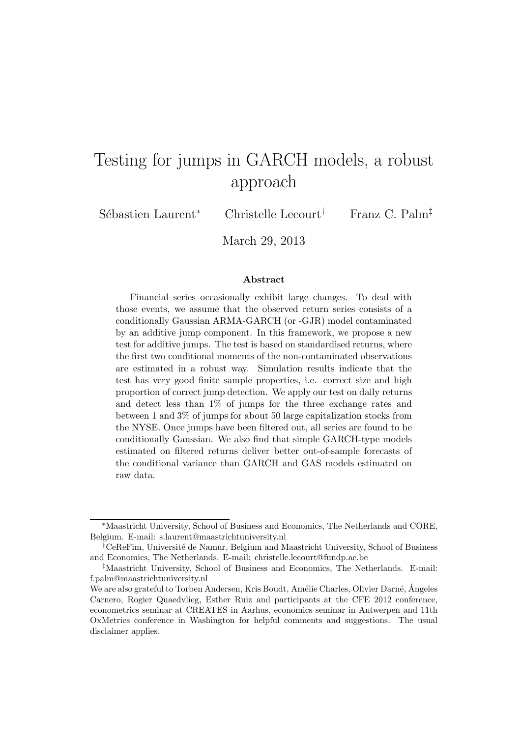# Testing for jumps in GARCH models, a robust approach

Sébastien Laurent* Christelle Lecourt† Franz C. Palm‡

March 29, 2013

### Abstract

Financial series occasionally exhibit large changes. To deal with those events, we assume that the observed return series consists of a conditionally Gaussian ARMA-GARCH (or -GJR) model contaminated by an additive jump component. In this framework, we propose a new test for additive jumps. The test is based on standardised returns, where the first two conditional moments of the non-contaminated observations are estimated in a robust way. Simulation results indicate that the test has very good finite sample properties, i.e. correct size and high proportion of correct jump detection. We apply our test on daily returns and detect less than 1% of jumps for the three exchange rates and between 1 and 3% of jumps for about 50 large capitalization stocks from the NYSE. Once jumps have been filtered out, all series are found to be conditionally Gaussian. We also find that simple GARCH-type models estimated on filtered returns deliver better out-of-sample forecasts of the conditional variance than GARCH and GAS models estimated on raw data.

---

*Maastricht University, School of Business and Economics, The Netherlands and CORE, Belgium. E-mail: s.laurent@maastrichtuniversity.nl

†CeReFim, Université de Namur, Belgium and Maastricht University, School of Business and Economics, The Netherlands. E-mail: christelle.lecourt@fundp.ac.be

‡Maastricht University, School of Business and Economics, The Netherlands. E-mail: f.palm@maastrichtuniversity.nl

We are also grateful to Torben Andersen, Kris Boudt, Amélie Charles, Olivier Darné, Ángeles Carnero, Rogier Quaedvlieg, Esther Ruiz and participants at the CFE 2012 conference, econometrics seminar at CREATES in Aarhus, economics seminar in Antwerpen and 11th OxMetrics conference in Washington for helpful comments and suggestions. The usual disclaimer applies.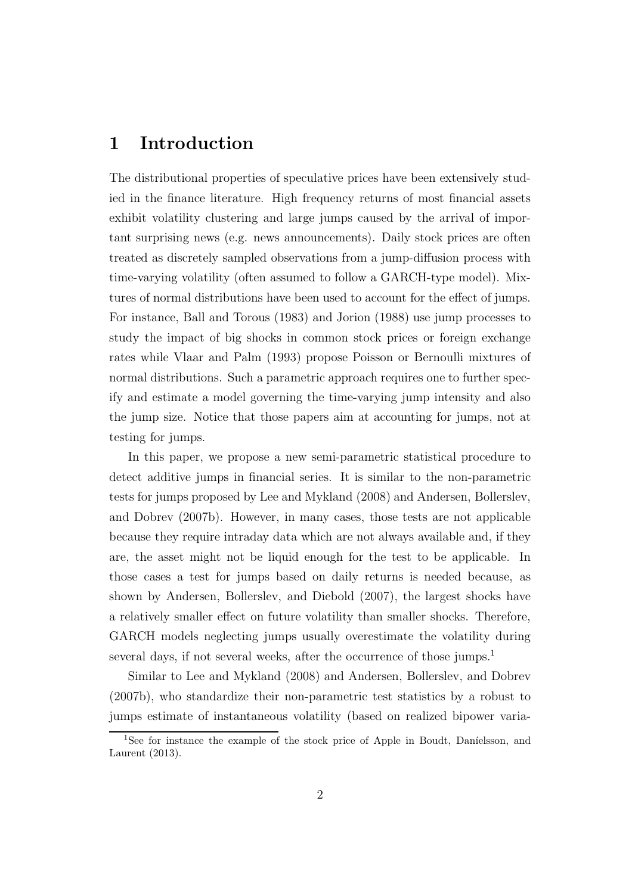# 1 Introduction

The distributional properties of speculative prices have been extensively studied in the finance literature. High frequency returns of most financial assets exhibit volatility clustering and large jumps caused by the arrival of important surprising news (e.g. news announcements). Daily stock prices are often treated as discretely sampled observations from a jump-diffusion process with time-varying volatility (often assumed to follow a GARCH-type model). Mixtures of normal distributions have been used to account for the effect of jumps. For instance, Ball and Torous (1983) and Jorion (1988) use jump processes to study the impact of big shocks in common stock prices or foreign exchange rates while Vlaar and Palm (1993) propose Poisson or Bernoulli mixtures of normal distributions. Such a parametric approach requires one to further specify and estimate a model governing the time-varying jump intensity and also the jump size. Notice that those papers aim at accounting for jumps, not at testing for jumps.

In this paper, we propose a new semi-parametric statistical procedure to detect additive jumps in financial series. It is similar to the non-parametric tests for jumps proposed by Lee and Mykland (2008) and Andersen, Bollerslev, and Dobrev (2007b). However, in many cases, those tests are not applicable because they require intraday data which are not always available and, if they are, the asset might not be liquid enough for the test to be applicable. In those cases a test for jumps based on daily returns is needed because, as shown by Andersen, Bollerslev, and Diebold (2007), the largest shocks have a relatively smaller effect on future volatility than smaller shocks. Therefore, GARCH models neglecting jumps usually overestimate the volatility during several days, if not several weeks, after the occurrence of those jumps.[1]

Similar to Lee and Mykland (2008) and Andersen, Bollerslev, and Dobrev (2007b), who standardize their non-parametric test statistics by a robust to jumps estimate of instantaneous volatility (based on realized bipower varia-

[1] See for instance the example of the stock price of Apple in Boudt, Daníelsson, and Laurent (2013).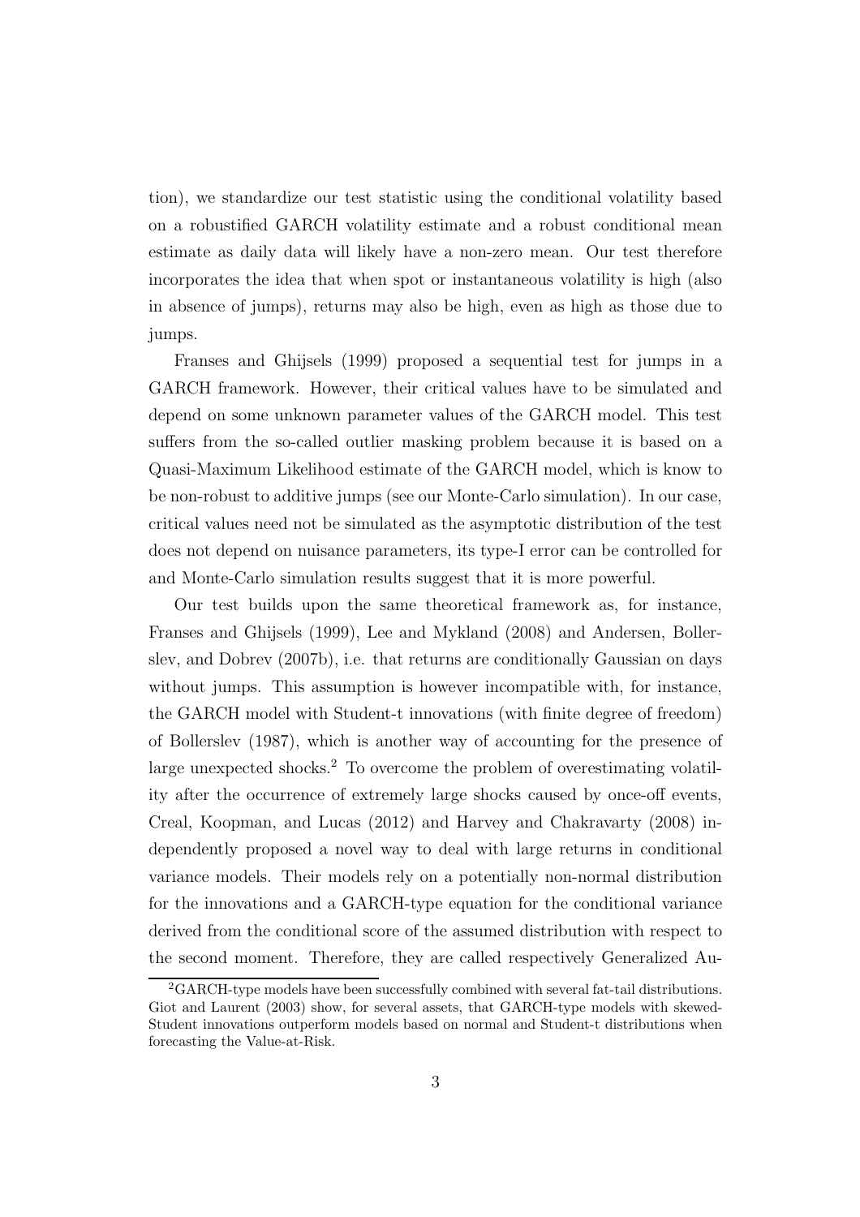tion), we standardize our test statistic using the conditional volatility based on a robustified GARCH volatility estimate and a robust conditional mean estimate as daily data will likely have a non-zero mean. Our test therefore incorporates the idea that when spot or instantaneous volatility is high (also in absence of jumps), returns may also be high, even as high as those due to jumps.

Franses and Ghijsels (1999) proposed a sequential test for jumps in a GARCH framework. However, their critical values have to be simulated and depend on some unknown parameter values of the GARCH model. This test suffers from the so-called outlier masking problem because it is based on a Quasi-Maximum Likelihood estimate of the GARCH model, which is know to be non-robust to additive jumps (see our Monte-Carlo simulation). In our case, critical values need not be simulated as the asymptotic distribution of the test does not depend on nuisance parameters, its type-I error can be controlled for and Monte-Carlo simulation results suggest that it is more powerful.

Our test builds upon the same theoretical framework as, for instance, Franses and Ghijsels (1999), Lee and Mykland (2008) and Andersen, Bollerslev, and Dobrev (2007b), i.e. that returns are conditionally Gaussian on days without jumps. This assumption is however incompatible with, for instance, the GARCH model with Student-t innovations (with finite degree of freedom) of Bollerslev (1987), which is another way of accounting for the presence of large unexpected shocks.[2] To overcome the problem of overestimating volatility after the occurrence of extremely large shocks caused by once-off events, Creal, Koopman, and Lucas (2012) and Harvey and Chakravarty (2008) independently proposed a novel way to deal with large returns in conditional variance models. Their models rely on a potentially non-normal distribution for the innovations and a GARCH-type equation for the conditional variance derived from the conditional score of the assumed distribution with respect to the second moment. Therefore, they are called respectively Generalized Au-

[2] GARCH-type models have been successfully combined with several fat-tail distributions. Giot and Laurent (2003) show, for several assets, that GARCH-type models with skewed-Student innovations outperform models based on normal and Student-t distributions when forecasting the Value-at-Risk.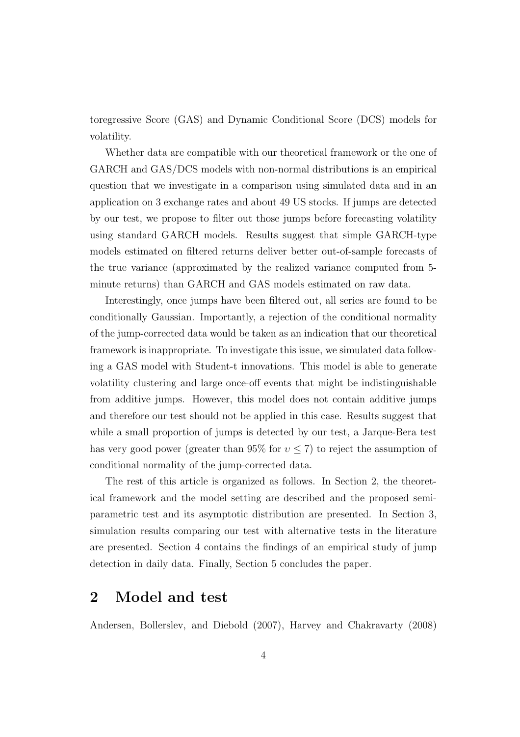toregressive Score (GAS) and Dynamic Conditional Score (DCS) models for volatility.

Whether data are compatible with our theoretical framework or the one of GARCH and GAS/DCS models with non-normal distributions is an empirical question that we investigate in a comparison using simulated data and in an application on 3 exchange rates and about 49 US stocks. If jumps are detected by our test, we propose to filter out those jumps before forecasting volatility using standard GARCH models. Results suggest that simple GARCH-type models estimated on filtered returns deliver better out-of-sample forecasts of the true variance (approximated by the realized variance computed from 5-minute returns) than GARCH and GAS models estimated on raw data.

Interestingly, once jumps have been filtered out, all series are found to be conditionally Gaussian. Importantly, a rejection of the conditional normality of the jump-corrected data would be taken as an indication that our theoretical framework is inappropriate. To investigate this issue, we simulated data following a GAS model with Student-t innovations. This model is able to generate volatility clustering and large once-off events that might be indistinguishable from additive jumps. However, this model does not contain additive jumps and therefore our test should not be applied in this case. Results suggest that while a small proportion of jumps is detected by our test, a Jarque-Bera test has very good power (greater than 95% for $\upsilon \leq 7$) to reject the assumption of conditional normality of the jump-corrected data.

The rest of this article is organized as follows. In Section 2, the theoretical framework and the model setting are described and the proposed semi-parametric test and its asymptotic distribution are presented. In Section 3, simulation results comparing our test with alternative tests in the literature are presented. Section 4 contains the findings of an empirical study of jump detection in daily data. Finally, Section 5 concludes the paper.

## 2 Model and test

Andersen, Bollerslev, and Diebold (2007), Harvey and Chakravarty (2008)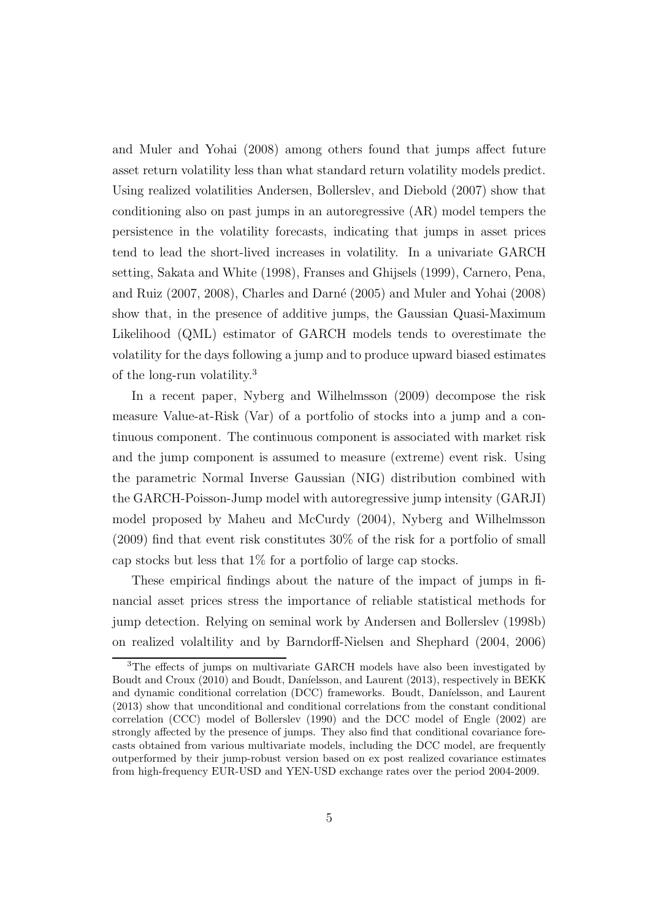and Muler and Yohai (2008) among others found that jumps affect future asset return volatility less than what standard return volatility models predict. Using realized volatilities Andersen, Bollerslev, and Diebold (2007) show that conditioning also on past jumps in an autoregressive (AR) model tempers the persistence in the volatility forecasts, indicating that jumps in asset prices tend to lead the short-lived increases in volatility. In a univariate GARCH setting, Sakata and White (1998), Franses and Ghijsels (1999), Carnero, Pena, and Ruiz (2007, 2008), Charles and Darné (2005) and Muler and Yohai (2008) show that, in the presence of additive jumps, the Gaussian Quasi-Maximum Likelihood (QML) estimator of GARCH models tends to overestimate the volatility for the days following a jump and to produce upward biased estimates of the long-run volatility.[3]

In a recent paper, Nyberg and Wilhelmsson (2009) decompose the risk measure Value-at-Risk (Var) of a portfolio of stocks into a jump and a continuous component. The continuous component is associated with market risk and the jump component is assumed to measure (extreme) event risk. Using the parametric Normal Inverse Gaussian (NIG) distribution combined with the GARCH-Poisson-Jump model with autoregressive jump intensity (GARJI) model proposed by Maheu and McCurdy (2004), Nyberg and Wilhelmsson (2009) find that event risk constitutes 30% of the risk for a portfolio of small cap stocks but less that 1% for a portfolio of large cap stocks.

These empirical findings about the nature of the impact of jumps in financial asset prices stress the importance of reliable statistical methods for jump detection. Relying on seminal work by Andersen and Bollerslev (1998b) on realized volaltility and by Barndorff-Nielsen and Shephard (2004, 2006)

[3] The effects of jumps on multivariate GARCH models have also been investigated by Boudt and Croux (2010) and Boudt, Daníelsson, and Laurent (2013), respectively in BEKK and dynamic conditional correlation (DCC) frameworks. Boudt, Daníelsson, and Laurent (2013) show that unconditional and conditional correlations from the constant conditional correlation (CCC) model of Bollerslev (1990) and the DCC model of Engle (2002) are strongly affected by the presence of jumps. They also find that conditional covariance forecasts obtained from various multivariate models, including the DCC model, are frequently outperformed by their jump-robust version based on ex post realized covariance estimates from high-frequency EUR-USD and YEN-USD exchange rates over the period 2004-2009.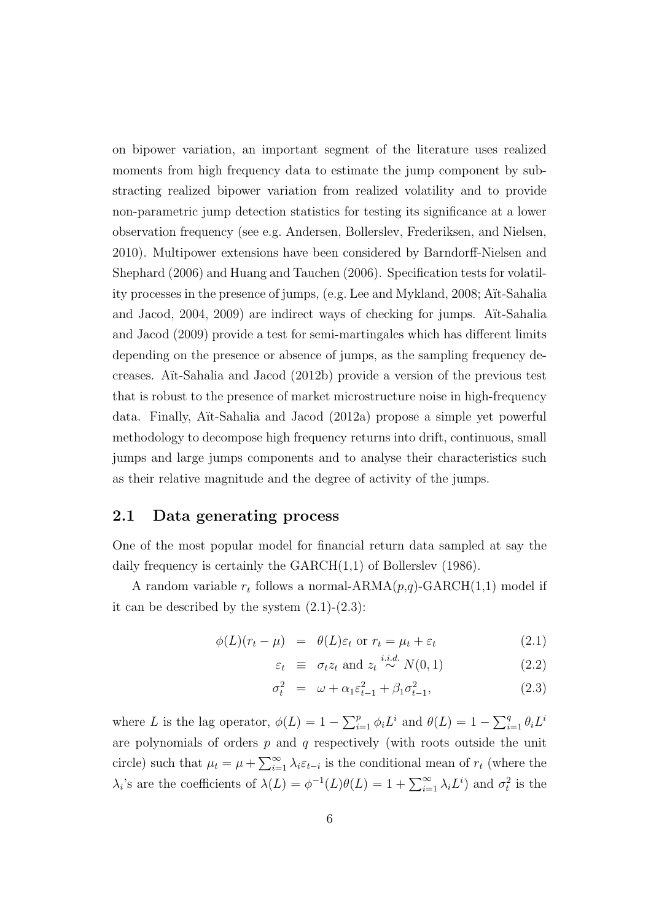on bipower variation, an important segment of the literature uses realized moments from high frequency data to estimate the jump component by substracting realized bipower variation from realized volatility and to provide non-parametric jump detection statistics for testing its significance at a lower observation frequency (see e.g. Andersen, Bollerslev, Frederiksen, and Nielsen, 2010). Multipower extensions have been considered by Barndorff-Nielsen and Shephard (2006) and Huang and Tauchen (2006). Specification tests for volatility processes in the presence of jumps, (e.g. Lee and Mykland, 2008; Aït-Sahalia and Jacod, 2004, 2009) are indirect ways of checking for jumps. Aït-Sahalia and Jacod (2009) provide a test for semi-martingales which has different limits depending on the presence or absence of jumps, as the sampling frequency decreases. Aït-Sahalia and Jacod (2012b) provide a version of the previous test that is robust to the presence of market microstructure noise in high-frequency data. Finally, Aït-Sahalia and Jacod (2012a) propose a simple yet powerful methodology to decompose high frequency returns into drift, continuous, small jumps and large jumps components and to analyse their characteristics such as their relative magnitude and the degree of activity of the jumps.

## 2.1 Data generating process

One of the most popular model for financial return data sampled at say the daily frequency is certainly the GARCH(1,1) of Bollerslev (1986).

A random variable $r_t$ follows a normal-ARMA($p$,$q$)-GARCH(1,1) model if it can be described by the system (2.1)-(2.3):

$$\phi(L)(r_t - \mu) = \theta(L)\varepsilon_t \text{ or } r_t = \mu_t + \varepsilon_t \tag{2.1}$$

$$\varepsilon_t \equiv \sigma_t z_t \text{ and } z_t \overset{i.i.d.}{\sim} N(0,1) \tag{2.2}$$

$$\sigma_t^2 = \omega + \alpha_1 \varepsilon_{t-1}^2 + \beta_1 \sigma_{t-1}^2, \tag{2.3}$$

where $L$ is the lag operator, $\phi(L) = 1 - \sum_{i=1}^{p} \phi_i L^i$ and $\theta(L) = 1 - \sum_{i=1}^{q} \theta_i L^i$ are polynomials of orders $p$ and $q$ respectively (with roots outside the unit circle) such that $\mu_t = \mu + \sum_{i=1}^{\infty} \lambda_i \varepsilon_{t-i}$ is the conditional mean of $r_t$ (where the $\lambda_i$'s are the coefficients of $\lambda(L) = \phi^{-1}(L)\theta(L) = 1 + \sum_{i=1}^{\infty} \lambda_i L^i$) and $\sigma_t^2$ is the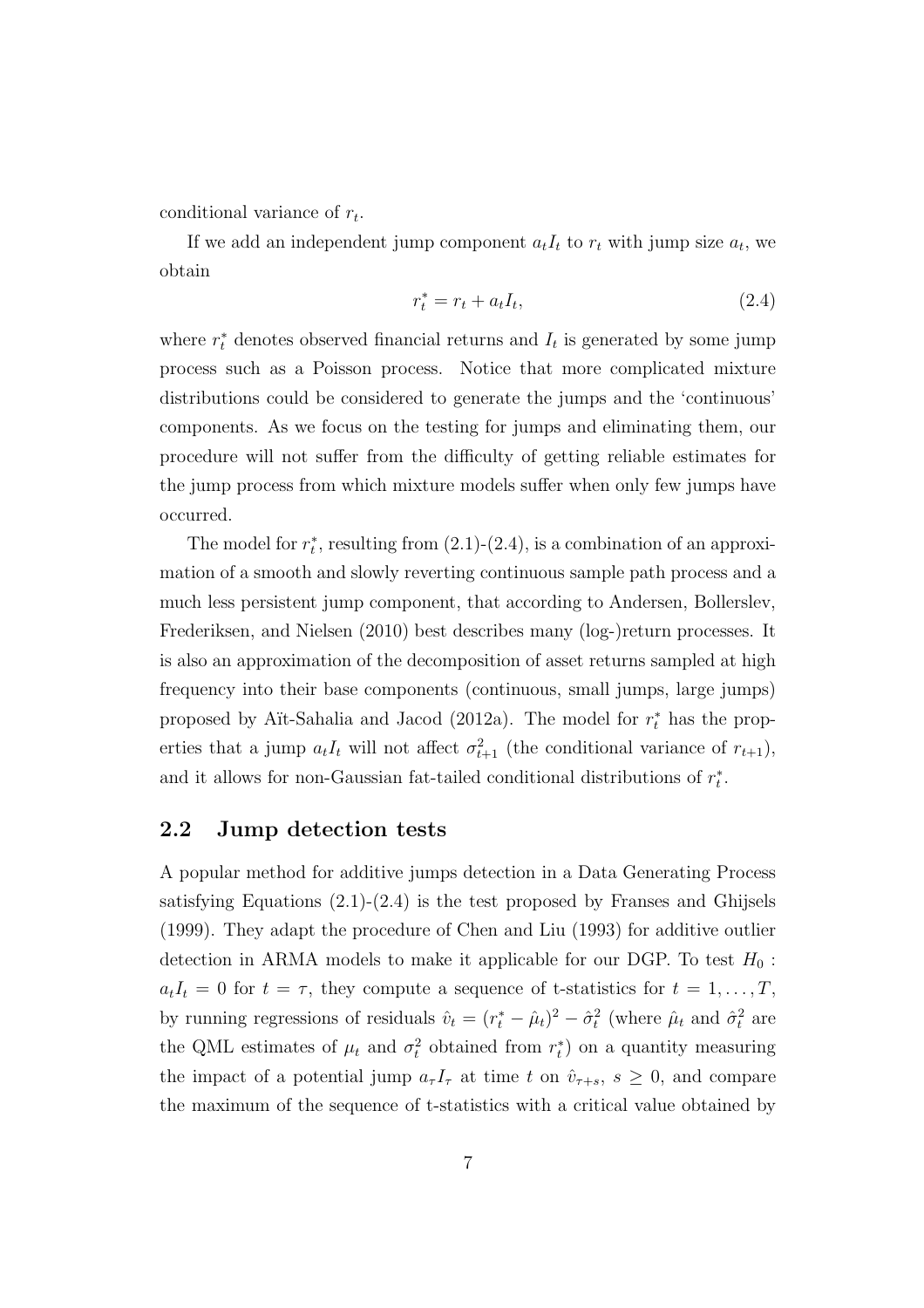conditional variance of $r_t$.

If we add an independent jump component $a_t I_t$ to $r_t$ with jump size $a_t$, we obtain

$$r_t^* = r_t + a_t I_t, \tag{2.4}$$

where $r_t^*$ denotes observed financial returns and $I_t$ is generated by some jump process such as a Poisson process. Notice that more complicated mixture distributions could be considered to generate the jumps and the 'continuous' components. As we focus on the testing for jumps and eliminating them, our procedure will not suffer from the difficulty of getting reliable estimates for the jump process from which mixture models suffer when only few jumps have occurred.

The model for $r_t^*$, resulting from (2.1)-(2.4), is a combination of an approximation of a smooth and slowly reverting continuous sample path process and a much less persistent jump component, that according to Andersen, Bollerslev, Frederiksen, and Nielsen (2010) best describes many (log-)return processes. It is also an approximation of the decomposition of asset returns sampled at high frequency into their base components (continuous, small jumps, large jumps) proposed by Aït-Sahalia and Jacod (2012a). The model for $r_t^*$ has the properties that a jump $a_t I_t$ will not affect $\sigma_{t+1}^2$ (the conditional variance of $r_{t+1}$), and it allows for non-Gaussian fat-tailed conditional distributions of $r_t^*$.

## 2.2 Jump detection tests

A popular method for additive jumps detection in a Data Generating Process satisfying Equations (2.1)-(2.4) is the test proposed by Franses and Ghijsels (1999). They adapt the procedure of Chen and Liu (1993) for additive outlier detection in ARMA models to make it applicable for our DGP. To test $H_0 : a_t I_t = 0$ for $t = \tau$, they compute a sequence of t-statistics for $t = 1, \ldots, T$, by running regressions of residuals $\hat{v}_t = (r_t^* - \hat{\mu}_t)^2 - \hat{\sigma}_t^2$ (where $\hat{\mu}_t$ and $\hat{\sigma}_t^2$ are the QML estimates of $\mu_t$ and $\sigma_t^2$ obtained from $r_t^*$) on a quantity measuring the impact of a potential jump $a_\tau I_\tau$ at time $t$ on $\hat{v}_{\tau+s}$, $s \geq 0$, and compare the maximum of the sequence of t-statistics with a critical value obtained by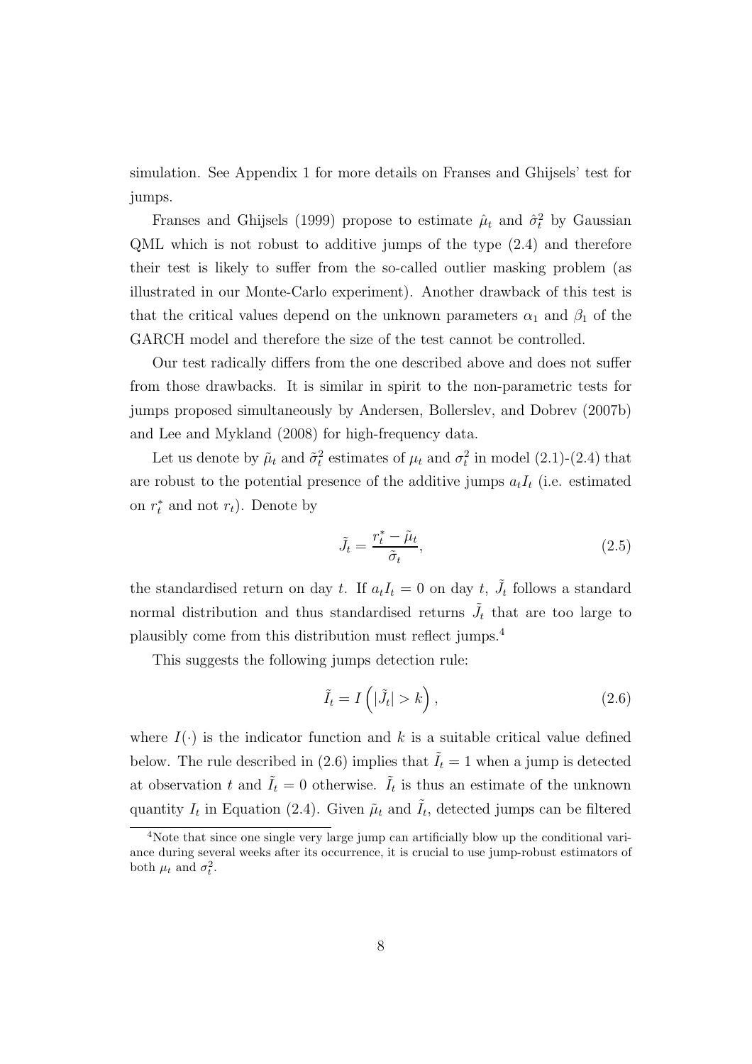simulation. See Appendix 1 for more details on Franses and Ghijsels' test for jumps.

Franses and Ghijsels (1999) propose to estimate $\hat{\mu}_t$ and $\hat{\sigma}_t^2$ by Gaussian QML which is not robust to additive jumps of the type (2.4) and therefore their test is likely to suffer from the so-called outlier masking problem (as illustrated in our Monte-Carlo experiment). Another drawback of this test is that the critical values depend on the unknown parameters $\alpha_1$ and $\beta_1$ of the GARCH model and therefore the size of the test cannot be controlled.

Our test radically differs from the one described above and does not suffer from those drawbacks. It is similar in spirit to the non-parametric tests for jumps proposed simultaneously by Andersen, Bollerslev, and Dobrev (2007b) and Lee and Mykland (2008) for high-frequency data.

Let us denote by $\tilde{\mu}_t$ and $\tilde{\sigma}_t^2$ estimates of $\mu_t$ and $\sigma_t^2$ in model (2.1)-(2.4) that are robust to the potential presence of the additive jumps $a_t I_t$ (i.e. estimated on $r_t^*$ and not $r_t$). Denote by

$$\tilde{J}_t = \frac{r_t^* - \tilde{\mu}_t}{\tilde{\sigma}_t}, \tag{2.5}$$

the standardised return on day $t$. If $a_t I_t = 0$ on day $t$, $\tilde{J}_t$ follows a standard normal distribution and thus standardised returns $\tilde{J}_t$ that are too large to plausibly come from this distribution must reflect jumps.[4]

This suggests the following jumps detection rule:

$$\tilde{I}_t = I\left(|\tilde{J}_t| > k\right), \tag{2.6}$$

where $I(\cdot)$ is the indicator function and $k$ is a suitable critical value defined below. The rule described in (2.6) implies that $\tilde{I}_t = 1$ when a jump is detected at observation $t$ and $\tilde{I}_t = 0$ otherwise. $\tilde{I}_t$ is thus an estimate of the unknown quantity $I_t$ in Equation (2.4). Given $\tilde{\mu}_t$ and $\tilde{I}_t$, detected jumps can be filtered

[4]Note that since one single very large jump can artificially blow up the conditional variance during several weeks after its occurrence, it is crucial to use jump-robust estimators of both $\mu_t$ and $\sigma_t^2$.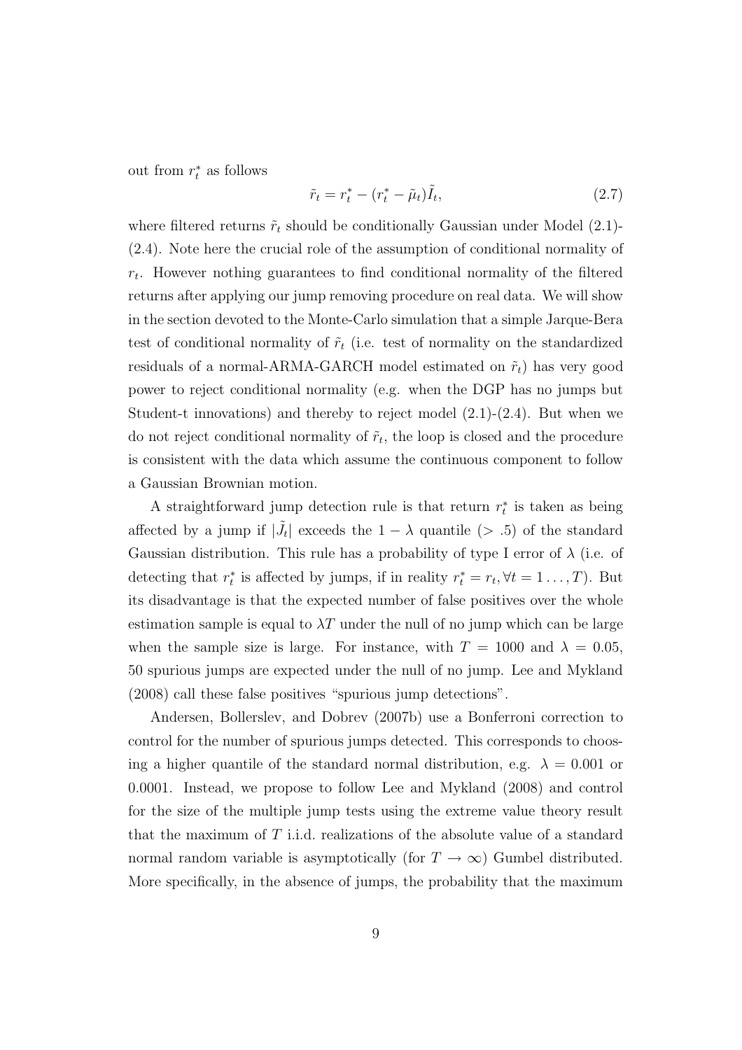out from $r_t^*$ as follows

$$\tilde{r}_t = r_t^* - (r_t^* - \tilde{\mu}_t)\tilde{I}_t, \tag{2.7}$$

where filtered returns $\tilde{r}_t$ should be conditionally Gaussian under Model (2.1)-(2.4). Note here the crucial role of the assumption of conditional normality of $r_t$. However nothing guarantees to find conditional normality of the filtered returns after applying our jump removing procedure on real data. We will show in the section devoted to the Monte-Carlo simulation that a simple Jarque-Bera test of conditional normality of $\tilde{r}_t$ (i.e. test of normality on the standardized residuals of a normal-ARMA-GARCH model estimated on $\tilde{r}_t$) has very good power to reject conditional normality (e.g. when the DGP has no jumps but Student-t innovations) and thereby to reject model (2.1)-(2.4). But when we do not reject conditional normality of $\tilde{r}_t$, the loop is closed and the procedure is consistent with the data which assume the continuous component to follow a Gaussian Brownian motion.

A straightforward jump detection rule is that return $r_t^*$ is taken as being affected by a jump if $|\tilde{J}_t|$ exceeds the $1 - \lambda$ quantile ($> .5$) of the standard Gaussian distribution. This rule has a probability of type I error of $\lambda$ (i.e. of detecting that $r_t^*$ is affected by jumps, if in reality $r_t^* = r_t, \forall t = 1 \ldots, T$). But its disadvantage is that the expected number of false positives over the whole estimation sample is equal to $\lambda T$ under the null of no jump which can be large when the sample size is large. For instance, with $T = 1000$ and $\lambda = 0.05$, 50 spurious jumps are expected under the null of no jump. Lee and Mykland (2008) call these false positives "spurious jump detections".

Andersen, Bollerslev, and Dobrev (2007b) use a Bonferroni correction to control for the number of spurious jumps detected. This corresponds to choosing a higher quantile of the standard normal distribution, e.g. $\lambda = 0.001$ or 0.0001. Instead, we propose to follow Lee and Mykland (2008) and control for the size of the multiple jump tests using the extreme value theory result that the maximum of $T$ i.i.d. realizations of the absolute value of a standard normal random variable is asymptotically (for $T \to \infty$) Gumbel distributed. More specifically, in the absence of jumps, the probability that the maximum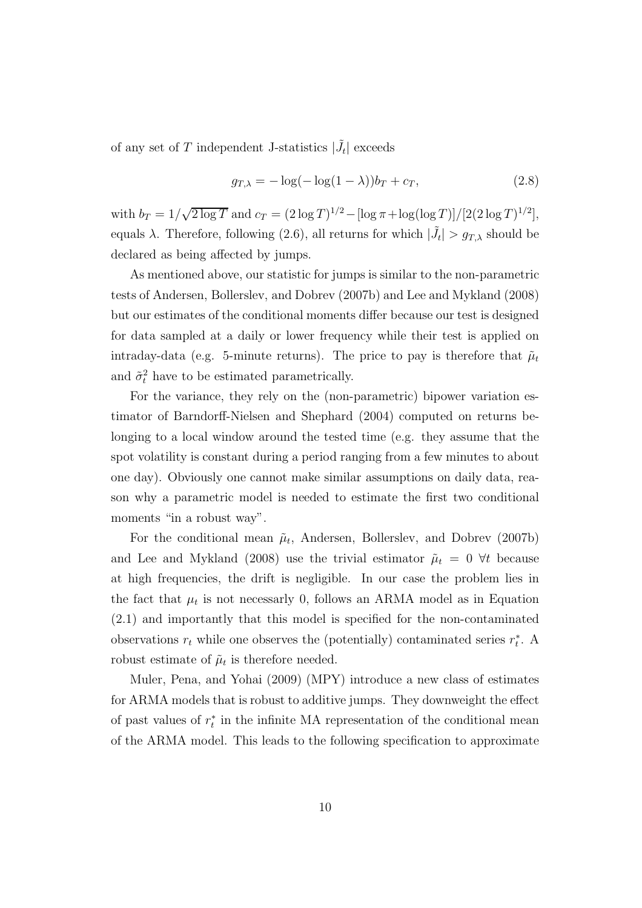of any set of $T$ independent J-statistics $|\tilde{J}_t|$ exceeds

$$g_{T,\lambda} = -\log(-\log(1-\lambda))b_T + c_T, \tag{2.8}$$

with $b_T = 1/\sqrt{2\log T}$ and $c_T = (2\log T)^{1/2} - [\log \pi + \log(\log T)]/[2(2\log T)^{1/2}]$, equals $\lambda$. Therefore, following (2.6), all returns for which $|\tilde{J}_t| > g_{T,\lambda}$ should be declared as being affected by jumps.

As mentioned above, our statistic for jumps is similar to the non-parametric tests of Andersen, Bollerslev, and Dobrev (2007b) and Lee and Mykland (2008) but our estimates of the conditional moments differ because our test is designed for data sampled at a daily or lower frequency while their test is applied on intraday-data (e.g. 5-minute returns). The price to pay is therefore that $\tilde{\mu}_t$ and $\tilde{\sigma}_t^2$ have to be estimated parametrically.

For the variance, they rely on the (non-parametric) bipower variation estimator of Barndorff-Nielsen and Shephard (2004) computed on returns belonging to a local window around the tested time (e.g. they assume that the spot volatility is constant during a period ranging from a few minutes to about one day). Obviously one cannot make similar assumptions on daily data, reason why a parametric model is needed to estimate the first two conditional moments "in a robust way".

For the conditional mean $\tilde{\mu}_t$, Andersen, Bollerslev, and Dobrev (2007b) and Lee and Mykland (2008) use the trivial estimator $\tilde{\mu}_t = 0 \ \forall t$ because at high frequencies, the drift is negligible. In our case the problem lies in the fact that $\mu_t$ is not necessary 0, follows an ARMA model as in Equation (2.1) and importantly that this model is specified for the non-contaminated observations $r_t$ while one observes the (potentially) contaminated series $r_t^*$. A robust estimate of $\tilde{\mu}_t$ is therefore needed.

Muler, Pena, and Yohai (2009) (MPY) introduce a new class of estimates for ARMA models that is robust to additive jumps. They downweight the effect of past values of $r_t^*$ in the infinite MA representation of the conditional mean of the ARMA model. This leads to the following specification to approximate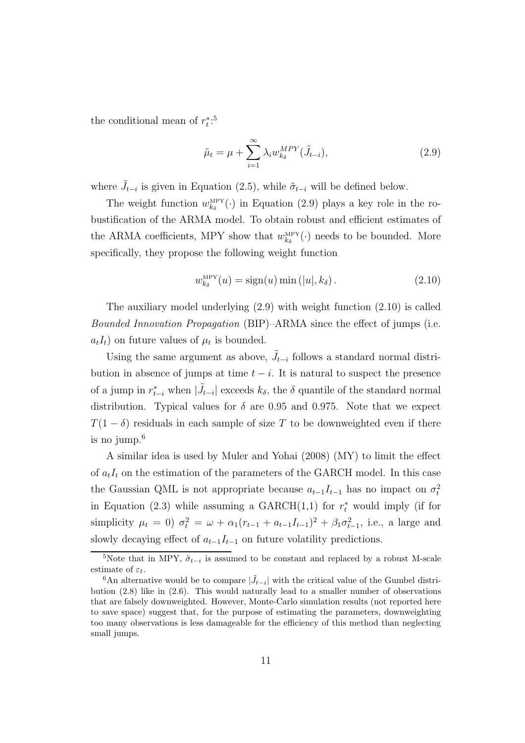the conditional mean of $r_t^*$:[5]

$$\tilde{\mu}_t = \mu + \sum_{i=1}^{\infty} \lambda_i w_{k_\delta}^{MPY}(\tilde{J}_{t-i}), \tag{2.9}$$

where $\tilde{J}_{t-i}$ is given in Equation (2.5), while $\tilde{\sigma}_{t-i}$ will be defined below.

The weight function $w_{k_\delta}^{\text{MPY}}(\cdot)$ in Equation (2.9) plays a key role in the robustification of the ARMA model. To obtain robust and efficient estimates of the ARMA coefficients, MPY show that $w_{k_\delta}^{\text{MPY}}(\cdot)$ needs to be bounded. More specifically, they propose the following weight function

$$w_{k_\delta}^{\text{MPY}}(u) = \text{sign}(u) \min(|u|, k_\delta). \tag{2.10}$$

The auxiliary model underlying (2.9) with weight function (2.10) is called *Bounded Innovation Propagation* (BIP)–ARMA since the effect of jumps (i.e. $a_t I_t$) on future values of $\mu_t$ is bounded.

Using the same argument as above, $\tilde{J}_{t-i}$ follows a standard normal distribution in absence of jumps at time $t-i$. It is natural to suspect the presence of a jump in $r_{t-i}^*$ when $|\tilde{J}_{t-i}|$ exceeds $k_\delta$, the $\delta$ quantile of the standard normal distribution. Typical values for $\delta$ are 0.95 and 0.975. Note that we expect $T(1-\delta)$ residuals in each sample of size $T$ to be downweighted even if there is no jump.[6]

A similar idea is used by Muler and Yohai (2008) (MY) to limit the effect of $a_t I_t$ on the estimation of the parameters of the GARCH model. In this case the Gaussian QML is not appropriate because $a_{t-1} I_{t-1}$ has no impact on $\sigma_t^2$ in Equation (2.3) while assuming a GARCH(1,1) for $r_t^*$ would imply (if for simplicity $\mu_t = 0$) $\sigma_t^2 = \omega + \alpha_1 (r_{t-1} + a_{t-1} I_{t-1})^2 + \beta_1 \sigma_{t-1}^2$, i.e., a large and slowly decaying effect of $a_{t-1} I_{t-1}$ on future volatility predictions.

---

[5] Note that in MPY, $\tilde{\sigma}_{t-i}$ is assumed to be constant and replaced by a robust M-scale estimate of $\varepsilon_t$.

[6] An alternative would be to compare $|\tilde{J}_{t-i}|$ with the critical value of the Gumbel distribution (2.8) like in (2.6). This would naturally lead to a smaller number of observations that are falsely downweighted. However, Monte-Carlo simulation results (not reported here to save space) suggest that, for the purpose of estimating the parameters, downweighting too many observations is less damageable for the efficiency of this method than neglecting small jumps.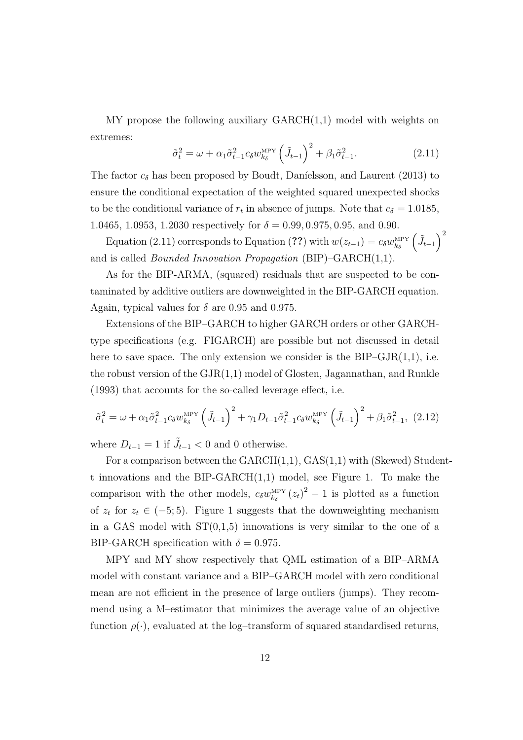MY propose the following auxiliary GARCH(1,1) model with weights on extremes:

$$\tilde{\sigma}_t^2 = \omega + \alpha_1 \tilde{\sigma}_{t-1}^2 c_\delta w_{k_\delta}^{\text{MPY}} \left( \tilde{J}_{t-1} \right)^2 + \beta_1 \tilde{\sigma}_{t-1}^2. \tag{2.11}$$

The factor $c_\delta$ has been proposed by Boudt, Daníelsson, and Laurent (2013) to ensure the conditional expectation of the weighted squared unexpected shocks to be the conditional variance of $r_t$ in absence of jumps. Note that $c_\delta = 1.0185$, 1.0465, 1.0953, 1.2030 respectively for $\delta = 0.99, 0.975, 0.95$, and 0.90.

Equation (2.11) corresponds to Equation (**??**) with $w(z_{t-1}) = c_\delta w_{k_\delta}^{\text{MPY}} \left( \tilde{J}_{t-1} \right)^2$ and is called *Bounded Innovation Propagation* (BIP)–GARCH(1,1).

As for the BIP-ARMA, (squared) residuals that are suspected to be contaminated by additive outliers are downweighted in the BIP-GARCH equation. Again, typical values for $\delta$ are 0.95 and 0.975.

Extensions of the BIP–GARCH to higher GARCH orders or other GARCH-type specifications (e.g. FIGARCH) are possible but not discussed in detail here to save space. The only extension we consider is the BIP–GJR(1,1), i.e. the robust version of the GJR(1,1) model of Glosten, Jagannathan, and Runkle (1993) that accounts for the so-called leverage effect, i.e.

$$\tilde{\sigma}_t^2 = \omega + \alpha_1 \tilde{\sigma}_{t-1}^2 c_\delta w_{k_\delta}^{\text{MPY}} \left( \tilde{J}_{t-1} \right)^2 + \gamma_1 D_{t-1} \tilde{\sigma}_{t-1}^2 c_\delta w_{k_\delta}^{\text{MPY}} \left( \tilde{J}_{t-1} \right)^2 + \beta_1 \tilde{\sigma}_{t-1}^2, \tag{2.12}$$

where $D_{t-1} = 1$ if $\tilde{J}_{t-1} < 0$ and 0 otherwise.

For a comparison between the GARCH(1,1), GAS(1,1) with (Skewed) Student-t innovations and the BIP-GARCH(1,1) model, see Figure 1. To make the comparison with the other models, $c_\delta w_{k_\delta}^{\text{MPY}} (z_t)^2 - 1$ is plotted as a function of $z_t$ for $z_t \in (-5; 5)$. Figure 1 suggests that the downweighting mechanism in a GAS model with ST(0,1,5) innovations is very similar to the one of a BIP-GARCH specification with $\delta = 0.975$.

MPY and MY show respectively that QML estimation of a BIP–ARMA model with constant variance and a BIP–GARCH model with zero conditional mean are not efficient in the presence of large outliers (jumps). They recommend using a M–estimator that minimizes the average value of an objective function $\rho(\cdot)$, evaluated at the log–transform of squared standardised returns,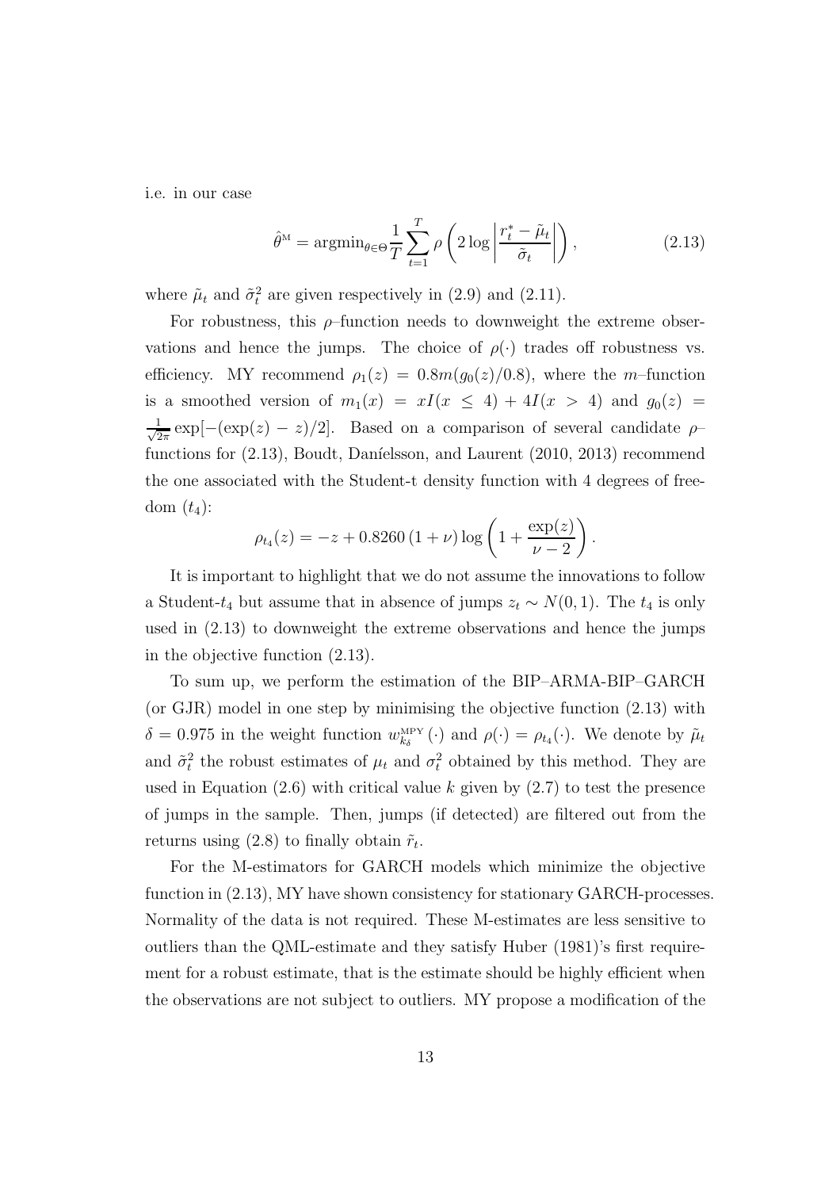i.e. in our case

$$\hat{\theta}^{\text{M}} = \text{argmin}_{\theta \in \Theta} \frac{1}{T} \sum_{t=1}^{T} \rho \left( 2 \log \left| \frac{r_t^* - \tilde{\mu}_t}{\tilde{\sigma}_t} \right| \right), \tag{2.13}$$

where $\tilde{\mu}_t$ and $\tilde{\sigma}_t^2$ are given respectively in (2.9) and (2.11).

For robustness, this $\rho$–function needs to downweight the extreme observations and hence the jumps. The choice of $\rho(\cdot)$ trades off robustness vs. efficiency. MY recommend $\rho_1(z) = 0.8m(g_0(z)/0.8)$, where the $m$–function is a smoothed version of $m_1(x) = xI(x \leq 4) + 4I(x > 4)$ and $g_0(z) = \frac{1}{\sqrt{2\pi}} \exp[-(\exp(z) - z)/2]$. Based on a comparison of several candidate $\rho$–functions for (2.13), Boudt, Daníelsson, and Laurent (2010, 2013) recommend the one associated with the Student-t density function with 4 degrees of freedom ($t_4$):

$$\rho_{t_4}(z) = -z + 0.8260 \, (1 + \nu) \log \left( 1 + \frac{\exp(z)}{\nu - 2} \right).$$

It is important to highlight that we do not assume the innovations to follow a Student-$t_4$ but assume that in absence of jumps $z_t \sim N(0, 1)$. The $t_4$ is only used in (2.13) to downweight the extreme observations and hence the jumps in the objective function (2.13).

To sum up, we perform the estimation of the BIP–ARMA-BIP–GARCH (or GJR) model in one step by minimising the objective function (2.13) with $\delta = 0.975$ in the weight function $w_{k_\delta}^{\text{MPY}}(\cdot)$ and $\rho(\cdot) = \rho_{t_4}(\cdot)$. We denote by $\tilde{\mu}_t$ and $\tilde{\sigma}_t^2$ the robust estimates of $\mu_t$ and $\sigma_t^2$ obtained by this method. They are used in Equation (2.6) with critical value $k$ given by (2.7) to test the presence of jumps in the sample. Then, jumps (if detected) are filtered out from the returns using (2.8) to finally obtain $\tilde{r}_t$.

For the M-estimators for GARCH models which minimize the objective function in (2.13), MY have shown consistency for stationary GARCH-processes. Normality of the data is not required. These M-estimates are less sensitive to outliers than the QML-estimate and they satisfy Huber (1981)'s first requirement for a robust estimate, that is the estimate should be highly efficient when the observations are not subject to outliers. MY propose a modification of the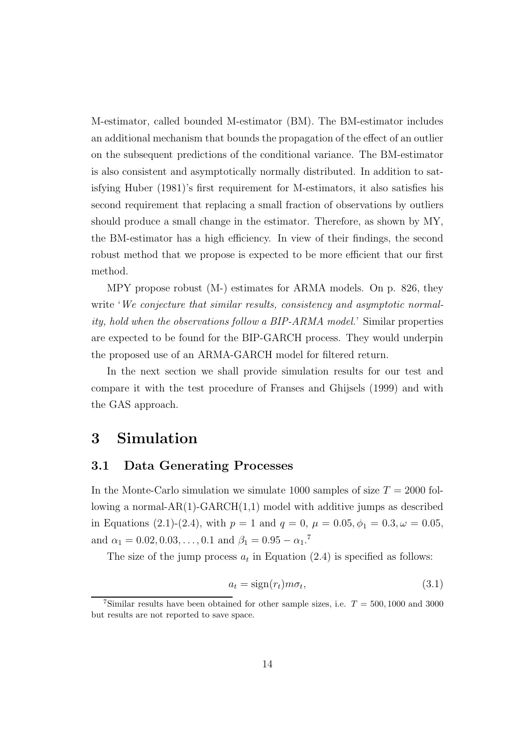M-estimator, called bounded M-estimator (BM). The BM-estimator includes an additional mechanism that bounds the propagation of the effect of an outlier on the subsequent predictions of the conditional variance. The BM-estimator is also consistent and asymptotically normally distributed. In addition to satisfying Huber (1981)'s first requirement for M-estimators, it also satisfies his second requirement that replacing a small fraction of observations by outliers should produce a small change in the estimator. Therefore, as shown by MY, the BM-estimator has a high efficiency. In view of their findings, the second robust method that we propose is expected to be more efficient that our first method.

MPY propose robust (M-) estimates for ARMA models. On p. 826, they write '*We conjecture that similar results, consistency and asymptotic normality, hold when the observations follow a BIP-ARMA model.*' Similar properties are expected to be found for the BIP-GARCH process. They would underpin the proposed use of an ARMA-GARCH model for filtered return.

In the next section we shall provide simulation results for our test and compare it with the test procedure of Franses and Ghijsels (1999) and with the GAS approach.

# 3 Simulation

## 3.1 Data Generating Processes

In the Monte-Carlo simulation we simulate 1000 samples of size $T = 2000$ following a normal-AR(1)-GARCH(1,1) model with additive jumps as described in Equations (2.1)-(2.4), with $p = 1$ and $q = 0$, $\mu = 0.05, \phi_1 = 0.3, \omega = 0.05$, and $\alpha_1 = 0.02, 0.03, \ldots, 0.1$ and $\beta_1 = 0.95 - \alpha_1$.[7]

The size of the jump process $a_t$ in Equation (2.4) is specified as follows:

$$a_t = \text{sign}(r_t) m \sigma_t, \tag{3.1}$$

[7] Similar results have been obtained for other sample sizes, i.e. $T = 500, 1000$ and 3000 but results are not reported to save space.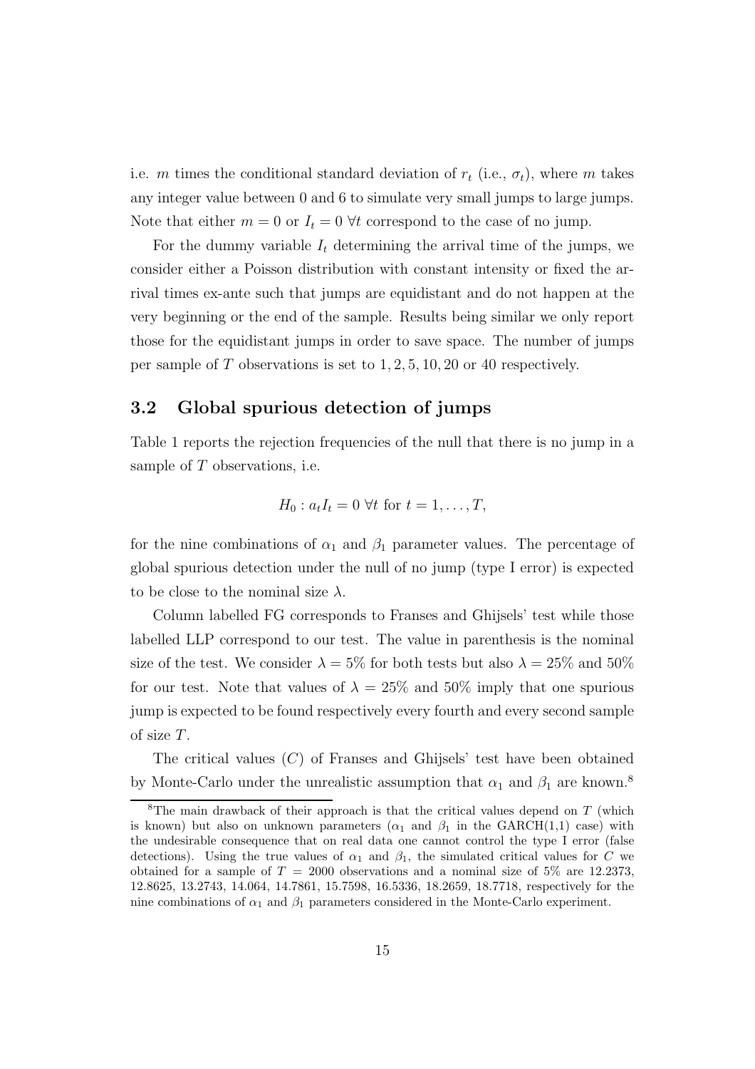i.e. $m$ times the conditional standard deviation of $r_t$ (i.e., $\sigma_t$), where $m$ takes any integer value between 0 and 6 to simulate very small jumps to large jumps. Note that either $m = 0$ or $I_t = 0$ $\forall t$ correspond to the case of no jump.

For the dummy variable $I_t$ determining the arrival time of the jumps, we consider either a Poisson distribution with constant intensity or fixed the arrival times ex-ante such that jumps are equidistant and do not happen at the very beginning or the end of the sample. Results being similar we only report those for the equidistant jumps in order to save space. The number of jumps per sample of $T$ observations is set to 1, 2, 5, 10, 20 or 40 respectively.

## 3.2 Global spurious detection of jumps

Table 1 reports the rejection frequencies of the null that there is no jump in a sample of $T$ observations, i.e.

$$H_0 : a_t I_t = 0 \ \forall t \text{ for } t = 1, \ldots, T,$$

for the nine combinations of $\alpha_1$ and $\beta_1$ parameter values. The percentage of global spurious detection under the null of no jump (type I error) is expected to be close to the nominal size $\lambda$.

Column labelled FG corresponds to Franses and Ghijsels' test while those labelled LLP correspond to our test. The value in parenthesis is the nominal size of the test. We consider $\lambda = 5\%$ for both tests but also $\lambda = 25\%$ and $50\%$ for our test. Note that values of $\lambda = 25\%$ and $50\%$ imply that one spurious jump is expected to be found respectively every fourth and every second sample of size $T$.

The critical values ($C$) of Franses and Ghijsels' test have been obtained by Monte-Carlo under the unrealistic assumption that $\alpha_1$ and $\beta_1$ are known.[8]

[8] The main drawback of their approach is that the critical values depend on $T$ (which is known) but also on unknown parameters ($\alpha_1$ and $\beta_1$ in the GARCH(1,1) case) with the undesirable consequence that on real data one cannot control the type I error (false detections). Using the true values of $\alpha_1$ and $\beta_1$, the simulated critical values for $C$ we obtained for a sample of $T = 2000$ observations and a nominal size of 5% are 12.2373, 12.8625, 13.2743, 14.064, 14.7861, 15.7598, 16.5336, 18.2659, 18.7718, respectively for the nine combinations of $\alpha_1$ and $\beta_1$ parameters considered in the Monte-Carlo experiment.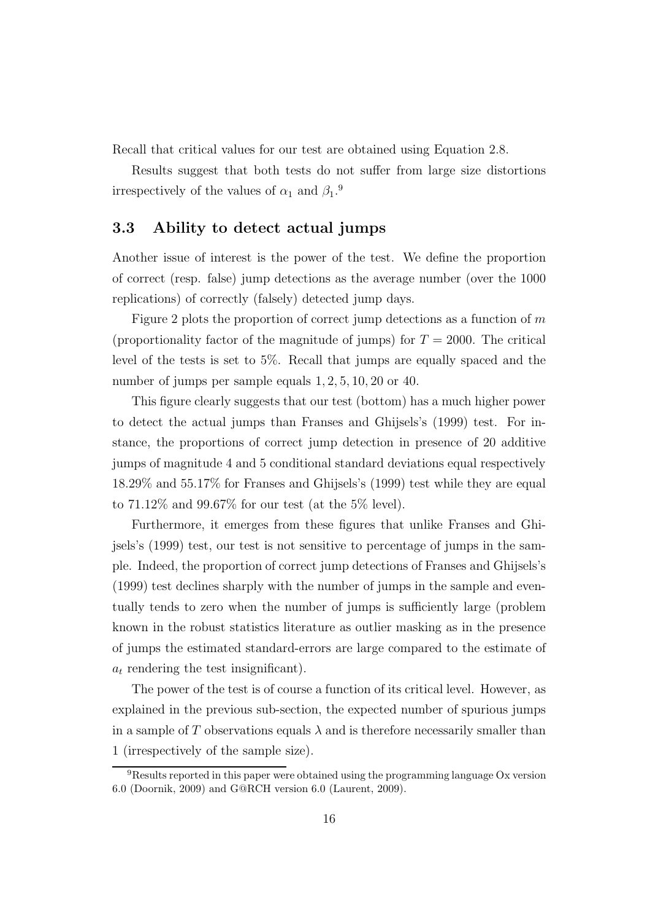Recall that critical values for our test are obtained using Equation 2.8.

Results suggest that both tests do not suffer from large size distortions irrespectively of the values of $\alpha_1$ and $\beta_1$.[9]

### 3.3 Ability to detect actual jumps

Another issue of interest is the power of the test. We define the proportion of correct (resp. false) jump detections as the average number (over the 1000 replications) of correctly (falsely) detected jump days.

Figure 2 plots the proportion of correct jump detections as a function of $m$ (proportionality factor of the magnitude of jumps) for $T = 2000$. The critical level of the tests is set to 5%. Recall that jumps are equally spaced and the number of jumps per sample equals $1, 2, 5, 10, 20$ or $40$.

This figure clearly suggests that our test (bottom) has a much higher power to detect the actual jumps than Franses and Ghijsels's (1999) test. For instance, the proportions of correct jump detection in presence of 20 additive jumps of magnitude 4 and 5 conditional standard deviations equal respectively 18.29% and 55.17% for Franses and Ghijsels's (1999) test while they are equal to 71.12% and 99.67% for our test (at the 5% level).

Furthermore, it emerges from these figures that unlike Franses and Ghijsels's (1999) test, our test is not sensitive to percentage of jumps in the sample. Indeed, the proportion of correct jump detections of Franses and Ghijsels's (1999) test declines sharply with the number of jumps in the sample and eventually tends to zero when the number of jumps is sufficiently large (problem known in the robust statistics literature as outlier masking as in the presence of jumps the estimated standard-errors are large compared to the estimate of $a_t$ rendering the test insignificant).

The power of the test is of course a function of its critical level. However, as explained in the previous sub-section, the expected number of spurious jumps in a sample of $T$ observations equals $\lambda$ and is therefore necessarily smaller than 1 (irrespectively of the sample size).

[9] Results reported in this paper were obtained using the programming language Ox version 6.0 (Doornik, 2009) and G@RCH version 6.0 (Laurent, 2009).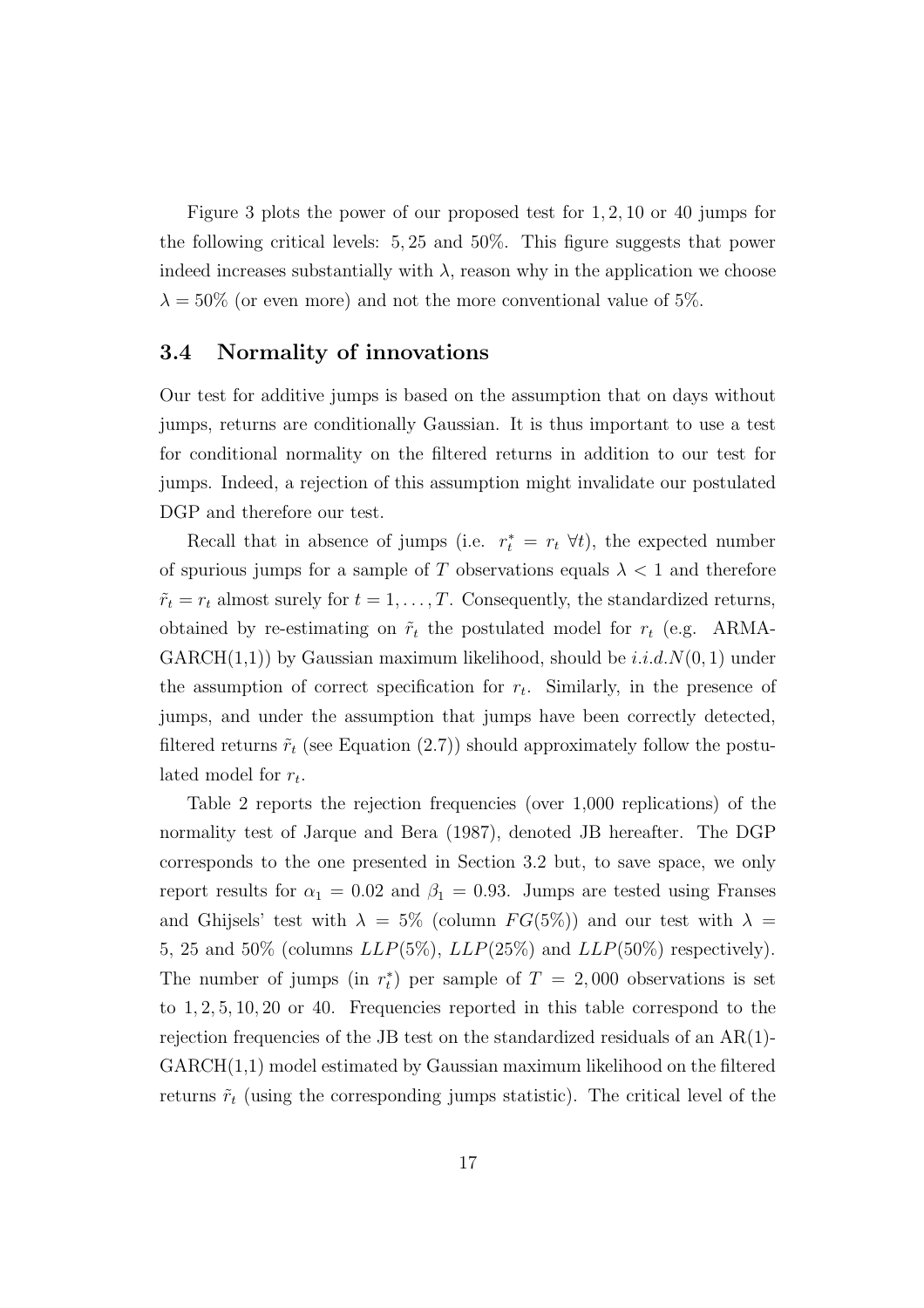Figure 3 plots the power of our proposed test for $1, 2, 10$ or $40$ jumps for the following critical levels: $5, 25$ and $50\%$. This figure suggests that power indeed increases substantially with $\lambda$, reason why in the application we choose $\lambda = 50\%$ (or even more) and not the more conventional value of $5\%$.

### 3.4 Normality of innovations

Our test for additive jumps is based on the assumption that on days without jumps, returns are conditionally Gaussian. It is thus important to use a test for conditional normality on the filtered returns in addition to our test for jumps. Indeed, a rejection of this assumption might invalidate our postulated DGP and therefore our test.

Recall that in absence of jumps (i.e. $r_t^* = r_t \ \forall t$), the expected number of spurious jumps for a sample of $T$ observations equals $\lambda < 1$ and therefore $\tilde{r}_t = r_t$ almost surely for $t = 1, \ldots, T$. Consequently, the standardized returns, obtained by re-estimating on $\tilde{r}_t$ the postulated model for $r_t$ (e.g. ARMA-GARCH(1,1)) by Gaussian maximum likelihood, should be $i.i.d.N(0,1)$ under the assumption of correct specification for $r_t$. Similarly, in the presence of jumps, and under the assumption that jumps have been correctly detected, filtered returns $\tilde{r}_t$ (see Equation (2.7)) should approximately follow the postulated model for $r_t$.

Table 2 reports the rejection frequencies (over 1,000 replications) of the normality test of Jarque and Bera (1987), denoted JB hereafter. The DGP corresponds to the one presented in Section 3.2 but, to save space, we only report results for $\alpha_1 = 0.02$ and $\beta_1 = 0.93$. Jumps are tested using Franses and Ghijsels' test with $\lambda = 5\%$ (column $FG(5\%)$) and our test with $\lambda =$ 5, 25 and $50\%$ (columns $LLP(5\%)$, $LLP(25\%)$ and $LLP(50\%)$ respectively). The number of jumps (in $r_t^*$) per sample of $T = 2,000$ observations is set to $1, 2, 5, 10, 20$ or $40$. Frequencies reported in this table correspond to the rejection frequencies of the JB test on the standardized residuals of an AR(1)-GARCH(1,1) model estimated by Gaussian maximum likelihood on the filtered returns $\tilde{r}_t$ (using the corresponding jumps statistic). The critical level of the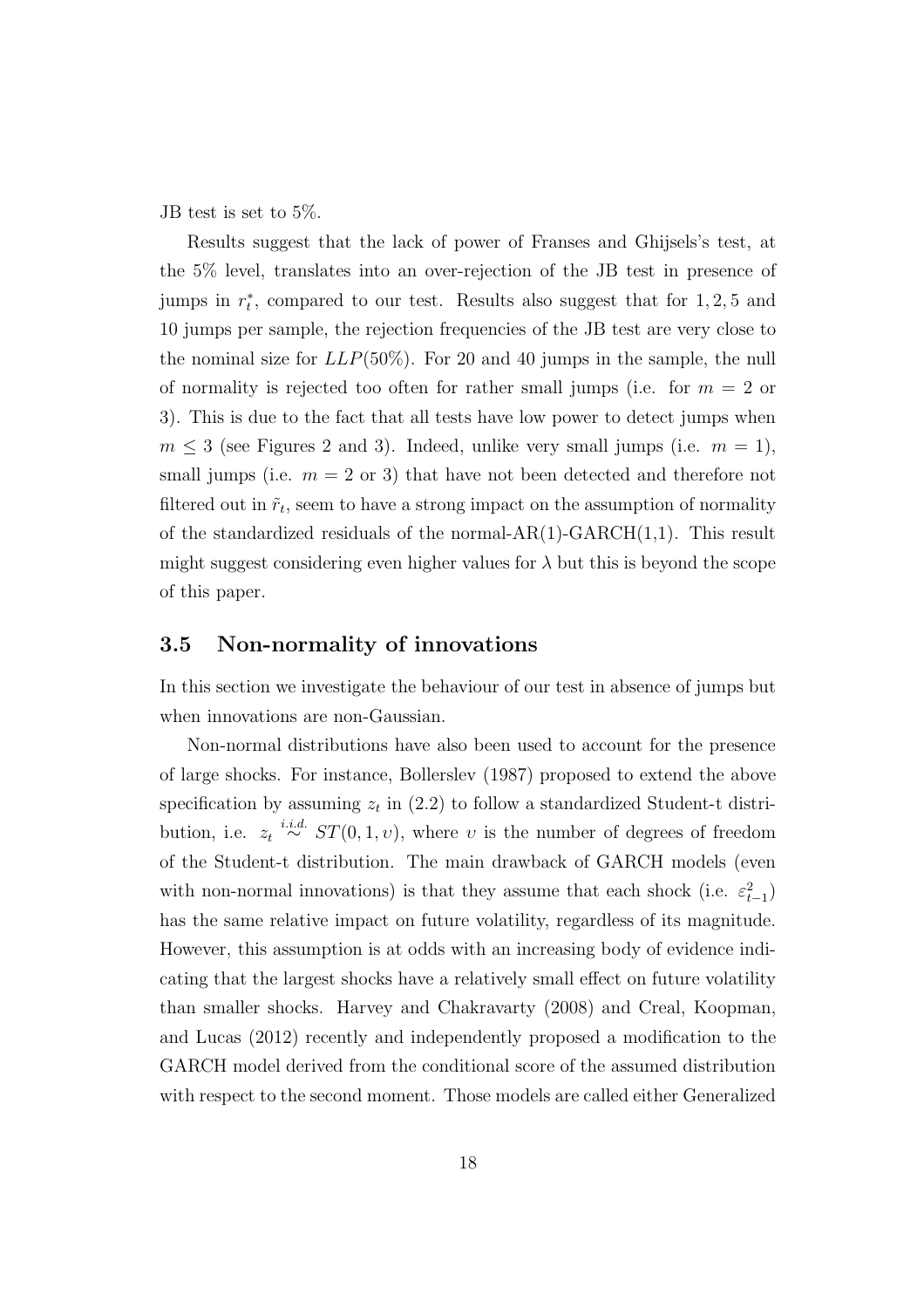JB test is set to 5%.

Results suggest that the lack of power of Franses and Ghijsels's test, at the 5% level, translates into an over-rejection of the JB test in presence of jumps in $r_t^*$, compared to our test. Results also suggest that for $1, 2, 5$ and 10 jumps per sample, the rejection frequencies of the JB test are very close to the nominal size for $LLP(50\%)$. For 20 and 40 jumps in the sample, the null of normality is rejected too often for rather small jumps (i.e. for $m = 2$ or 3). This is due to the fact that all tests have low power to detect jumps when $m \leq 3$ (see Figures 2 and 3). Indeed, unlike very small jumps (i.e. $m = 1$), small jumps (i.e. $m = 2$ or 3) that have not been detected and therefore not filtered out in $\tilde{r}_t$, seem to have a strong impact on the assumption of normality of the standardized residuals of the normal-AR(1)-GARCH(1,1). This result might suggest considering even higher values for $\lambda$ but this is beyond the scope of this paper.

## 3.5 Non-normality of innovations

In this section we investigate the behaviour of our test in absence of jumps but when innovations are non-Gaussian.

Non-normal distributions have also been used to account for the presence of large shocks. For instance, Bollerslev (1987) proposed to extend the above specification by assuming $z_t$ in (2.2) to follow a standardized Student-t distribution, i.e. $z_t \overset{i.i.d.}{\sim} ST(0, 1, \upsilon)$, where $\upsilon$ is the number of degrees of freedom of the Student-t distribution. The main drawback of GARCH models (even with non-normal innovations) is that they assume that each shock (i.e. $\varepsilon_{t-1}^2$) has the same relative impact on future volatility, regardless of its magnitude. However, this assumption is at odds with an increasing body of evidence indicating that the largest shocks have a relatively small effect on future volatility than smaller shocks. Harvey and Chakravarty (2008) and Creal, Koopman, and Lucas (2012) recently and independently proposed a modification to the GARCH model derived from the conditional score of the assumed distribution with respect to the second moment. Those models are called either Generalized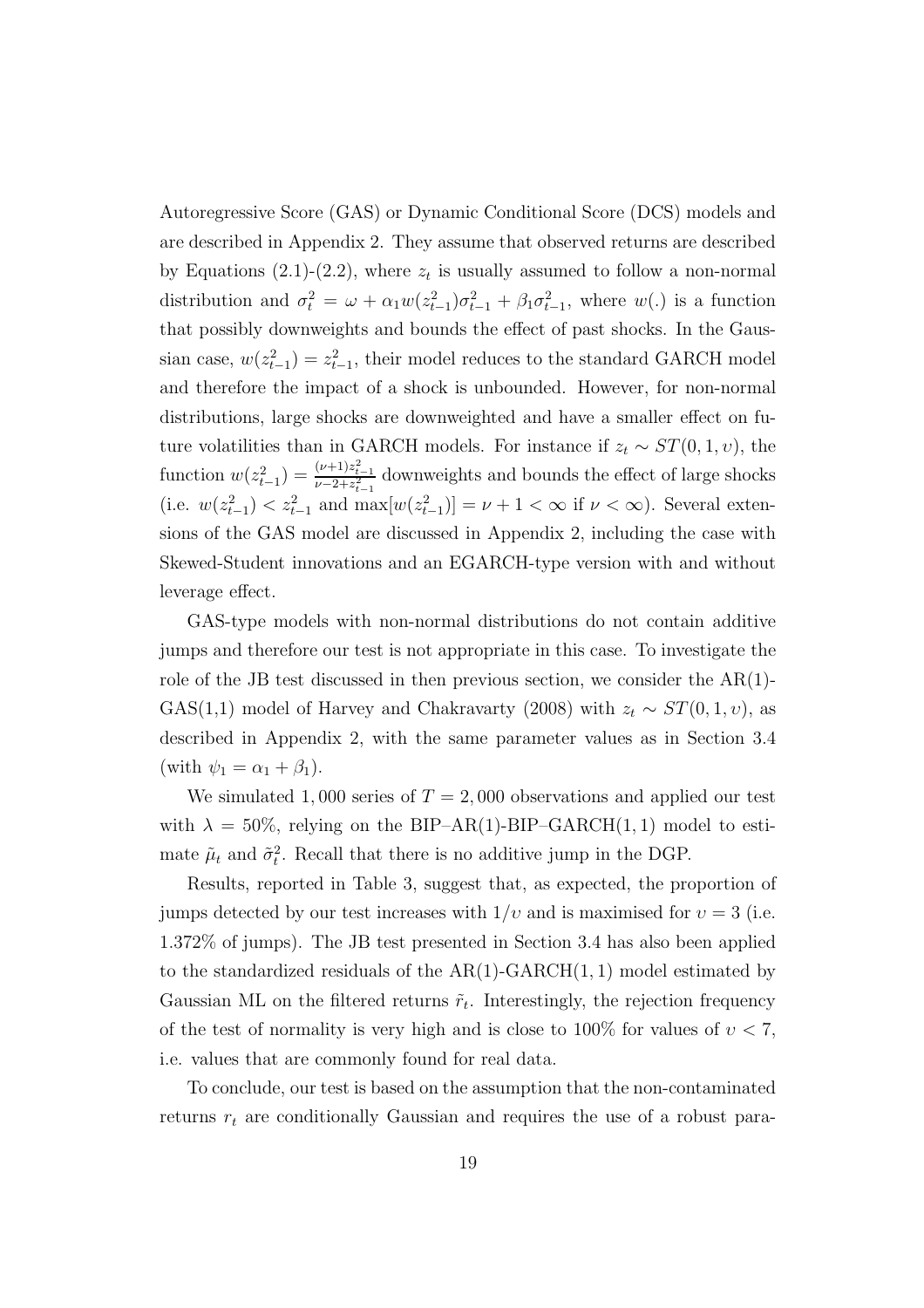Autoregressive Score (GAS) or Dynamic Conditional Score (DCS) models and are described in Appendix 2. They assume that observed returns are described by Equations (2.1)-(2.2), where $z_t$ is usually assumed to follow a non-normal distribution and $\sigma_t^2 = \omega + \alpha_1 w(z_{t-1}^2)\sigma_{t-1}^2 + \beta_1 \sigma_{t-1}^2$, where $w(.)$ is a function that possibly downweights and bounds the effect of past shocks. In the Gaussian case, $w(z_{t-1}^2) = z_{t-1}^2$, their model reduces to the standard GARCH model and therefore the impact of a shock is unbounded. However, for non-normal distributions, large shocks are downweighted and have a smaller effect on future volatilities than in GARCH models. For instance if $z_t \sim ST(0, 1, \upsilon)$, the function $w(z_{t-1}^2) = \frac{(\nu+1)z_{t-1}^2}{\nu-2+z_{t-1}^2}$ downweights and bounds the effect of large shocks (i.e. $w(z_{t-1}^2) < z_{t-1}^2$ and $\max[w(z_{t-1}^2)] = \nu + 1 < \infty$ if $\nu < \infty$). Several extensions of the GAS model are discussed in Appendix 2, including the case with Skewed-Student innovations and an EGARCH-type version with and without leverage effect.

GAS-type models with non-normal distributions do not contain additive jumps and therefore our test is not appropriate in this case. To investigate the role of the JB test discussed in then previous section, we consider the AR(1)-GAS(1,1) model of Harvey and Chakravarty (2008) with $z_t \sim ST(0, 1, \upsilon)$, as described in Appendix 2, with the same parameter values as in Section 3.4 (with $\psi_1 = \alpha_1 + \beta_1$).

We simulated $1,000$ series of $T = 2,000$ observations and applied our test with $\lambda = 50\%$, relying on the BIP–AR(1)-BIP–GARCH$(1,1)$ model to estimate $\tilde{\mu}_t$ and $\tilde{\sigma}_t^2$. Recall that there is no additive jump in the DGP.

Results, reported in Table 3, suggest that, as expected, the proportion of jumps detected by our test increases with $1/\upsilon$ and is maximised for $\upsilon = 3$ (i.e. 1.372% of jumps). The JB test presented in Section 3.4 has also been applied to the standardized residuals of the AR(1)-GARCH$(1,1)$ model estimated by Gaussian ML on the filtered returns $\tilde{r}_t$. Interestingly, the rejection frequency of the test of normality is very high and is close to 100% for values of $\upsilon < 7$, i.e. values that are commonly found for real data.

To conclude, our test is based on the assumption that the non-contaminated returns $r_t$ are conditionally Gaussian and requires the use of a robust para-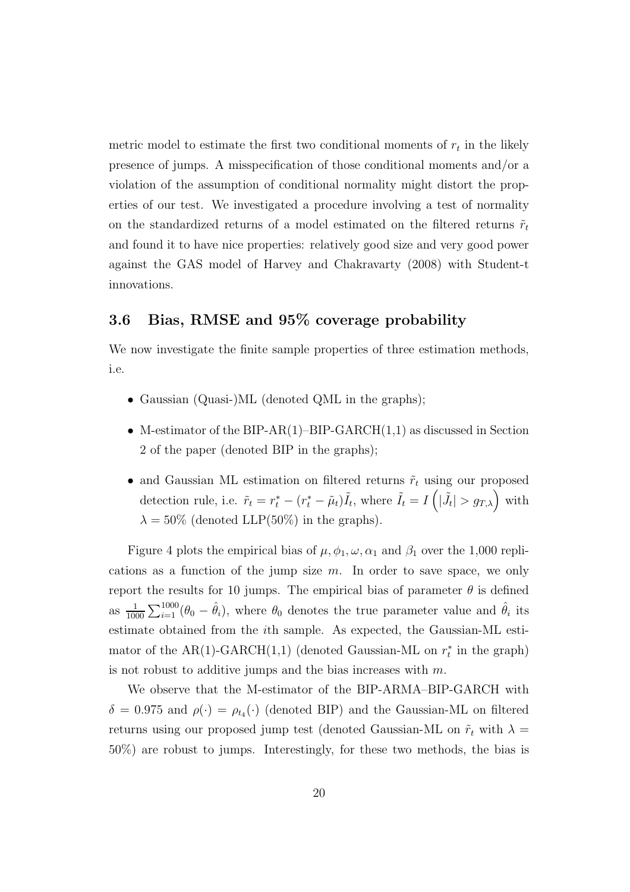metric model to estimate the first two conditional moments of $r_t$ in the likely presence of jumps. A misspecification of those conditional moments and/or a violation of the assumption of conditional normality might distort the properties of our test. We investigated a procedure involving a test of normality on the standardized returns of a model estimated on the filtered returns $\tilde{r}_t$ and found it to have nice properties: relatively good size and very good power against the GAS model of Harvey and Chakravarty (2008) with Student-t innovations.

### 3.6 Bias, RMSE and 95% coverage probability

We now investigate the finite sample properties of three estimation methods, i.e.

- Gaussian (Quasi-)ML (denoted QML in the graphs);
- M-estimator of the BIP-AR(1)–BIP-GARCH(1,1) as discussed in Section 2 of the paper (denoted BIP in the graphs);
- and Gaussian ML estimation on filtered returns $\tilde{r}_t$ using our proposed detection rule, i.e. $\tilde{r}_t = r_t^* - (r_t^* - \tilde{\mu}_t)\tilde{I}_t$, where $\tilde{I}_t = I\left(|\tilde{J}_t| > g_{T,\lambda}\right)$ with $\lambda = 50\%$ (denoted LLP(50%) in the graphs).

Figure 4 plots the empirical bias of $\mu, \phi_1, \omega, \alpha_1$ and $\beta_1$ over the 1,000 replications as a function of the jump size $m$. In order to save space, we only report the results for 10 jumps. The empirical bias of parameter $\theta$ is defined as $\frac{1}{1000}\sum_{i=1}^{1000}(\theta_0 - \hat{\theta}_i)$, where $\theta_0$ denotes the true parameter value and $\hat{\theta}_i$ its estimate obtained from the $i$th sample. As expected, the Gaussian-ML estimator of the AR(1)-GARCH(1,1) (denoted Gaussian-ML on $r_t^*$ in the graph) is not robust to additive jumps and the bias increases with $m$.

We observe that the M-estimator of the BIP-ARMA–BIP-GARCH with $\delta = 0.975$ and $\rho(\cdot) = \rho_{t_4}(\cdot)$ (denoted BIP) and the Gaussian-ML on filtered returns using our proposed jump test (denoted Gaussian-ML on $\tilde{r}_t$ with $\lambda = 50\%$) are robust to jumps. Interestingly, for these two methods, the bias is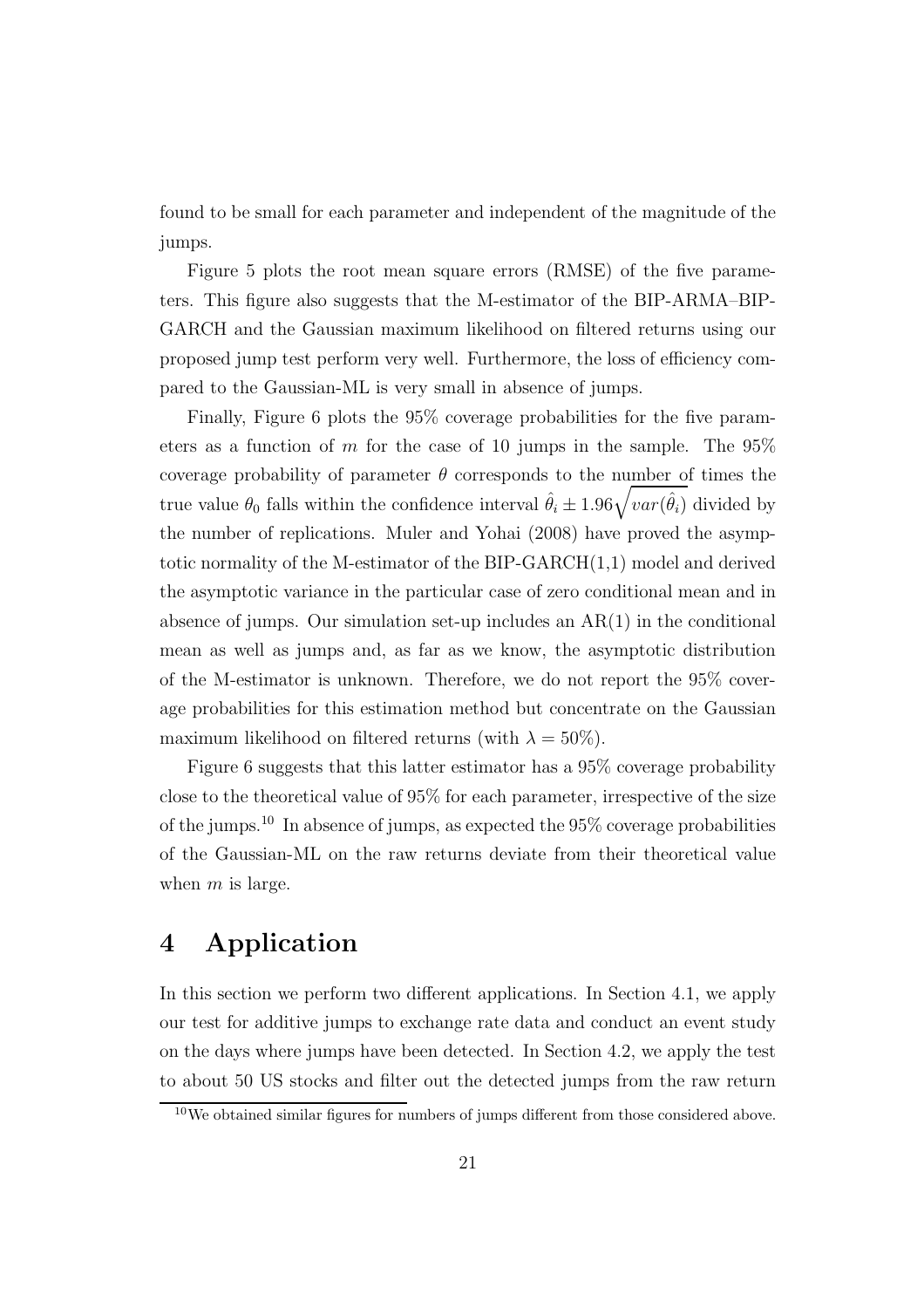found to be small for each parameter and independent of the magnitude of the jumps.

Figure 5 plots the root mean square errors (RMSE) of the five parameters. This figure also suggests that the M-estimator of the BIP-ARMA–BIP-GARCH and the Gaussian maximum likelihood on filtered returns using our proposed jump test perform very well. Furthermore, the loss of efficiency compared to the Gaussian-ML is very small in absence of jumps.

Finally, Figure 6 plots the 95% coverage probabilities for the five parameters as a function of $m$ for the case of 10 jumps in the sample. The 95% coverage probability of parameter $\theta$ corresponds to the number of times the true value $\theta_0$ falls within the confidence interval $\hat{\theta}_i \pm 1.96\sqrt{var(\hat{\theta}_i)}$ divided by the number of replications. Muler and Yohai (2008) have proved the asymptotic normality of the M-estimator of the BIP-GARCH(1,1) model and derived the asymptotic variance in the particular case of zero conditional mean and in absence of jumps. Our simulation set-up includes an AR(1) in the conditional mean as well as jumps and, as far as we know, the asymptotic distribution of the M-estimator is unknown. Therefore, we do not report the 95% coverage probabilities for this estimation method but concentrate on the Gaussian maximum likelihood on filtered returns (with $\lambda = 50\%$).

Figure 6 suggests that this latter estimator has a 95% coverage probability close to the theoretical value of 95% for each parameter, irrespective of the size of the jumps.[10] In absence of jumps, as expected the 95% coverage probabilities of the Gaussian-ML on the raw returns deviate from their theoretical value when $m$ is large.

# 4 Application

In this section we perform two different applications. In Section 4.1, we apply our test for additive jumps to exchange rate data and conduct an event study on the days where jumps have been detected. In Section 4.2, we apply the test to about 50 US stocks and filter out the detected jumps from the raw return

[10] We obtained similar figures for numbers of jumps different from those considered above.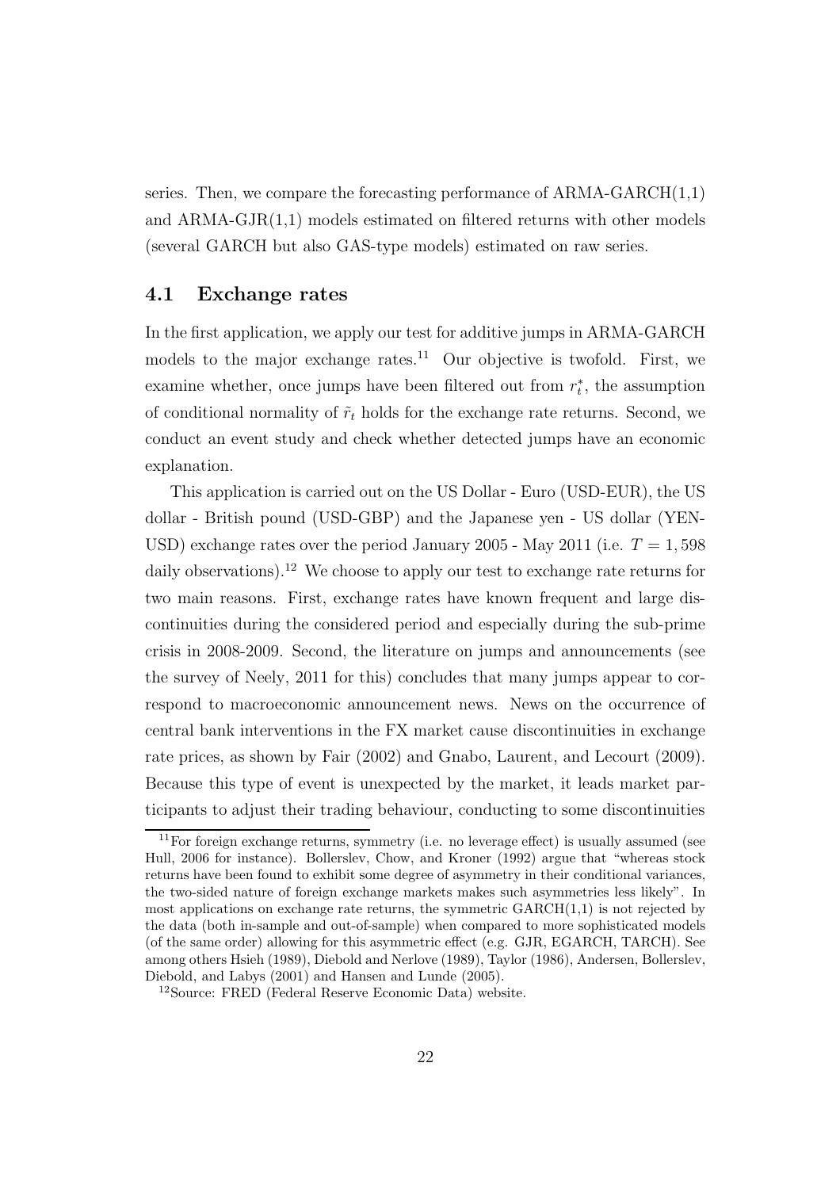series. Then, we compare the forecasting performance of ARMA-GARCH(1,1) and ARMA-GJR(1,1) models estimated on filtered returns with other models (several GARCH but also GAS-type models) estimated on raw series.

## 4.1 Exchange rates

In the first application, we apply our test for additive jumps in ARMA-GARCH models to the major exchange rates.[11] Our objective is twofold. First, we examine whether, once jumps have been filtered out from $r_t^*$, the assumption of conditional normality of $\tilde{r}_t$ holds for the exchange rate returns. Second, we conduct an event study and check whether detected jumps have an economic explanation.

This application is carried out on the US Dollar - Euro (USD-EUR), the US dollar - British pound (USD-GBP) and the Japanese yen - US dollar (YEN-USD) exchange rates over the period January 2005 - May 2011 (i.e. $T = 1,598$ daily observations).[12] We choose to apply our test to exchange rate returns for two main reasons. First, exchange rates have known frequent and large discontinuities during the considered period and especially during the sub-prime crisis in 2008-2009. Second, the literature on jumps and announcements (see the survey of Neely, 2011 for this) concludes that many jumps appear to correspond to macroeconomic announcement news. News on the occurrence of central bank interventions in the FX market cause discontinuities in exchange rate prices, as shown by Fair (2002) and Gnabo, Laurent, and Lecourt (2009). Because this type of event is unexpected by the market, it leads market participants to adjust their trading behaviour, conducting to some discontinuities

[11] For foreign exchange returns, symmetry (i.e. no leverage effect) is usually assumed (see Hull, 2006 for instance). Bollerslev, Chow, and Kroner (1992) argue that "whereas stock returns have been found to exhibit some degree of asymmetry in their conditional variances, the two-sided nature of foreign exchange markets makes such asymmetries less likely". In most applications on exchange rate returns, the symmetric GARCH(1,1) is not rejected by the data (both in-sample and out-of-sample) when compared to more sophisticated models (of the same order) allowing for this asymmetric effect (e.g. GJR, EGARCH, TARCH). See among others Hsieh (1989), Diebold and Nerlove (1989), Taylor (1986), Andersen, Bollerslev, Diebold, and Labys (2001) and Hansen and Lunde (2005).

[12] Source: FRED (Federal Reserve Economic Data) website.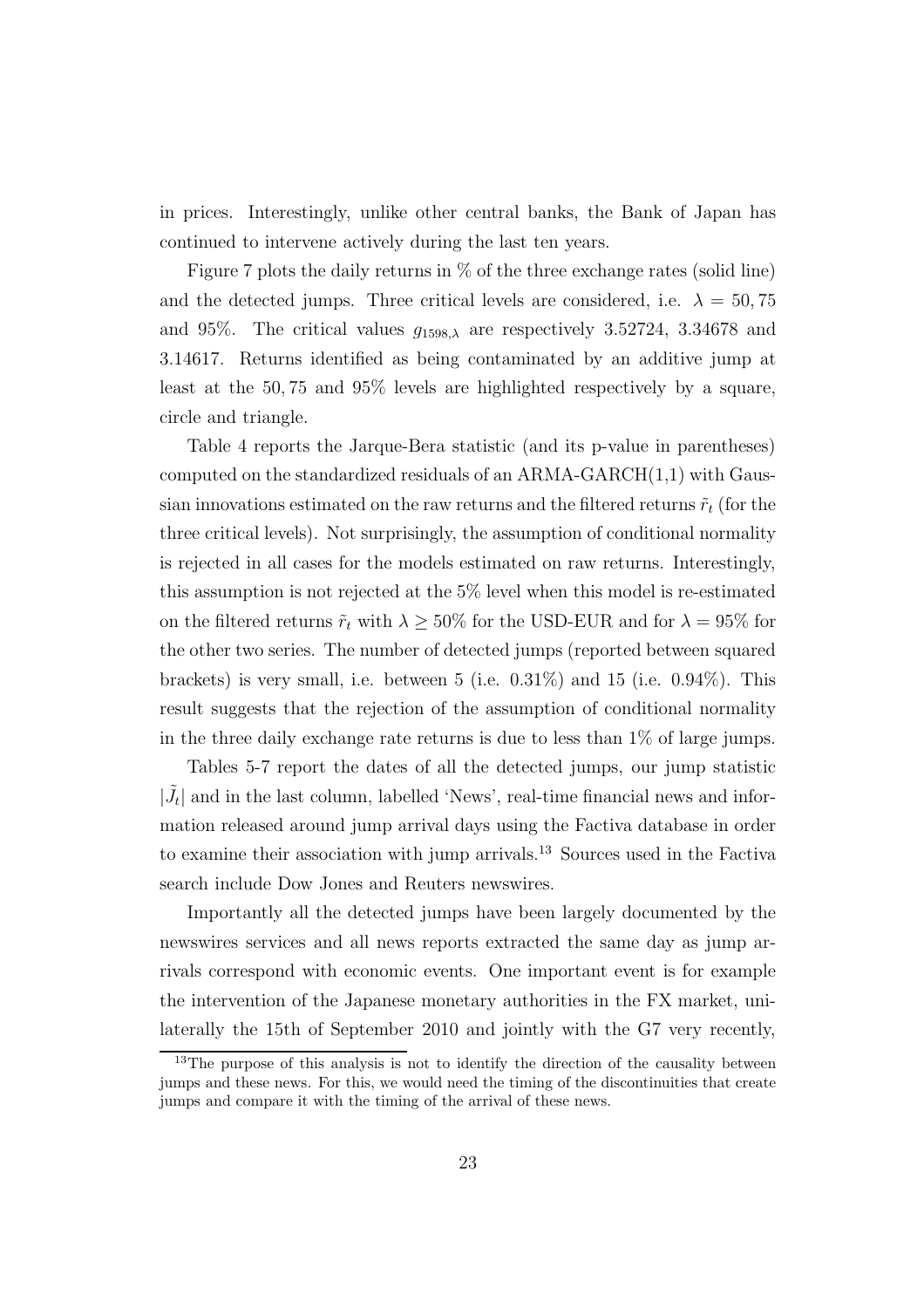in prices. Interestingly, unlike other central banks, the Bank of Japan has continued to intervene actively during the last ten years.

Figure 7 plots the daily returns in % of the three exchange rates (solid line) and the detected jumps. Three critical levels are considered, i.e. $\lambda = 50, 75$ and 95%. The critical values $g_{1598,\lambda}$ are respectively 3.52724, 3.34678 and 3.14617. Returns identified as being contaminated by an additive jump at least at the 50, 75 and 95% levels are highlighted respectively by a square, circle and triangle.

Table 4 reports the Jarque-Bera statistic (and its p-value in parentheses) computed on the standardized residuals of an ARMA-GARCH(1,1) with Gaussian innovations estimated on the raw returns and the filtered returns $\tilde{r}_t$ (for the three critical levels). Not surprisingly, the assumption of conditional normality is rejected in all cases for the models estimated on raw returns. Interestingly, this assumption is not rejected at the 5% level when this model is re-estimated on the filtered returns $\tilde{r}_t$ with $\lambda \geq 50\%$ for the USD-EUR and for $\lambda = 95\%$ for the other two series. The number of detected jumps (reported between squared brackets) is very small, i.e. between 5 (i.e. 0.31%) and 15 (i.e. 0.94%). This result suggests that the rejection of the assumption of conditional normality in the three daily exchange rate returns is due to less than 1% of large jumps.

Tables 5-7 report the dates of all the detected jumps, our jump statistic $|\tilde{J}_t|$ and in the last column, labelled 'News', real-time financial news and information released around jump arrival days using the Factiva database in order to examine their association with jump arrivals.[13] Sources used in the Factiva search include Dow Jones and Reuters newswires.

Importantly all the detected jumps have been largely documented by the newswires services and all news reports extracted the same day as jump arrivals correspond with economic events. One important event is for example the intervention of the Japanese monetary authorities in the FX market, unilaterally the 15th of September 2010 and jointly with the G7 very recently,

[13] The purpose of this analysis is not to identify the direction of the causality between jumps and these news. For this, we would need the timing of the discontinuities that create jumps and compare it with the timing of the arrival of these news.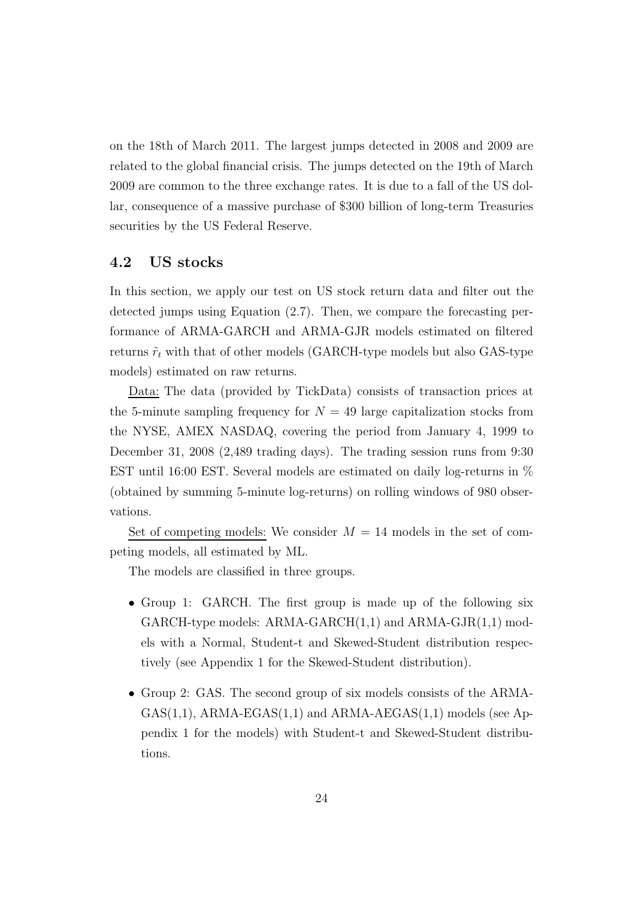on the 18th of March 2011. The largest jumps detected in 2008 and 2009 are related to the global financial crisis. The jumps detected on the 19th of March 2009 are common to the three exchange rates. It is due to a fall of the US dollar, consequence of a massive purchase of \$300 billion of long-term Treasuries securities by the US Federal Reserve.

## 4.2 US stocks

In this section, we apply our test on US stock return data and filter out the detected jumps using Equation (2.7). Then, we compare the forecasting performance of ARMA-GARCH and ARMA-GJR models estimated on filtered returns $\tilde{r}_t$ with that of other models (GARCH-type models but also GAS-type models) estimated on raw returns.

Data: The data (provided by TickData) consists of transaction prices at the 5-minute sampling frequency for $N = 49$ large capitalization stocks from the NYSE, AMEX NASDAQ, covering the period from January 4, 1999 to December 31, 2008 (2,489 trading days). The trading session runs from 9:30 EST until 16:00 EST. Several models are estimated on daily log-returns in % (obtained by summing 5-minute log-returns) on rolling windows of 980 observations.

Set of competing models: We consider $M = 14$ models in the set of competing models, all estimated by ML.

The models are classified in three groups.

- Group 1: GARCH. The first group is made up of the following six GARCH-type models: ARMA-GARCH(1,1) and ARMA-GJR(1,1) models with a Normal, Student-t and Skewed-Student distribution respectively (see Appendix 1 for the Skewed-Student distribution).
- Group 2: GAS. The second group of six models consists of the ARMA-GAS(1,1), ARMA-EGAS(1,1) and ARMA-AEGAS(1,1) models (see Appendix 1 for the models) with Student-t and Skewed-Student distributions.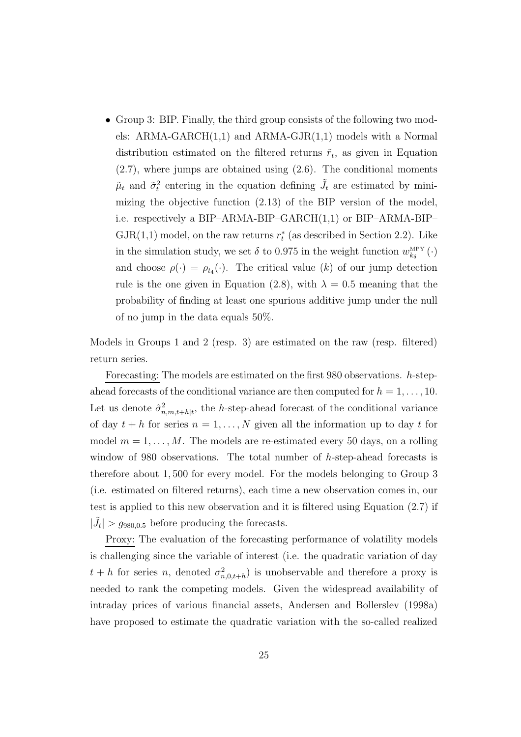- Group 3: BIP. Finally, the third group consists of the following two models: ARMA-GARCH(1,1) and ARMA-GJR(1,1) models with a Normal distribution estimated on the filtered returns $\tilde{r}_t$, as given in Equation (2.7), where jumps are obtained using (2.6). The conditional moments $\tilde{\mu}_t$ and $\tilde{\sigma}_t^2$ entering in the equation defining $\tilde{J}_t$ are estimated by minimizing the objective function (2.13) of the BIP version of the model, i.e. respectively a BIP–ARMA-BIP–GARCH(1,1) or BIP–ARMA-BIP–GJR(1,1) model, on the raw returns $r_t^*$ (as described in Section 2.2). Like in the simulation study, we set $\delta$ to 0.975 in the weight function $w_{k_\delta}^{\text{MPY}}(\cdot)$ and choose $\rho(\cdot) = \rho_{t_4}(\cdot)$. The critical value ($k$) of our jump detection rule is the one given in Equation (2.8), with $\lambda = 0.5$ meaning that the probability of finding at least one spurious additive jump under the null of no jump in the data equals 50%.

Models in Groups 1 and 2 (resp. 3) are estimated on the raw (resp. filtered) return series.

Forecasting: The models are estimated on the first 980 observations. $h$-step-ahead forecasts of the conditional variance are then computed for $h = 1, \ldots, 10$. Let us denote $\hat{\sigma}^2_{n,m,t+h|t}$, the $h$-step-ahead forecast of the conditional variance of day $t+h$ for series $n = 1, \ldots, N$ given all the information up to day $t$ for model $m = 1, \ldots, M$. The models are re-estimated every 50 days, on a rolling window of 980 observations. The total number of $h$-step-ahead forecasts is therefore about $1,500$ for every model. For the models belonging to Group 3 (i.e. estimated on filtered returns), each time a new observation comes in, our test is applied to this new observation and it is filtered using Equation (2.7) if $|\tilde{J}_t| > g_{980,0.5}$ before producing the forecasts.

Proxy: The evaluation of the forecasting performance of volatility models is challenging since the variable of interest (i.e. the quadratic variation of day $t+h$ for series $n$, denoted $\sigma^2_{n,0,t+h}$) is unobservable and therefore a proxy is needed to rank the competing models. Given the widespread availability of intraday prices of various financial assets, Andersen and Bollerslev (1998a) have proposed to estimate the quadratic variation with the so-called realized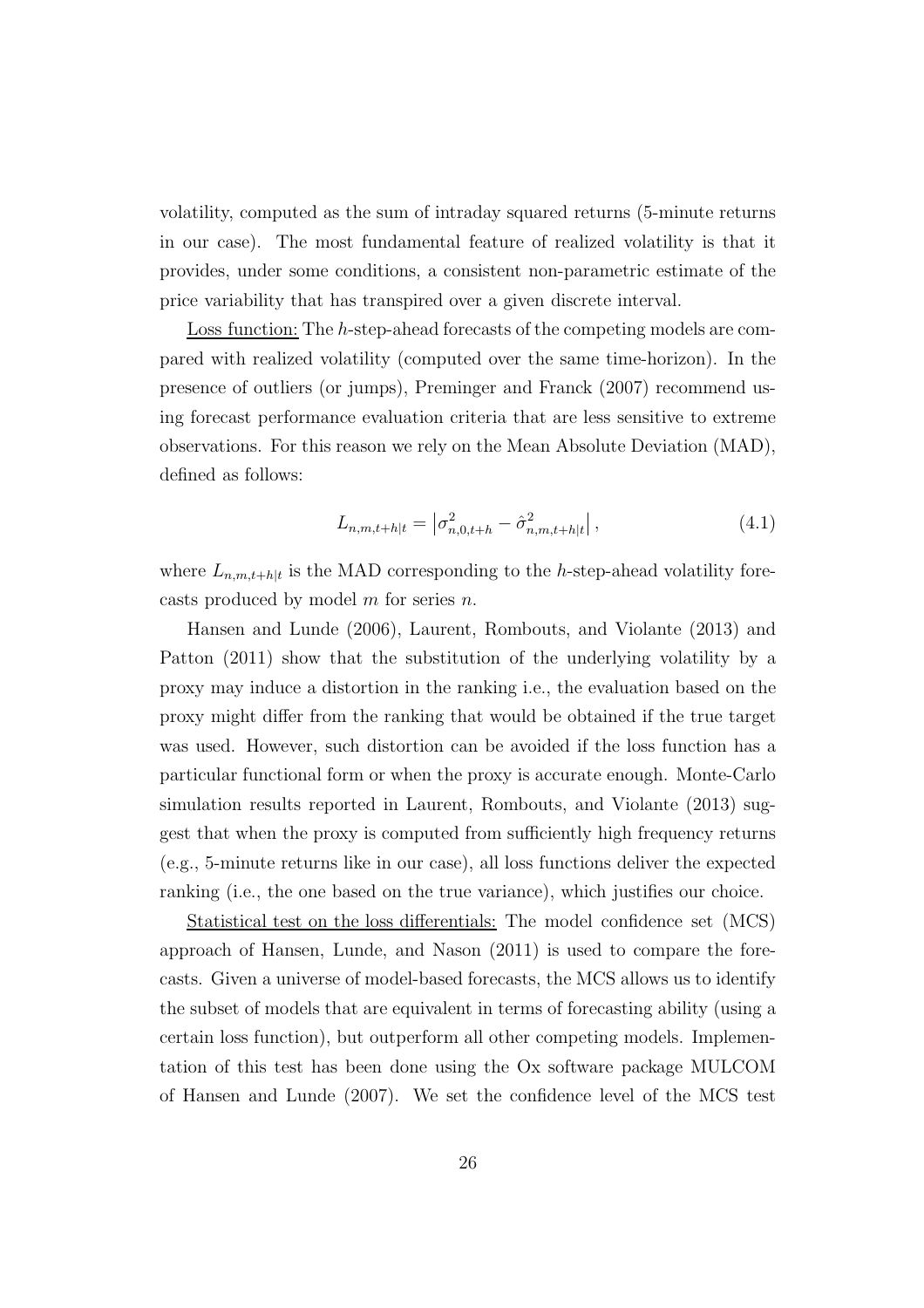volatility, computed as the sum of intraday squared returns (5-minute returns in our case). The most fundamental feature of realized volatility is that it provides, under some conditions, a consistent non-parametric estimate of the price variability that has transpired over a given discrete interval.

Loss function: The $h$-step-ahead forecasts of the competing models are compared with realized volatility (computed over the same time-horizon). In the presence of outliers (or jumps), Preminger and Franck (2007) recommend using forecast performance evaluation criteria that are less sensitive to extreme observations. For this reason we rely on the Mean Absolute Deviation (MAD), defined as follows:

$$L_{n,m,t+h|t} = \left|\sigma^2_{n,0,t+h} - \hat{\sigma}^2_{n,m,t+h|t}\right|, \tag{4.1}$$

where $L_{n,m,t+h|t}$ is the MAD corresponding to the $h$-step-ahead volatility forecasts produced by model $m$ for series $n$.

Hansen and Lunde (2006), Laurent, Rombouts, and Violante (2013) and Patton (2011) show that the substitution of the underlying volatility by a proxy may induce a distortion in the ranking i.e., the evaluation based on the proxy might differ from the ranking that would be obtained if the true target was used. However, such distortion can be avoided if the loss function has a particular functional form or when the proxy is accurate enough. Monte-Carlo simulation results reported in Laurent, Rombouts, and Violante (2013) suggest that when the proxy is computed from sufficiently high frequency returns (e.g., 5-minute returns like in our case), all loss functions deliver the expected ranking (i.e., the one based on the true variance), which justifies our choice.

Statistical test on the loss differentials: The model confidence set (MCS) approach of Hansen, Lunde, and Nason (2011) is used to compare the forecasts. Given a universe of model-based forecasts, the MCS allows us to identify the subset of models that are equivalent in terms of forecasting ability (using a certain loss function), but outperform all other competing models. Implementation of this test has been done using the Ox software package MULCOM of Hansen and Lunde (2007). We set the confidence level of the MCS test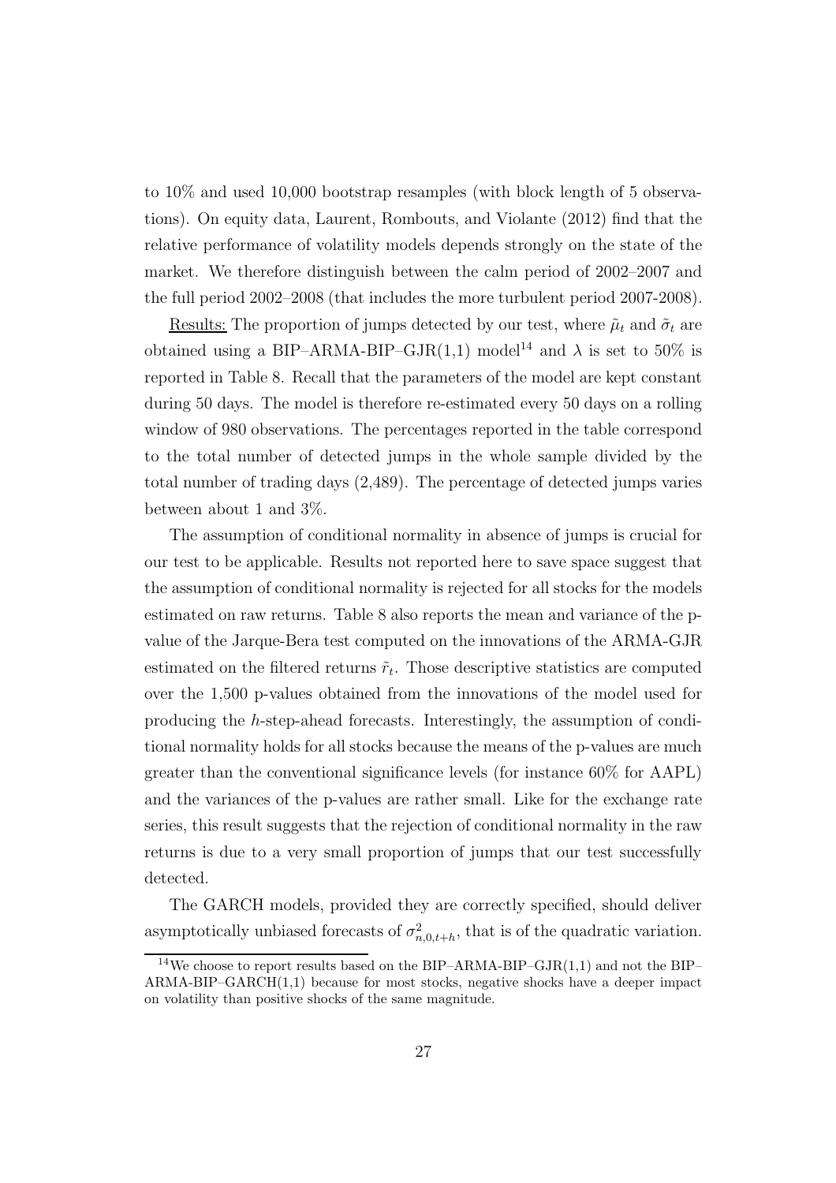to 10% and used 10,000 bootstrap resamples (with block length of 5 observations). On equity data, Laurent, Rombouts, and Violante (2012) find that the relative performance of volatility models depends strongly on the state of the market. We therefore distinguish between the calm period of 2002–2007 and the full period 2002–2008 (that includes the more turbulent period 2007-2008).

Results: The proportion of jumps detected by our test, where $\tilde{\mu}_t$ and $\tilde{\sigma}_t$ are obtained using a BIP–ARMA-BIP–GJR(1,1) model[14] and $\lambda$ is set to 50% is reported in Table 8. Recall that the parameters of the model are kept constant during 50 days. The model is therefore re-estimated every 50 days on a rolling window of 980 observations. The percentages reported in the table correspond to the total number of detected jumps in the whole sample divided by the total number of trading days (2,489). The percentage of detected jumps varies between about 1 and 3%.

The assumption of conditional normality in absence of jumps is crucial for our test to be applicable. Results not reported here to save space suggest that the assumption of conditional normality is rejected for all stocks for the models estimated on raw returns. Table 8 also reports the mean and variance of the p-value of the Jarque-Bera test computed on the innovations of the ARMA-GJR estimated on the filtered returns $\tilde{r}_t$. Those descriptive statistics are computed over the 1,500 p-values obtained from the innovations of the model used for producing the $h$-step-ahead forecasts. Interestingly, the assumption of conditional normality holds for all stocks because the means of the p-values are much greater than the conventional significance levels (for instance 60% for AAPL) and the variances of the p-values are rather small. Like for the exchange rate series, this result suggests that the rejection of conditional normality in the raw returns is due to a very small proportion of jumps that our test successfully detected.

The GARCH models, provided they are correctly specified, should deliver asymptotically unbiased forecasts of $\sigma^2_{n,0,t+h}$, that is of the quadratic variation.

[14] We choose to report results based on the BIP–ARMA-BIP–GJR(1,1) and not the BIP–ARMA-BIP–GARCH(1,1) because for most stocks, negative shocks have a deeper impact on volatility than positive shocks of the same magnitude.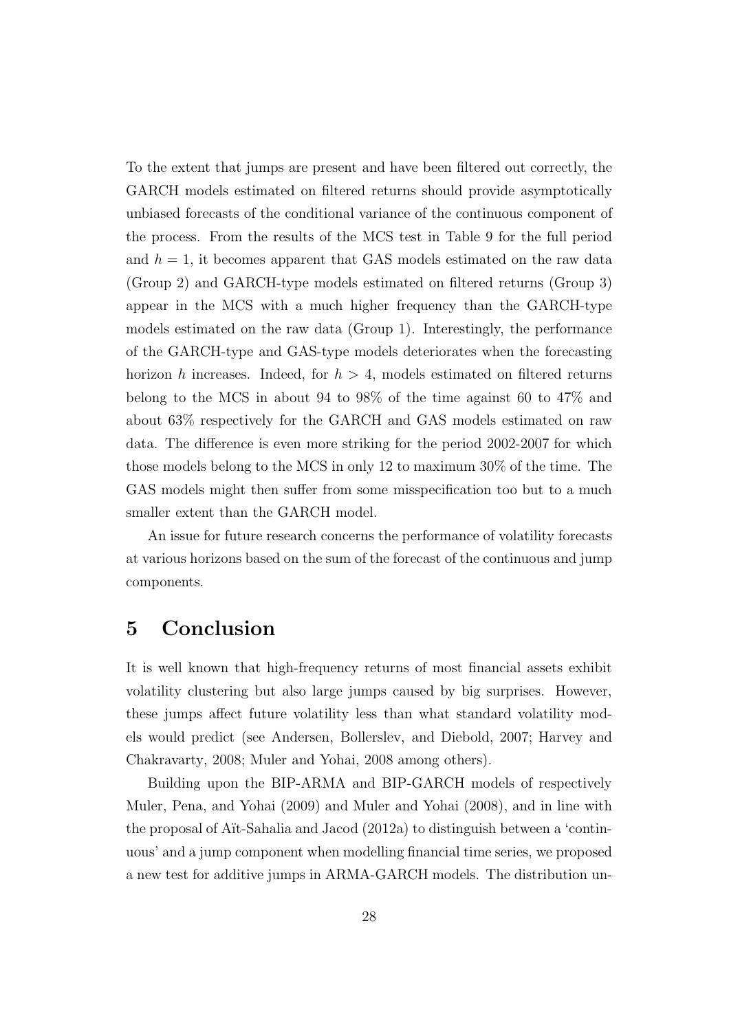To the extent that jumps are present and have been filtered out correctly, the GARCH models estimated on filtered returns should provide asymptotically unbiased forecasts of the conditional variance of the continuous component of the process. From the results of the MCS test in Table 9 for the full period and $h = 1$, it becomes apparent that GAS models estimated on the raw data (Group 2) and GARCH-type models estimated on filtered returns (Group 3) appear in the MCS with a much higher frequency than the GARCH-type models estimated on the raw data (Group 1). Interestingly, the performance of the GARCH-type and GAS-type models deteriorates when the forecasting horizon $h$ increases. Indeed, for $h > 4$, models estimated on filtered returns belong to the MCS in about 94 to 98% of the time against 60 to 47% and about 63% respectively for the GARCH and GAS models estimated on raw data. The difference is even more striking for the period 2002-2007 for which those models belong to the MCS in only 12 to maximum 30% of the time. The GAS models might then suffer from some misspecification too but to a much smaller extent than the GARCH model.

An issue for future research concerns the performance of volatility forecasts at various horizons based on the sum of the forecast of the continuous and jump components.

# 5 Conclusion

It is well known that high-frequency returns of most financial assets exhibit volatility clustering but also large jumps caused by big surprises. However, these jumps affect future volatility less than what standard volatility models would predict (see Andersen, Bollerslev, and Diebold, 2007; Harvey and Chakravarty, 2008; Muler and Yohai, 2008 among others).

Building upon the BIP-ARMA and BIP-GARCH models of respectively Muler, Pena, and Yohai (2009) and Muler and Yohai (2008), and in line with the proposal of Aït-Sahalia and Jacod (2012a) to distinguish between a 'continuous' and a jump component when modelling financial time series, we proposed a new test for additive jumps in ARMA-GARCH models. The distribution un-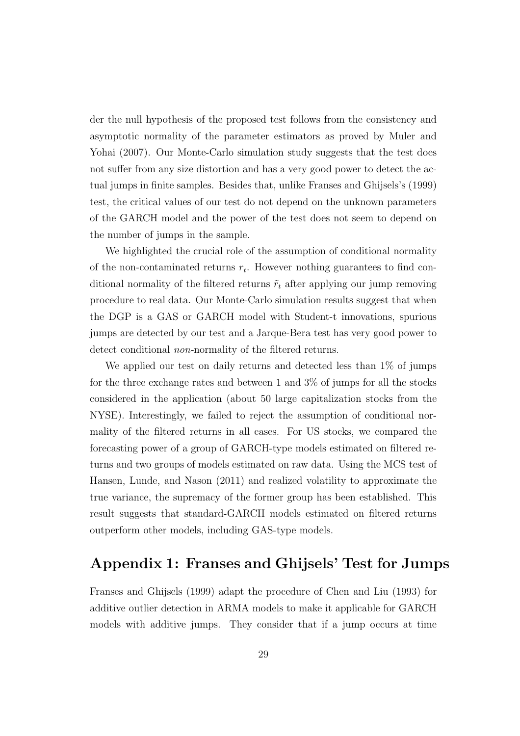der the null hypothesis of the proposed test follows from the consistency and asymptotic normality of the parameter estimators as proved by Muler and Yohai (2007). Our Monte-Carlo simulation study suggests that the test does not suffer from any size distortion and has a very good power to detect the actual jumps in finite samples. Besides that, unlike Franses and Ghijsels's (1999) test, the critical values of our test do not depend on the unknown parameters of the GARCH model and the power of the test does not seem to depend on the number of jumps in the sample.

We highlighted the crucial role of the assumption of conditional normality of the non-contaminated returns $r_t$. However nothing guarantees to find conditional normality of the filtered returns $\tilde{r}_t$ after applying our jump removing procedure to real data. Our Monte-Carlo simulation results suggest that when the DGP is a GAS or GARCH model with Student-t innovations, spurious jumps are detected by our test and a Jarque-Bera test has very good power to detect conditional *non*-normality of the filtered returns.

We applied our test on daily returns and detected less than 1% of jumps for the three exchange rates and between 1 and 3% of jumps for all the stocks considered in the application (about 50 large capitalization stocks from the NYSE). Interestingly, we failed to reject the assumption of conditional normality of the filtered returns in all cases. For US stocks, we compared the forecasting power of a group of GARCH-type models estimated on filtered returns and two groups of models estimated on raw data. Using the MCS test of Hansen, Lunde, and Nason (2011) and realized volatility to approximate the true variance, the supremacy of the former group has been established. This result suggests that standard-GARCH models estimated on filtered returns outperform other models, including GAS-type models.

## Appendix 1: Franses and Ghijsels' Test for Jumps

Franses and Ghijsels (1999) adapt the procedure of Chen and Liu (1993) for additive outlier detection in ARMA models to make it applicable for GARCH models with additive jumps. They consider that if a jump occurs at time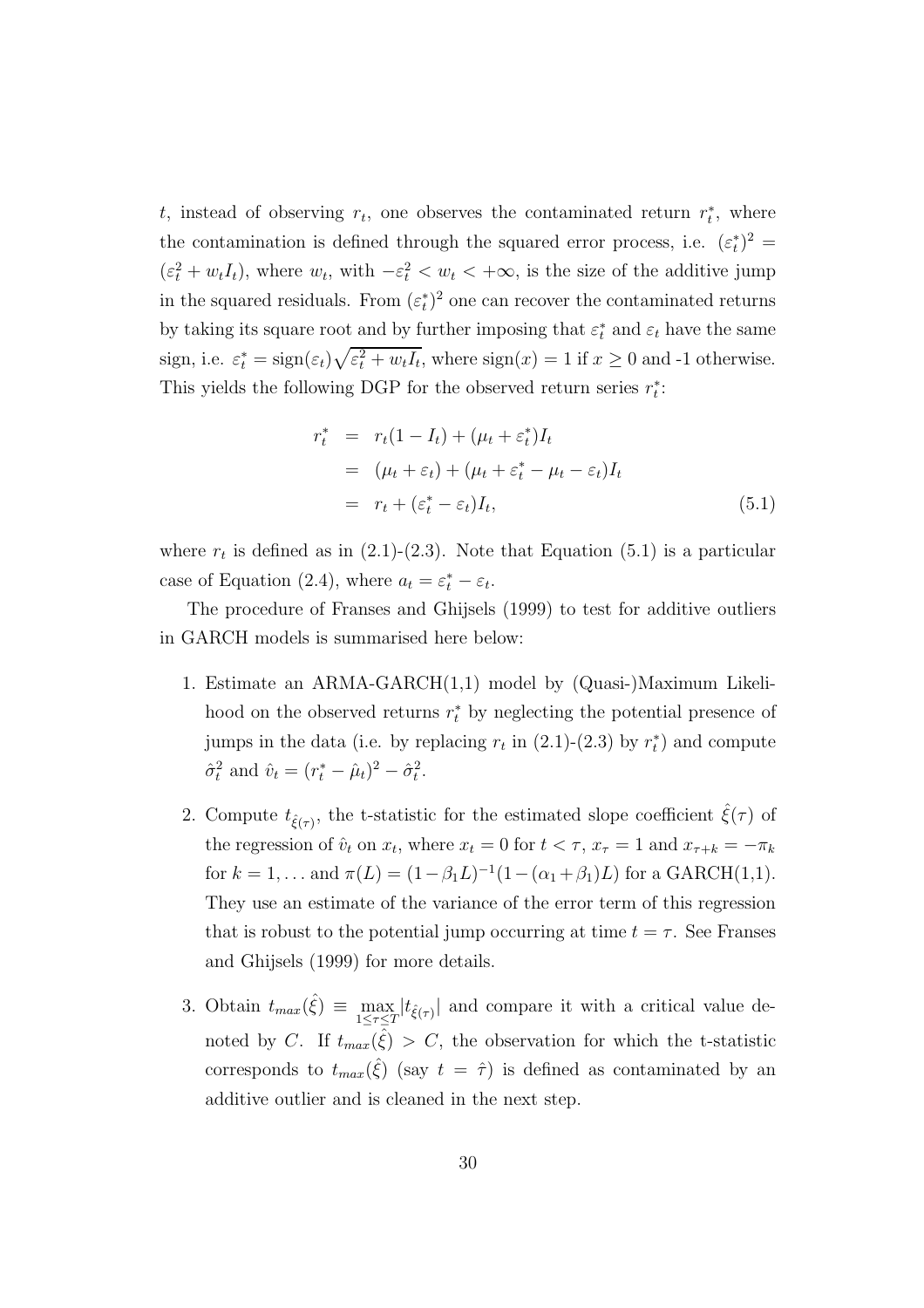$t$, instead of observing $r_t$, one observes the contaminated return $r_t^*$, where the contamination is defined through the squared error process, i.e. $(\varepsilon_t^*)^2 = (\varepsilon_t^2 + w_t I_t)$, where $w_t$, with $-\varepsilon_t^2 < w_t < +\infty$, is the size of the additive jump in the squared residuals. From $(\varepsilon_t^*)^2$ one can recover the contaminated returns by taking its square root and by further imposing that $\varepsilon_t^*$ and $\varepsilon_t$ have the same sign, i.e. $\varepsilon_t^* = \text{sign}(\varepsilon_t)\sqrt{\varepsilon_t^2 + w_t I_t}$, where $\text{sign}(x) = 1$ if $x \geq 0$ and -1 otherwise. This yields the following DGP for the observed return series $r_t^*$:

$$
\begin{aligned}
r_t^* &= r_t(1 - I_t) + (\mu_t + \varepsilon_t^*)I_t \\
&= (\mu_t + \varepsilon_t) + (\mu_t + \varepsilon_t^* - \mu_t - \varepsilon_t)I_t \\
&= r_t + (\varepsilon_t^* - \varepsilon_t)I_t, \qquad (5.1)
\end{aligned}
$$

where $r_t$ is defined as in (2.1)-(2.3). Note that Equation (5.1) is a particular case of Equation (2.4), where $a_t = \varepsilon_t^* - \varepsilon_t$.

The procedure of Franses and Ghijsels (1999) to test for additive outliers in GARCH models is summarised here below:

1. Estimate an ARMA-GARCH(1,1) model by (Quasi-)Maximum Likelihood on the observed returns $r_t^*$ by neglecting the potential presence of jumps in the data (i.e. by replacing $r_t$ in (2.1)-(2.3) by $r_t^*$) and compute $\hat{\sigma}_t^2$ and $\hat{v}_t = (r_t^* - \hat{\mu}_t)^2 - \hat{\sigma}_t^2$.
2. Compute $t_{\hat{\xi}(\tau)}$, the t-statistic for the estimated slope coefficient $\hat{\xi}(\tau)$ of the regression of $\hat{v}_t$ on $x_t$, where $x_t = 0$ for $t < \tau$, $x_\tau = 1$ and $x_{\tau+k} = -\pi_k$ for $k = 1, \ldots$ and $\pi(L) = (1 - \beta_1 L)^{-1}(1 - (\alpha_1 + \beta_1)L)$ for a GARCH(1,1). They use an estimate of the variance of the error term of this regression that is robust to the potential jump occurring at time $t = \tau$. See Franses and Ghijsels (1999) for more details.
3. Obtain $t_{max}(\hat{\xi}) \equiv \max_{1 \leq \tau \leq T} |t_{\hat{\xi}(\tau)}|$ and compare it with a critical value denoted by $C$. If $t_{max}(\hat{\xi}) > C$, the observation for which the t-statistic corresponds to $t_{max}(\hat{\xi})$ (say $t = \hat{\tau}$) is defined as contaminated by an additive outlier and is cleaned in the next step.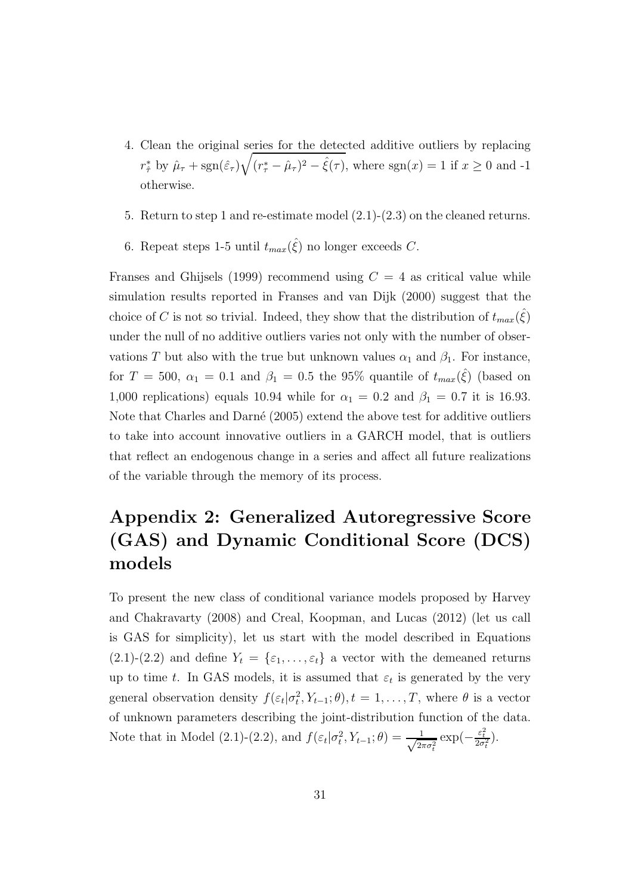4. Clean the original series for the detected additive outliers by replacing $r^*_{\hat{\tau}}$ by $\hat{\mu}_\tau + \text{sgn}(\hat{\varepsilon}_\tau)\sqrt{(r^*_\tau - \hat{\mu}_\tau)^2 - \hat{\xi}(\tau)}$, where $\text{sgn}(x) = 1$ if $x \geq 0$ and -1 otherwise.

5. Return to step 1 and re-estimate model (2.1)-(2.3) on the cleaned returns.

6. Repeat steps 1-5 until $t_{max}(\hat{\xi})$ no longer exceeds $C$.

Franses and Ghijsels (1999) recommend using $C = 4$ as critical value while simulation results reported in Franses and van Dijk (2000) suggest that the choice of $C$ is not so trivial. Indeed, they show that the distribution of $t_{max}(\hat{\xi})$ under the null of no additive outliers varies not only with the number of observations $T$ but also with the true but unknown values $\alpha_1$ and $\beta_1$. For instance, for $T = 500$, $\alpha_1 = 0.1$ and $\beta_1 = 0.5$ the 95% quantile of $t_{max}(\hat{\xi})$ (based on 1,000 replications) equals 10.94 while for $\alpha_1 = 0.2$ and $\beta_1 = 0.7$ it is 16.93. Note that Charles and Darné (2005) extend the above test for additive outliers to take into account innovative outliers in a GARCH model, that is outliers that reflect an endogenous change in a series and affect all future realizations of the variable through the memory of its process.

# Appendix 2: Generalized Autoregressive Score (GAS) and Dynamic Conditional Score (DCS) models

To present the new class of conditional variance models proposed by Harvey and Chakravarty (2008) and Creal, Koopman, and Lucas (2012) (let us call is GAS for simplicity), let us start with the model described in Equations (2.1)-(2.2) and define $Y_t = \{\varepsilon_1, \ldots, \varepsilon_t\}$ a vector with the demeaned returns up to time $t$. In GAS models, it is assumed that $\varepsilon_t$ is generated by the very general observation density $f(\varepsilon_t|\sigma^2_t, Y_{t-1}; \theta), t = 1, \ldots, T$, where $\theta$ is a vector of unknown parameters describing the joint-distribution function of the data. Note that in Model (2.1)-(2.2), and $f(\varepsilon_t|\sigma^2_t, Y_{t-1}; \theta) = \frac{1}{\sqrt{2\pi\sigma^2_t}} \exp(-\frac{\varepsilon^2_t}{2\sigma^2_t})$.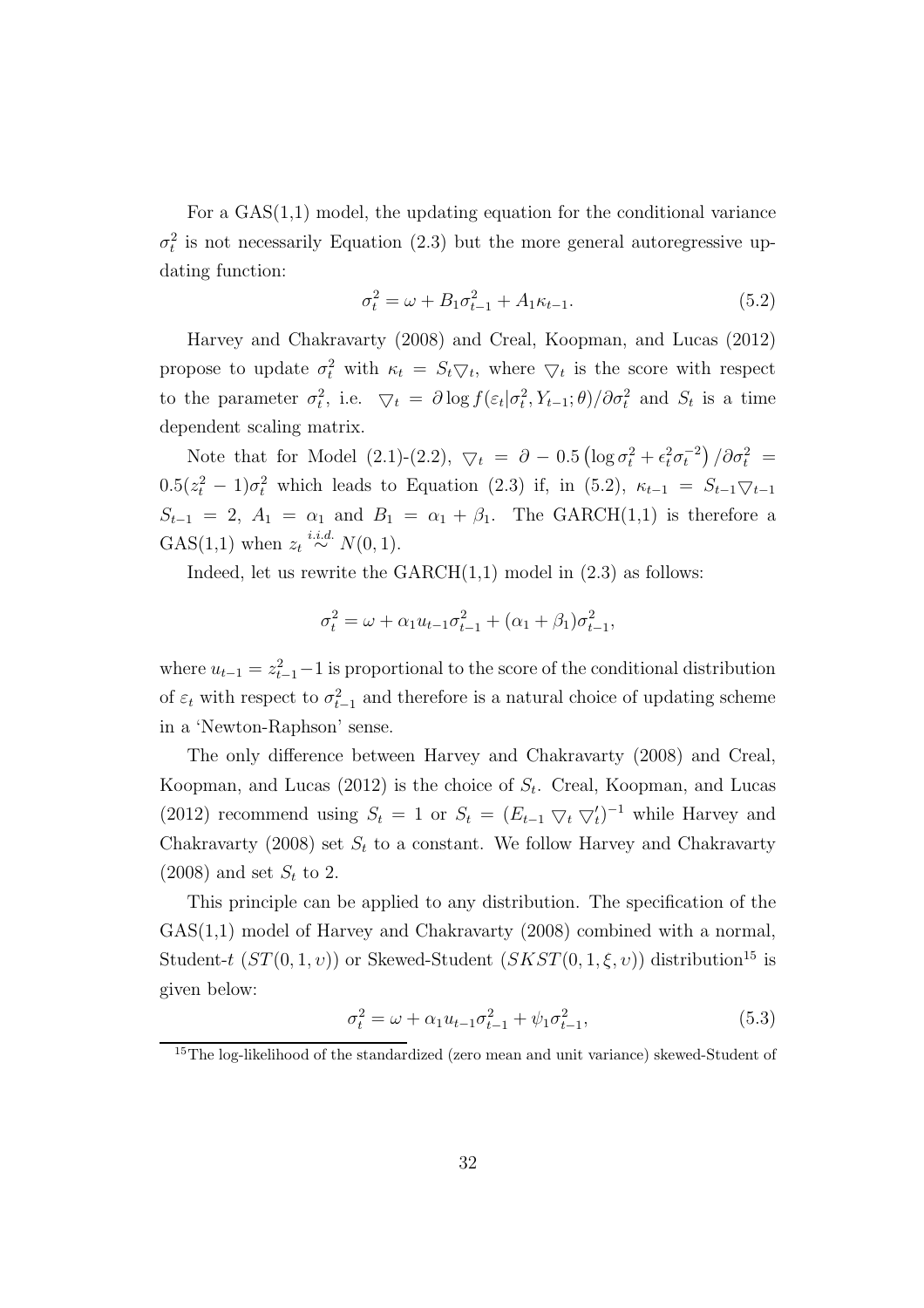For a GAS(1,1) model, the updating equation for the conditional variance $\sigma_t^2$ is not necessarily Equation (2.3) but the more general autoregressive updating function:

$$\sigma_t^2 = \omega + B_1 \sigma_{t-1}^2 + A_1 \kappa_{t-1}. \tag{5.2}$$

Harvey and Chakravarty (2008) and Creal, Koopman, and Lucas (2012) propose to update $\sigma_t^2$ with $\kappa_t = S_t \triangledown_t$, where $\triangledown_t$ is the score with respect to the parameter $\sigma_t^2$, i.e. $\triangledown_t = \partial \log f(\varepsilon_t | \sigma_t^2, Y_{t-1}; \theta) / \partial \sigma_t^2$ and $S_t$ is a time dependent scaling matrix.

Note that for Model (2.1)-(2.2), $\triangledown_t = \partial - 0.5 \left( \log \sigma_t^2 + \epsilon_t^2 \sigma_t^{-2} \right) / \partial \sigma_t^2 = 0.5(z_t^2 - 1)\sigma_t^2$ which leads to Equation (2.3) if, in (5.2), $\kappa_{t-1} = S_{t-1} \triangledown_{t-1}$ $S_{t-1} = 2$, $A_1 = \alpha_1$ and $B_1 = \alpha_1 + \beta_1$. The GARCH(1,1) is therefore a GAS(1,1) when $z_t \overset{i.i.d.}{\sim} N(0,1)$.

Indeed, let us rewrite the GARCH(1,1) model in (2.3) as follows:

$$\sigma_t^2 = \omega + \alpha_1 u_{t-1} \sigma_{t-1}^2 + (\alpha_1 + \beta_1) \sigma_{t-1}^2,$$

where $u_{t-1} = z_{t-1}^2 - 1$ is proportional to the score of the conditional distribution of $\varepsilon_t$ with respect to $\sigma_{t-1}^2$ and therefore is a natural choice of updating scheme in a 'Newton-Raphson' sense.

The only difference between Harvey and Chakravarty (2008) and Creal, Koopman, and Lucas (2012) is the choice of $S_t$. Creal, Koopman, and Lucas (2012) recommend using $S_t = 1$ or $S_t = (E_{t-1} \triangledown_t \triangledown_t')^{-1}$ while Harvey and Chakravarty (2008) set $S_t$ to a constant. We follow Harvey and Chakravarty (2008) and set $S_t$ to 2.

This principle can be applied to any distribution. The specification of the GAS(1,1) model of Harvey and Chakravarty (2008) combined with a normal, Student-$t$ ($ST(0,1,\upsilon)$) or Skewed-Student ($SKST(0,1,\xi,\upsilon)$) distribution[15] is given below:

$$\sigma_t^2 = \omega + \alpha_1 u_{t-1} \sigma_{t-1}^2 + \psi_1 \sigma_{t-1}^2, \tag{5.3}$$

[15] The log-likelihood of the standardized (zero mean and unit variance) skewed-Student of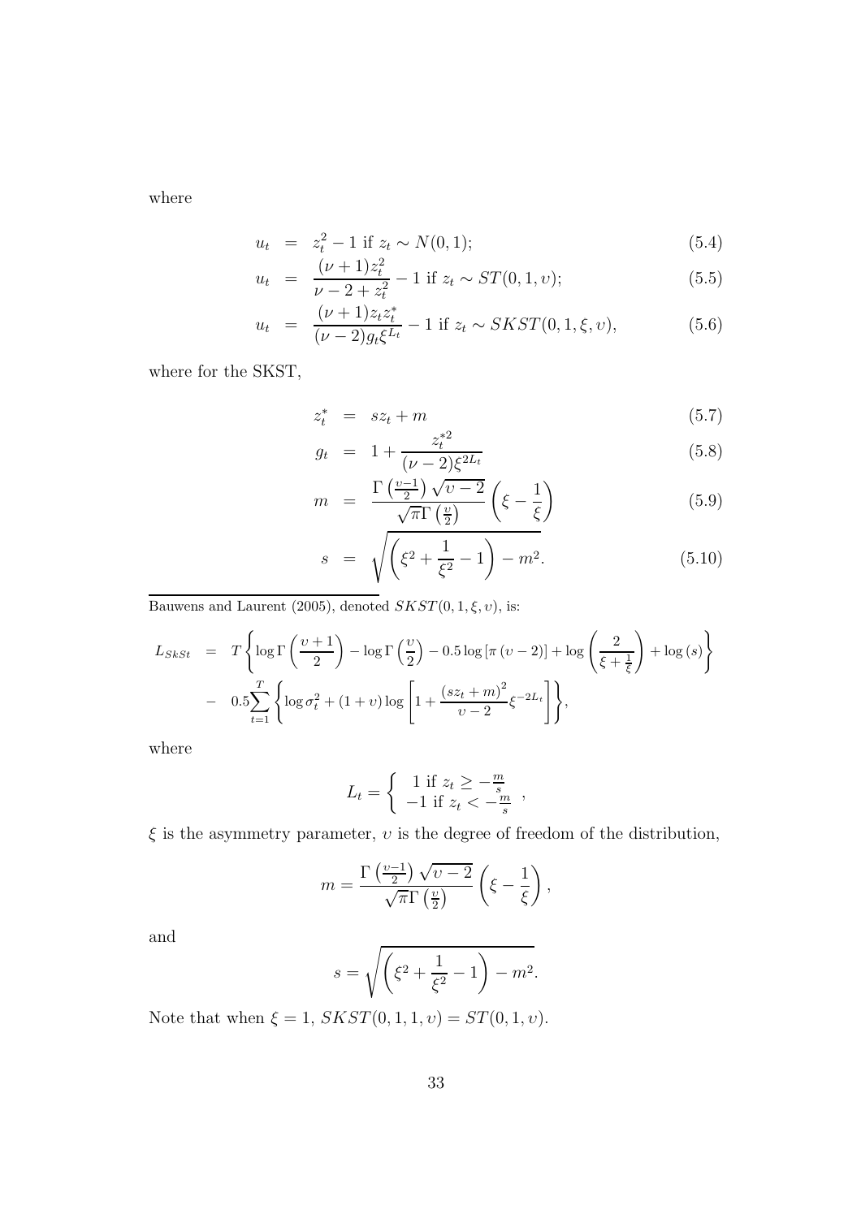where

$$u_t = z_t^2 - 1 \text{ if } z_t \sim N(0,1); \tag{5.4}$$

$$u_t = \frac{(\nu+1)z_t^2}{\nu - 2 + z_t^2} - 1 \text{ if } z_t \sim ST(0,1,\upsilon); \tag{5.5}$$

$$u_t = \frac{(\nu+1)z_t z_t^*}{(\nu-2)g_t \xi^{L_t}} - 1 \text{ if } z_t \sim SKST(0,1,\xi,\upsilon), \tag{5.6}$$

where for the SKST,

$$z_t^* = s z_t + m \tag{5.7}$$

$$g_t = 1 + \frac{z_t^{*2}}{(\nu-2)\xi^{2L_t}} \tag{5.8}$$

$$m = \frac{\Gamma\left(\frac{\upsilon-1}{2}\right)\sqrt{\upsilon-2}}{\sqrt{\pi}\Gamma\left(\frac{\upsilon}{2}\right)}\left(\xi - \frac{1}{\xi}\right) \tag{5.9}$$

$$s = \sqrt{\left(\xi^2 + \frac{1}{\xi^2} - 1\right) - m^2}. \tag{5.10}$$

Bauwens and Laurent (2005), denoted $SKST(0,1,\xi,\upsilon)$, is:

$$L_{SkSt} = T\left\{\log\Gamma\left(\frac{\upsilon+1}{2}\right) - \log\Gamma\left(\frac{\upsilon}{2}\right) - 0.5\log\left[\pi\left(\upsilon-2\right)\right] + \log\left(\frac{2}{\xi+\frac{1}{\xi}}\right) + \log\left(s\right)\right\}$$
$$- \; 0.5\sum_{t=1}^{T}\left\{\log\sigma_t^2 + (1+\upsilon)\log\left[1 + \frac{\left(sz_t+m\right)^2}{\upsilon-2}\xi^{-2L_t}\right]\right\},$$

where

$$L_t = \begin{cases} 1 \text{ if } z_t \geq -\frac{m}{s} \\ -1 \text{ if } z_t < -\frac{m}{s} \end{cases},$$

$\xi$ is the asymmetry parameter, $\upsilon$ is the degree of freedom of the distribution,

$$m = \frac{\Gamma\left(\frac{\upsilon-1}{2}\right)\sqrt{\upsilon-2}}{\sqrt{\pi}\Gamma\left(\frac{\upsilon}{2}\right)}\left(\xi - \frac{1}{\xi}\right),$$

and

$$s = \sqrt{\left(\xi^2 + \frac{1}{\xi^2} - 1\right) - m^2}.$$

Note that when $\xi = 1$, $SKST(0,1,1,\upsilon) = ST(0,1,\upsilon)$.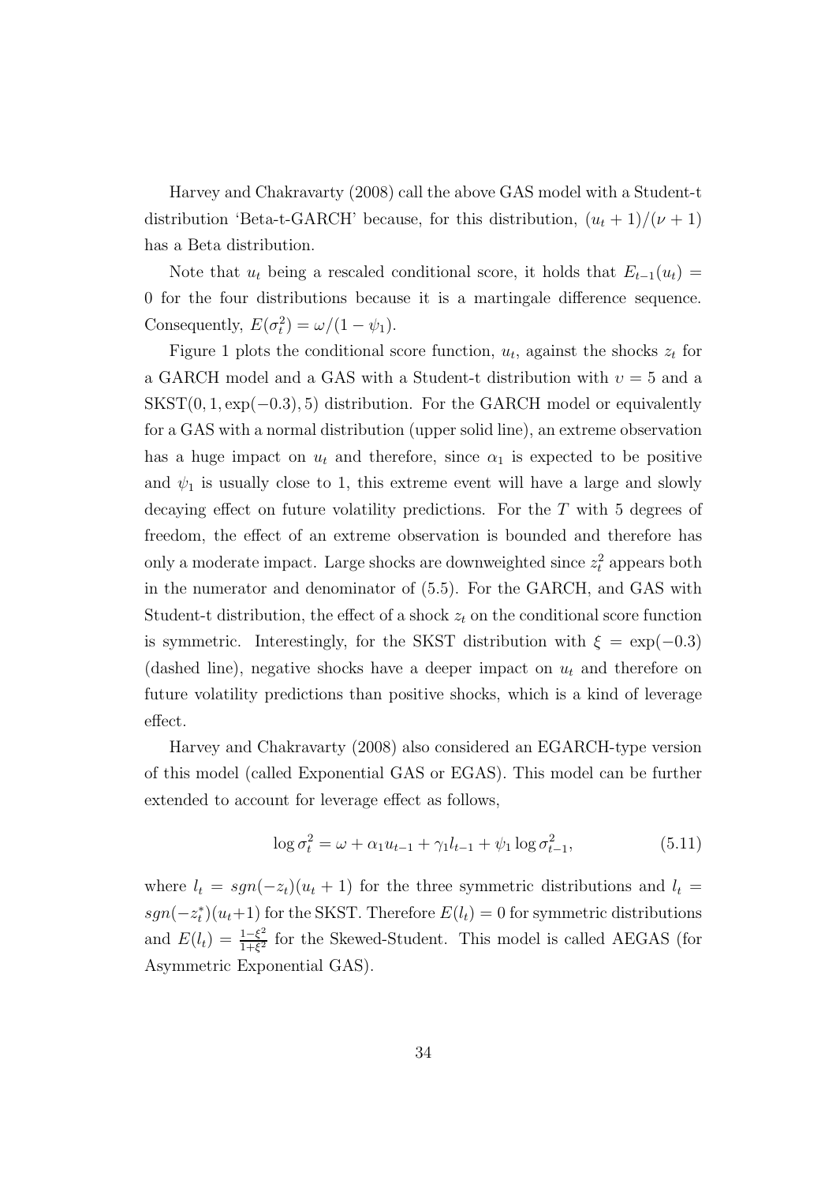Harvey and Chakravarty (2008) call the above GAS model with a Student-t distribution 'Beta-t-GARCH' because, for this distribution, $(u_t + 1)/(\nu + 1)$ has a Beta distribution.

Note that $u_t$ being a rescaled conditional score, it holds that $E_{t-1}(u_t) = 0$ for the four distributions because it is a martingale difference sequence. Consequently, $E(\sigma_t^2) = \omega/(1 - \psi_1)$.

Figure 1 plots the conditional score function, $u_t$, against the shocks $z_t$ for a GARCH model and a GAS with a Student-t distribution with $\upsilon = 5$ and a $\text{SKST}(0, 1, \exp(-0.3), 5)$ distribution. For the GARCH model or equivalently for a GAS with a normal distribution (upper solid line), an extreme observation has a huge impact on $u_t$ and therefore, since $\alpha_1$ is expected to be positive and $\psi_1$ is usually close to 1, this extreme event will have a large and slowly decaying effect on future volatility predictions. For the $T$ with 5 degrees of freedom, the effect of an extreme observation is bounded and therefore has only a moderate impact. Large shocks are downweighted since $z_t^2$ appears both in the numerator and denominator of (5.5). For the GARCH, and GAS with Student-t distribution, the effect of a shock $z_t$ on the conditional score function is symmetric. Interestingly, for the SKST distribution with $\xi = \exp(-0.3)$ (dashed line), negative shocks have a deeper impact on $u_t$ and therefore on future volatility predictions than positive shocks, which is a kind of leverage effect.

Harvey and Chakravarty (2008) also considered an EGARCH-type version of this model (called Exponential GAS or EGAS). This model can be further extended to account for leverage effect as follows,

$$\log \sigma_t^2 = \omega + \alpha_1 u_{t-1} + \gamma_1 l_{t-1} + \psi_1 \log \sigma_{t-1}^2, \tag{5.11}$$

where $l_t = sgn(-z_t)(u_t + 1)$ for the three symmetric distributions and $l_t = sgn(-z_t^*)(u_t+1)$ for the SKST. Therefore $E(l_t) = 0$ for symmetric distributions and $E(l_t) = \frac{1-\xi^2}{1+\xi^2}$ for the Skewed-Student. This model is called AEGAS (for Asymmetric Exponential GAS).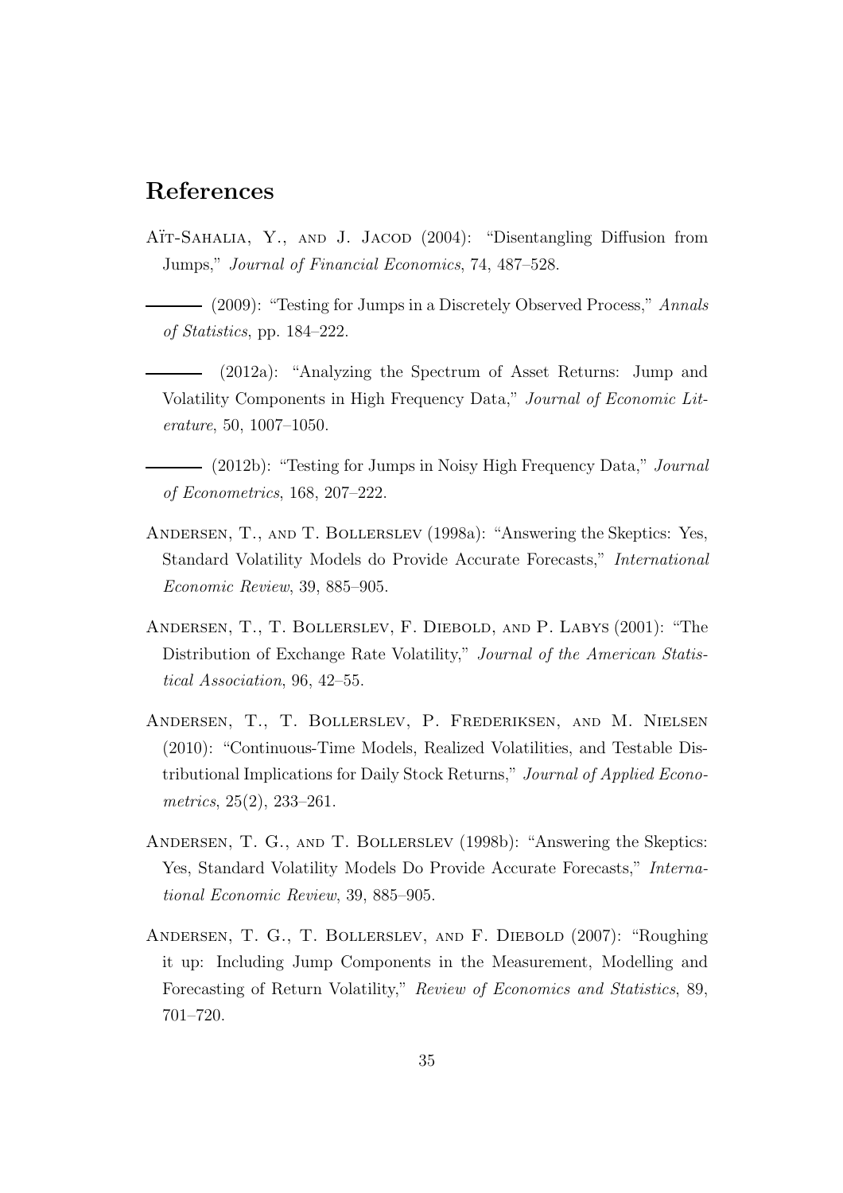# References

Aït-Sahalia, Y., and J. Jacod (2004): "Disentangling Diffusion from Jumps," *Journal of Financial Economics*, 74, 487–528.

——— (2009): "Testing for Jumps in a Discretely Observed Process," *Annals of Statistics*, pp. 184–222.

——— (2012a): "Analyzing the Spectrum of Asset Returns: Jump and Volatility Components in High Frequency Data," *Journal of Economic Literature*, 50, 1007–1050.

——— (2012b): "Testing for Jumps in Noisy High Frequency Data," *Journal of Econometrics*, 168, 207–222.

Andersen, T., and T. Bollerslev (1998a): "Answering the Skeptics: Yes, Standard Volatility Models do Provide Accurate Forecasts," *International Economic Review*, 39, 885–905.

Andersen, T., T. Bollerslev, F. Diebold, and P. Labys (2001): "The Distribution of Exchange Rate Volatility," *Journal of the American Statistical Association*, 96, 42–55.

Andersen, T., T. Bollerslev, P. Frederiksen, and M. Nielsen (2010): "Continuous-Time Models, Realized Volatilities, and Testable Distributional Implications for Daily Stock Returns," *Journal of Applied Econometrics*, 25(2), 233–261.

Andersen, T. G., and T. Bollerslev (1998b): "Answering the Skeptics: Yes, Standard Volatility Models Do Provide Accurate Forecasts," *International Economic Review*, 39, 885–905.

Andersen, T. G., T. Bollerslev, and F. Diebold (2007): "Roughing it up: Including Jump Components in the Measurement, Modelling and Forecasting of Return Volatility," *Review of Economics and Statistics*, 89, 701–720.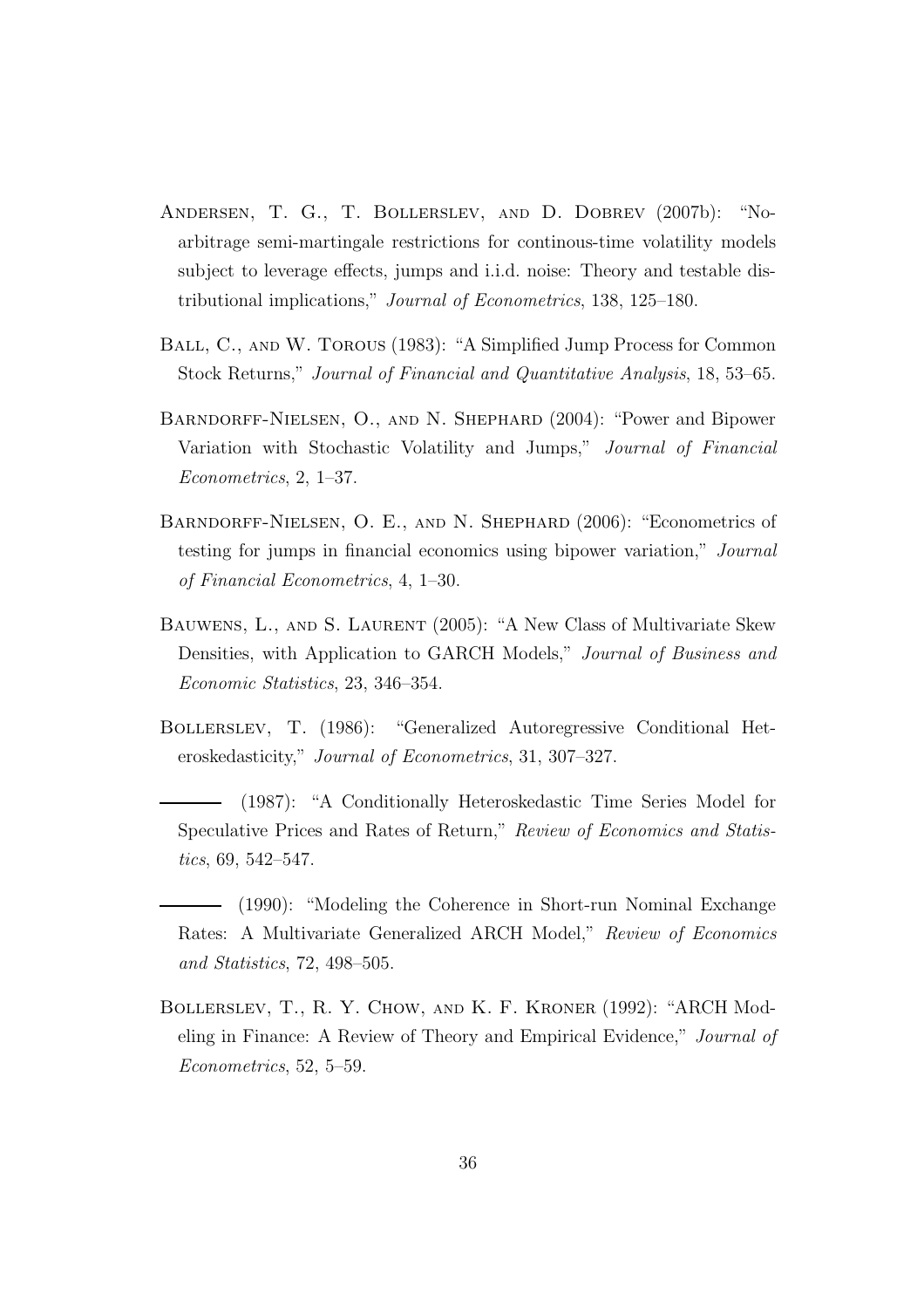Andersen, T. G., T. Bollerslev, and D. Dobrev (2007b): "No-arbitrage semi-martingale restrictions for continous-time volatility models subject to leverage effects, jumps and i.i.d. noise: Theory and testable distributional implications," *Journal of Econometrics*, 138, 125–180.

Ball, C., and W. Torous (1983): "A Simplified Jump Process for Common Stock Returns," *Journal of Financial and Quantitative Analysis*, 18, 53–65.

Barndorff-Nielsen, O., and N. Shephard (2004): "Power and Bipower Variation with Stochastic Volatility and Jumps," *Journal of Financial Econometrics*, 2, 1–37.

Barndorff-Nielsen, O. E., and N. Shephard (2006): "Econometrics of testing for jumps in financial economics using bipower variation," *Journal of Financial Econometrics*, 4, 1–30.

Bauwens, L., and S. Laurent (2005): "A New Class of Multivariate Skew Densities, with Application to GARCH Models," *Journal of Business and Economic Statistics*, 23, 346–354.

Bollerslev, T. (1986): "Generalized Autoregressive Conditional Heteroskedasticity," *Journal of Econometrics*, 31, 307–327.

——— (1987): "A Conditionally Heteroskedastic Time Series Model for Speculative Prices and Rates of Return," *Review of Economics and Statistics*, 69, 542–547.

——— (1990): "Modeling the Coherence in Short-run Nominal Exchange Rates: A Multivariate Generalized ARCH Model," *Review of Economics and Statistics*, 72, 498–505.

Bollerslev, T., R. Y. Chow, and K. F. Kroner (1992): "ARCH Modeling in Finance: A Review of Theory and Empirical Evidence," *Journal of Econometrics*, 52, 5–59.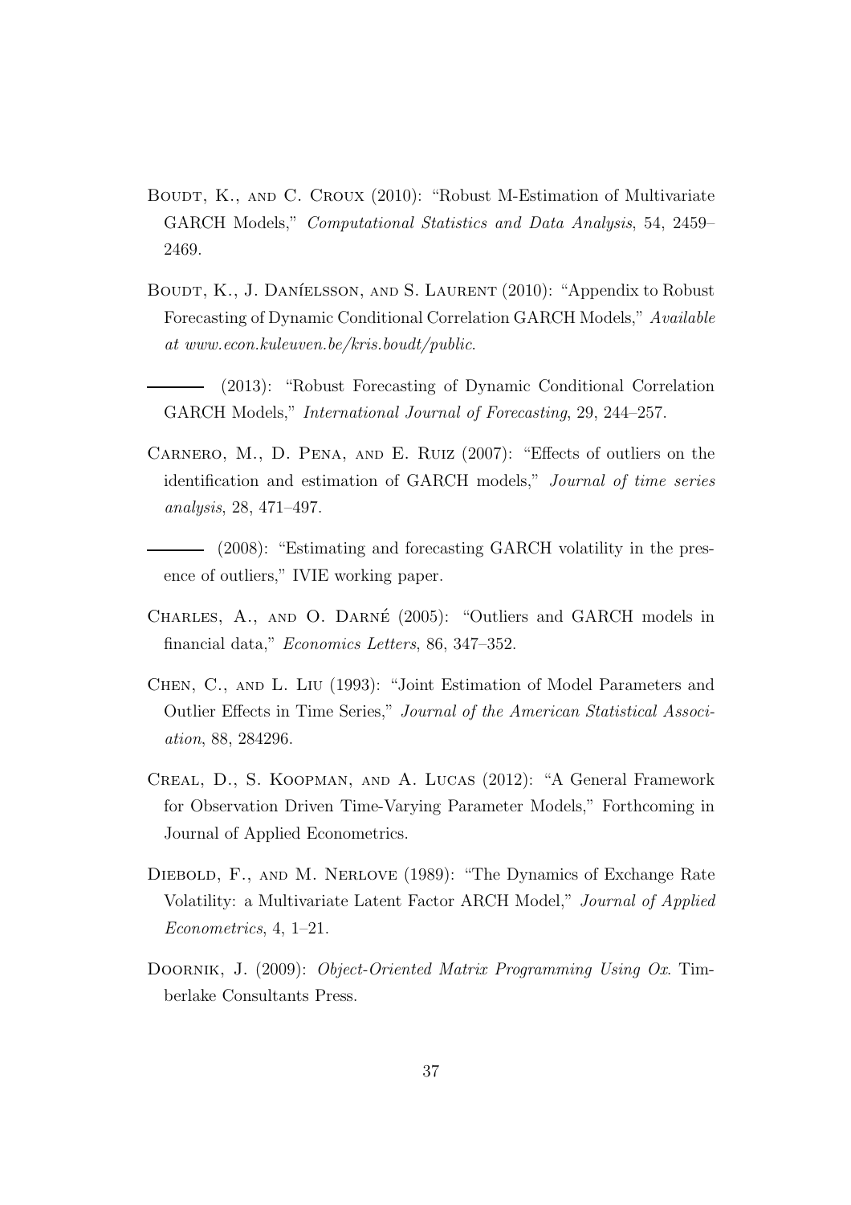Boudt, K., and C. Croux (2010): "Robust M-Estimation of Multivariate GARCH Models," *Computational Statistics and Data Analysis*, 54, 2459–2469.

Boudt, K., J. Daníelsson, and S. Laurent (2010): "Appendix to Robust Forecasting of Dynamic Conditional Correlation GARCH Models," *Available at www.econ.kuleuven.be/kris.boudt/public*.

——— (2013): "Robust Forecasting of Dynamic Conditional Correlation GARCH Models," *International Journal of Forecasting*, 29, 244–257.

Carnero, M., D. Pena, and E. Ruiz (2007): "Effects of outliers on the identification and estimation of GARCH models," *Journal of time series analysis*, 28, 471–497.

——— (2008): "Estimating and forecasting GARCH volatility in the presence of outliers," IVIE working paper.

Charles, A., and O. Darné (2005): "Outliers and GARCH models in financial data," *Economics Letters*, 86, 347–352.

Chen, C., and L. Liu (1993): "Joint Estimation of Model Parameters and Outlier Effects in Time Series," *Journal of the American Statistical Association*, 88, 284296.

Creal, D., S. Koopman, and A. Lucas (2012): "A General Framework for Observation Driven Time-Varying Parameter Models," Forthcoming in Journal of Applied Econometrics.

Diebold, F., and M. Nerlove (1989): "The Dynamics of Exchange Rate Volatility: a Multivariate Latent Factor ARCH Model," *Journal of Applied Econometrics*, 4, 1–21.

Doornik, J. (2009): *Object-Oriented Matrix Programming Using Ox*. Timberlake Consultants Press.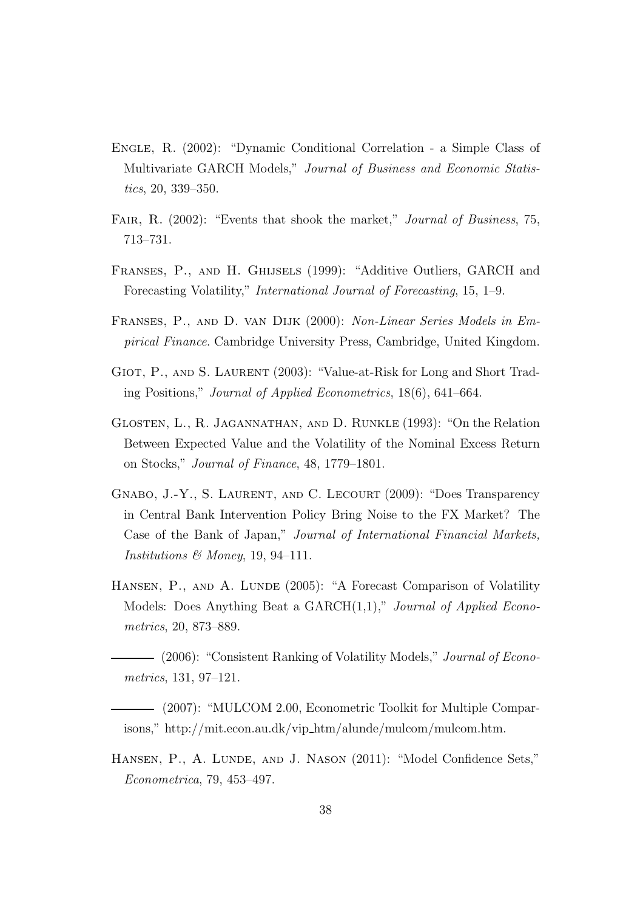Engle, R. (2002): "Dynamic Conditional Correlation - a Simple Class of Multivariate GARCH Models," *Journal of Business and Economic Statistics*, 20, 339–350.

Fair, R. (2002): "Events that shook the market," *Journal of Business*, 75, 713–731.

Franses, P., and H. Ghijsels (1999): "Additive Outliers, GARCH and Forecasting Volatility," *International Journal of Forecasting*, 15, 1–9.

Franses, P., and D. van Dijk (2000): *Non-Linear Series Models in Empirical Finance*. Cambridge University Press, Cambridge, United Kingdom.

Giot, P., and S. Laurent (2003): "Value-at-Risk for Long and Short Trading Positions," *Journal of Applied Econometrics*, 18(6), 641–664.

Glosten, L., R. Jagannathan, and D. Runkle (1993): "On the Relation Between Expected Value and the Volatility of the Nominal Excess Return on Stocks," *Journal of Finance*, 48, 1779–1801.

Gnabo, J.-Y., S. Laurent, and C. Lecourt (2009): "Does Transparency in Central Bank Intervention Policy Bring Noise to the FX Market? The Case of the Bank of Japan," *Journal of International Financial Markets, Institutions & Money*, 19, 94–111.

Hansen, P., and A. Lunde (2005): "A Forecast Comparison of Volatility Models: Does Anything Beat a GARCH(1,1)," *Journal of Applied Econometrics*, 20, 873–889.

——— (2006): "Consistent Ranking of Volatility Models," *Journal of Econometrics*, 131, 97–121.

——— (2007): "MULCOM 2.00, Econometric Toolkit for Multiple Comparisons," http://mit.econ.au.dk/vip_htm/alunde/mulcom/mulcom.htm.

Hansen, P., A. Lunde, and J. Nason (2011): "Model Confidence Sets," *Econometrica*, 79, 453–497.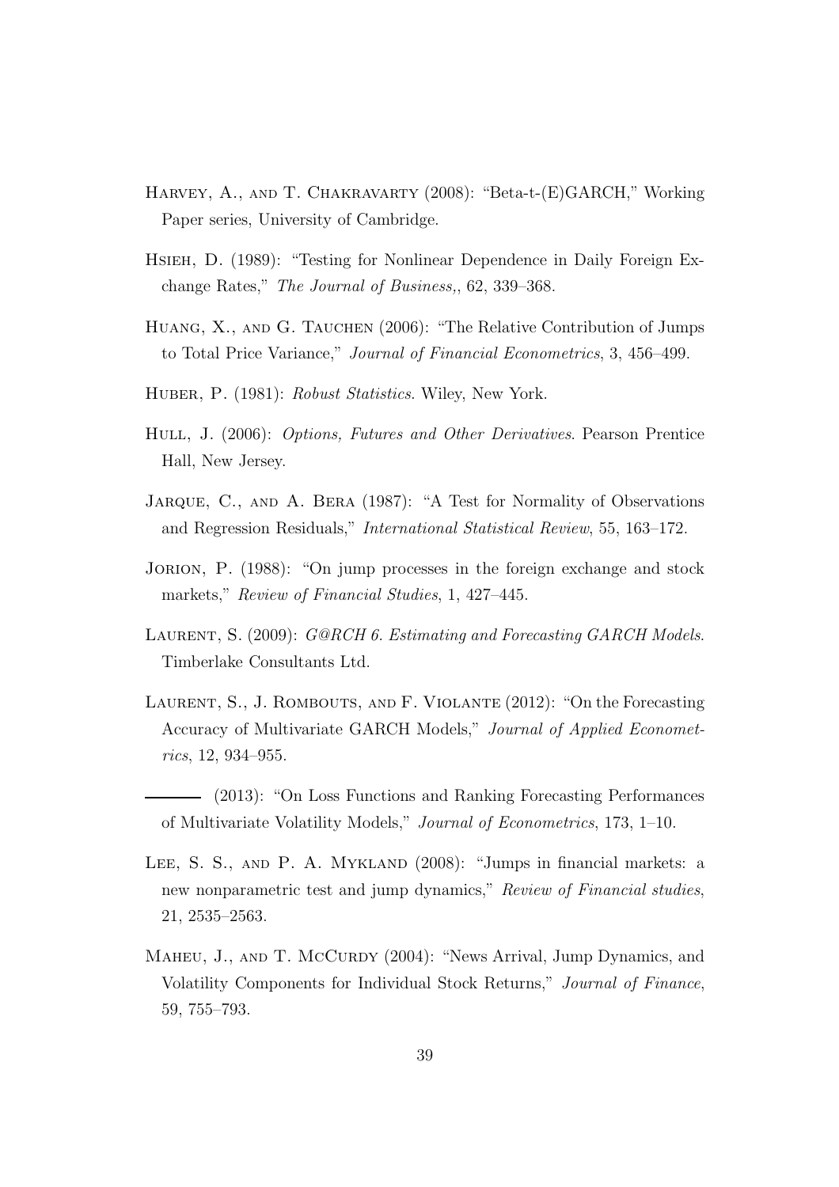Harvey, A., and T. Chakravarty (2008): "Beta-t-(E)GARCH," Working Paper series, University of Cambridge.

Hsieh, D. (1989): "Testing for Nonlinear Dependence in Daily Foreign Exchange Rates," *The Journal of Business,*, 62, 339–368.

Huang, X., and G. Tauchen (2006): "The Relative Contribution of Jumps to Total Price Variance," *Journal of Financial Econometrics*, 3, 456–499.

Huber, P. (1981): *Robust Statistics*. Wiley, New York.

Hull, J. (2006): *Options, Futures and Other Derivatives*. Pearson Prentice Hall, New Jersey.

Jarque, C., and A. Bera (1987): "A Test for Normality of Observations and Regression Residuals," *International Statistical Review*, 55, 163–172.

Jorion, P. (1988): "On jump processes in the foreign exchange and stock markets," *Review of Financial Studies*, 1, 427–445.

Laurent, S. (2009): *G@RCH 6. Estimating and Forecasting GARCH Models*. Timberlake Consultants Ltd.

Laurent, S., J. Rombouts, and F. Violante (2012): "On the Forecasting Accuracy of Multivariate GARCH Models," *Journal of Applied Econometrics*, 12, 934–955.

——— (2013): "On Loss Functions and Ranking Forecasting Performances of Multivariate Volatility Models," *Journal of Econometrics*, 173, 1–10.

Lee, S. S., and P. A. Mykland (2008): "Jumps in financial markets: a new nonparametric test and jump dynamics," *Review of Financial studies*, 21, 2535–2563.

Maheu, J., and T. McCurdy (2004): "News Arrival, Jump Dynamics, and Volatility Components for Individual Stock Returns," *Journal of Finance*, 59, 755–793.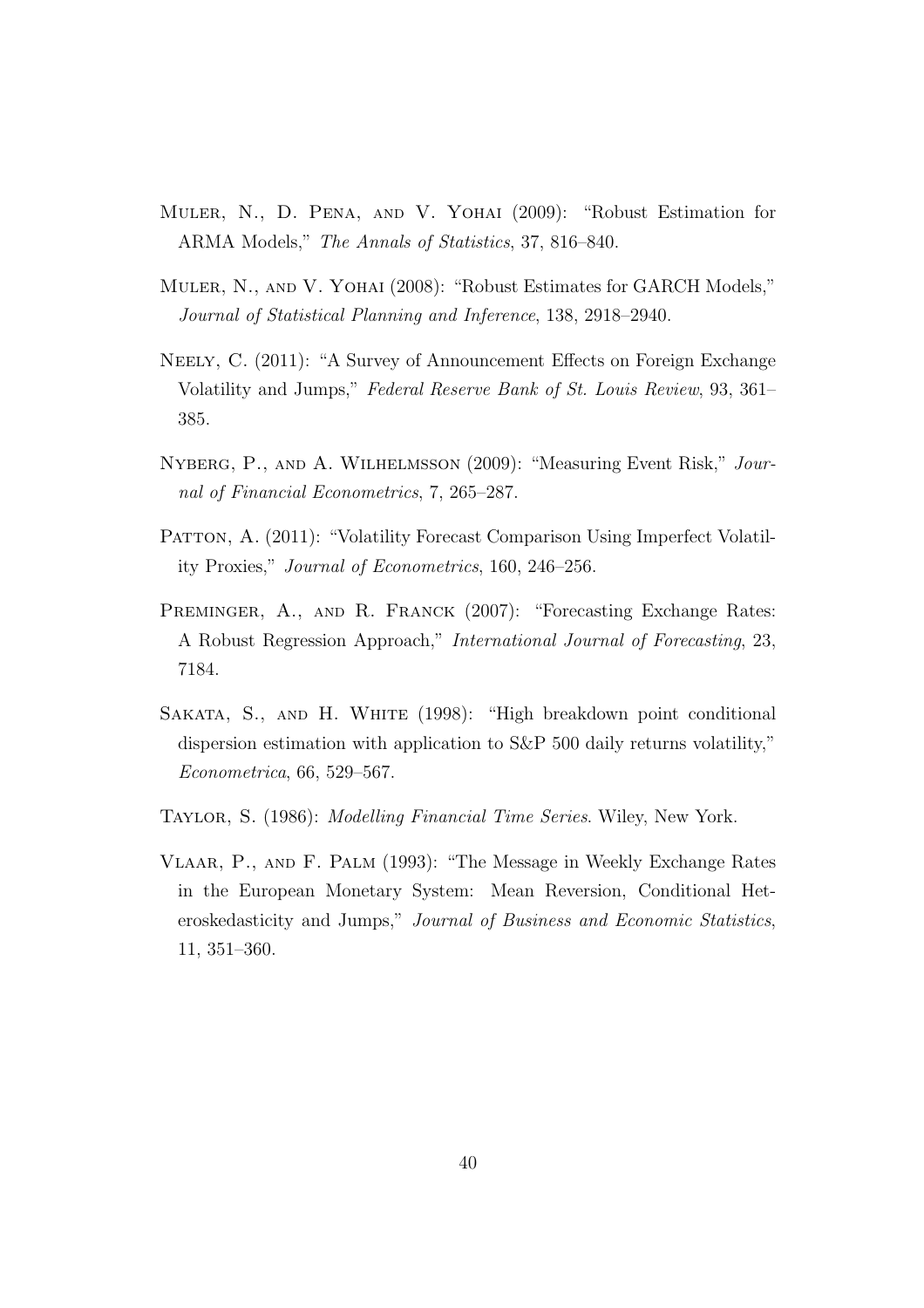Muler, N., D. Pena, and V. Yohai (2009): "Robust Estimation for ARMA Models," *The Annals of Statistics*, 37, 816–840.

Muler, N., and V. Yohai (2008): "Robust Estimates for GARCH Models," *Journal of Statistical Planning and Inference*, 138, 2918–2940.

Neely, C. (2011): "A Survey of Announcement Effects on Foreign Exchange Volatility and Jumps," *Federal Reserve Bank of St. Louis Review*, 93, 361–385.

Nyberg, P., and A. Wilhelmsson (2009): "Measuring Event Risk," *Journal of Financial Econometrics*, 7, 265–287.

Patton, A. (2011): "Volatility Forecast Comparison Using Imperfect Volatility Proxies," *Journal of Econometrics*, 160, 246–256.

Preminger, A., and R. Franck (2007): "Forecasting Exchange Rates: A Robust Regression Approach," *International Journal of Forecasting*, 23, 7184.

Sakata, S., and H. White (1998): "High breakdown point conditional dispersion estimation with application to S&P 500 daily returns volatility," *Econometrica*, 66, 529–567.

Taylor, S. (1986): *Modelling Financial Time Series*. Wiley, New York.

Vlaar, P., and F. Palm (1993): "The Message in Weekly Exchange Rates in the European Monetary System: Mean Reversion, Conditional Heteroskedasticity and Jumps," *Journal of Business and Economic Statistics*, 11, 351–360.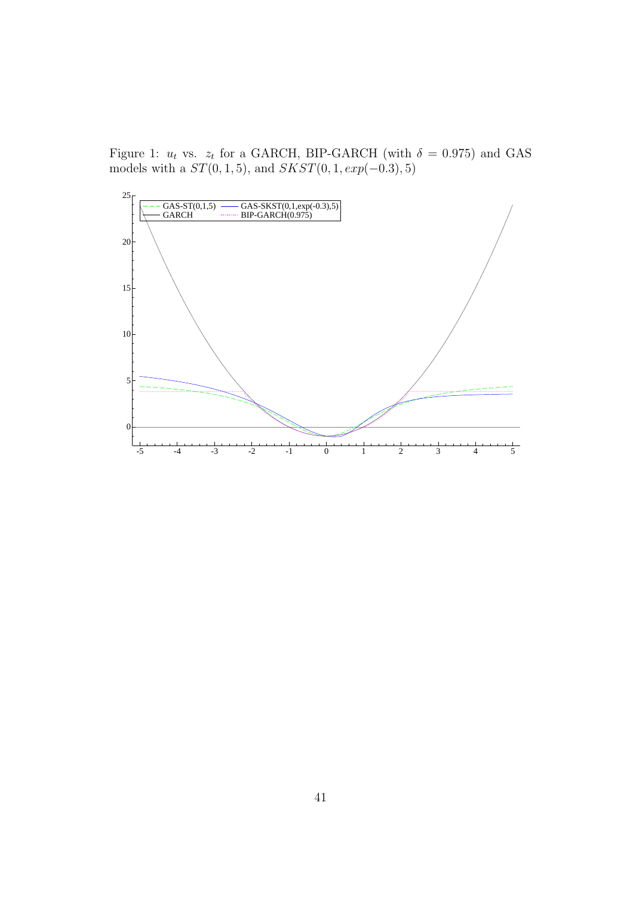Figure 1: $u_t$ vs. $z_t$ for a GARCH, BIP-GARCH (with $\delta = 0.975$) and GAS models with a $ST(0,1,5)$, and $SKST(0,1,exp(-0.3),5)$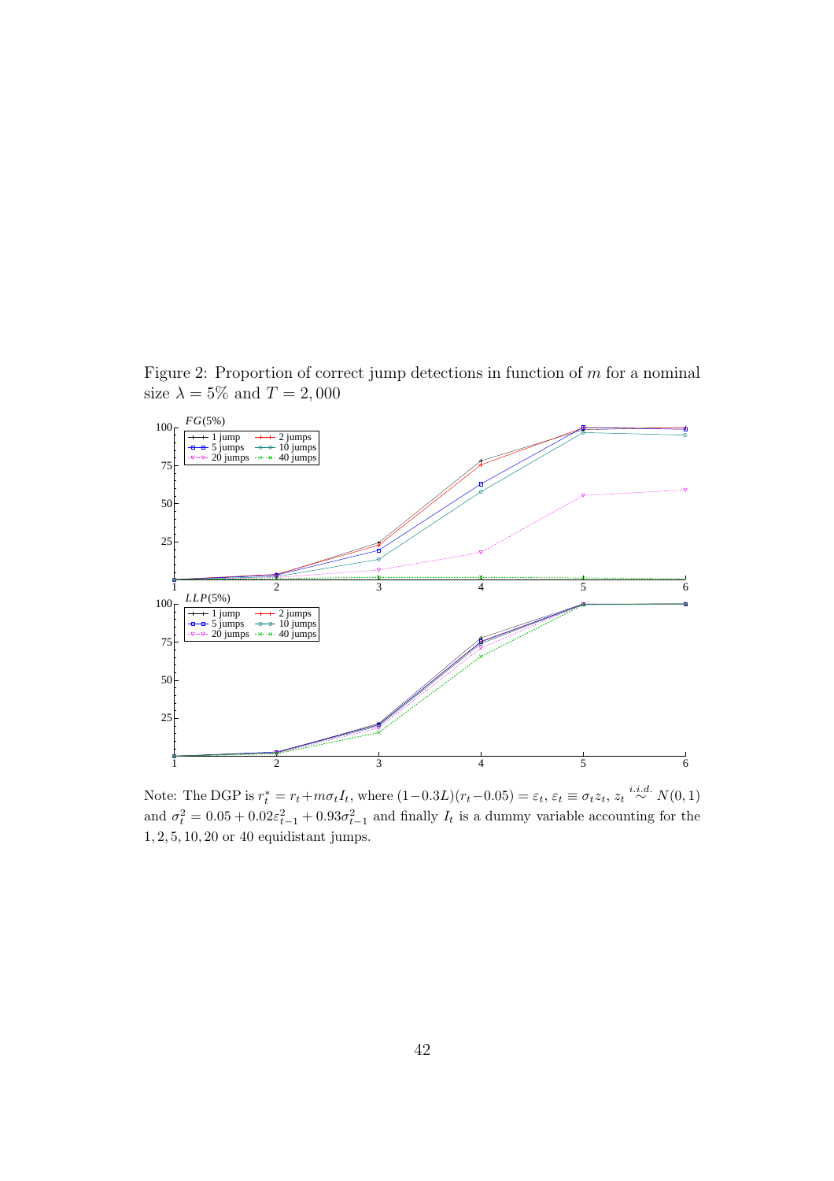Figure 2: Proportion of correct jump detections in function of $m$ for a nominal size $\lambda = 5\%$ and $T = 2,000$

Note: The DGP is $r_t^* = r_t + m\sigma_t I_t$, where $(1-0.3L)(r_t - 0.05) = \varepsilon_t$, $\varepsilon_t \equiv \sigma_t z_t$, $z_t \overset{i.i.d.}{\sim} N(0,1)$ and $\sigma_t^2 = 0.05 + 0.02\varepsilon_{t-1}^2 + 0.93\sigma_{t-1}^2$ and finally $I_t$ is a dummy variable accounting for the $1, 2, 5, 10, 20$ or $40$ equidistant jumps.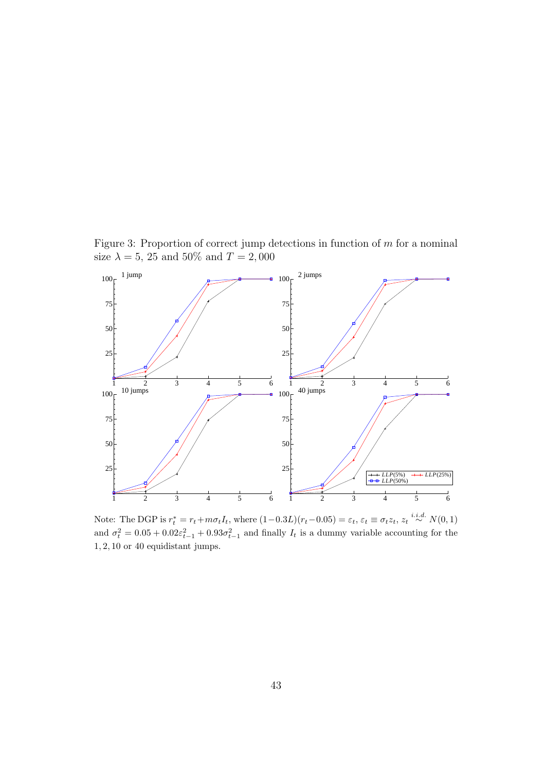Figure 3: Proportion of correct jump detections in function of $m$ for a nominal size $\lambda = 5$, 25 and 50% and $T = 2,000$

Note: The DGP is $r_t^* = r_t + m\sigma_t I_t$, where $(1-0.3L)(r_t - 0.05) = \varepsilon_t$, $\varepsilon_t \equiv \sigma_t z_t$, $z_t \overset{i.i.d.}{\sim} N(0,1)$ and $\sigma_t^2 = 0.05 + 0.02\varepsilon_{t-1}^2 + 0.93\sigma_{t-1}^2$ and finally $I_t$ is a dummy variable accounting for the $1, 2, 10$ or $40$ equidistant jumps.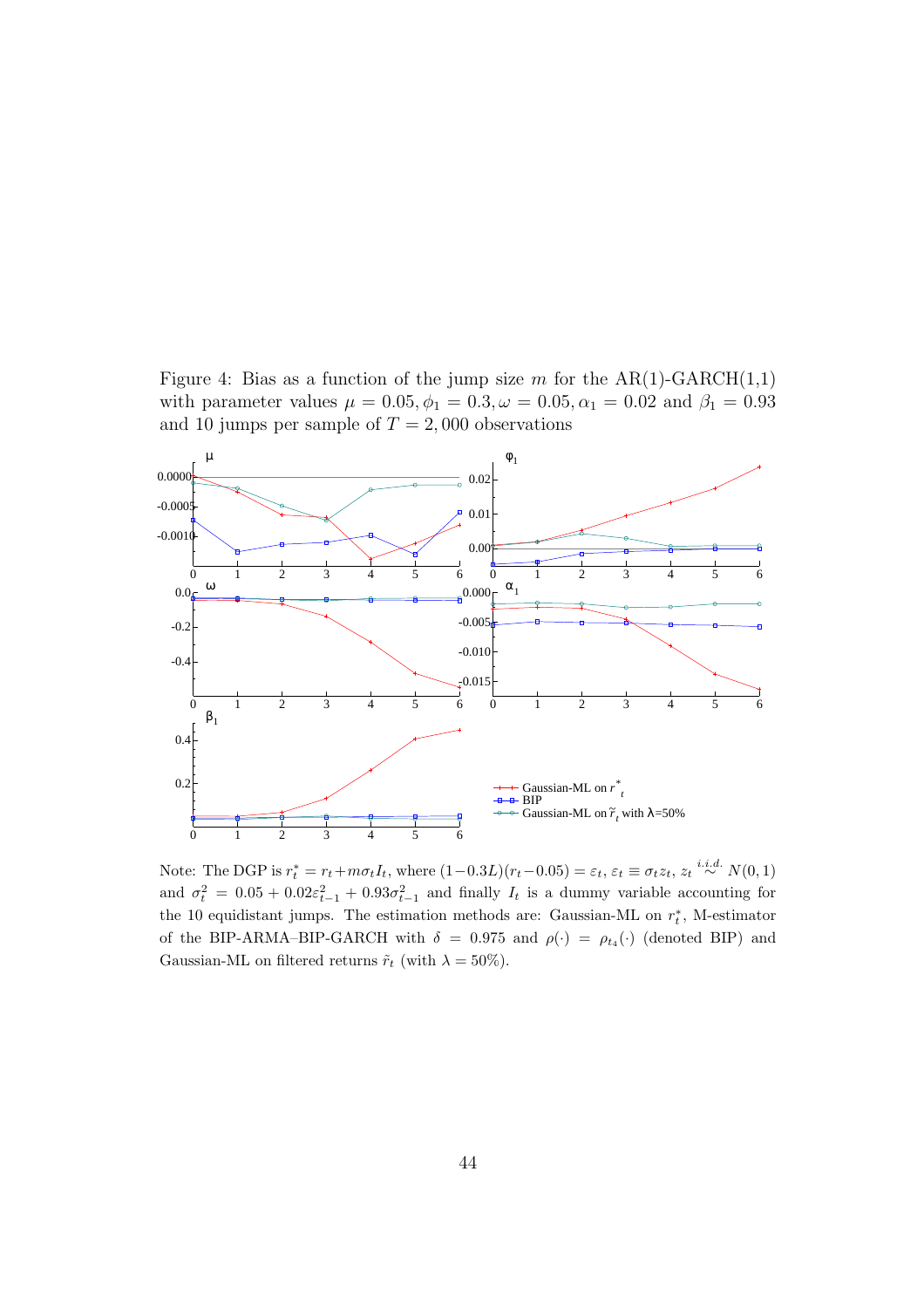Figure 4: Bias as a function of the jump size $m$ for the AR(1)-GARCH(1,1) with parameter values $\mu = 0.05, \phi_1 = 0.3, \omega = 0.05, \alpha_1 = 0.02$ and $\beta_1 = 0.93$ and 10 jumps per sample of $T = 2,000$ observations

Note: The DGP is $r_t^* = r_t + m\sigma_t I_t$, where $(1-0.3L)(r_t - 0.05) = \varepsilon_t$, $\varepsilon_t \equiv \sigma_t z_t$, $z_t \overset{i.i.d.}{\sim} N(0,1)$ and $\sigma_t^2 = 0.05 + 0.02\varepsilon_{t-1}^2 + 0.93\sigma_{t-1}^2$ and finally $I_t$ is a dummy variable accounting for the 10 equidistant jumps. The estimation methods are: Gaussian-ML on $r_t^*$, M-estimator of the BIP-ARMA–BIP-GARCH with $\delta = 0.975$ and $\rho(\cdot) = \rho_{t_4}(\cdot)$ (denoted BIP) and Gaussian-ML on filtered returns $\tilde{r}_t$ (with $\lambda = 50\%$).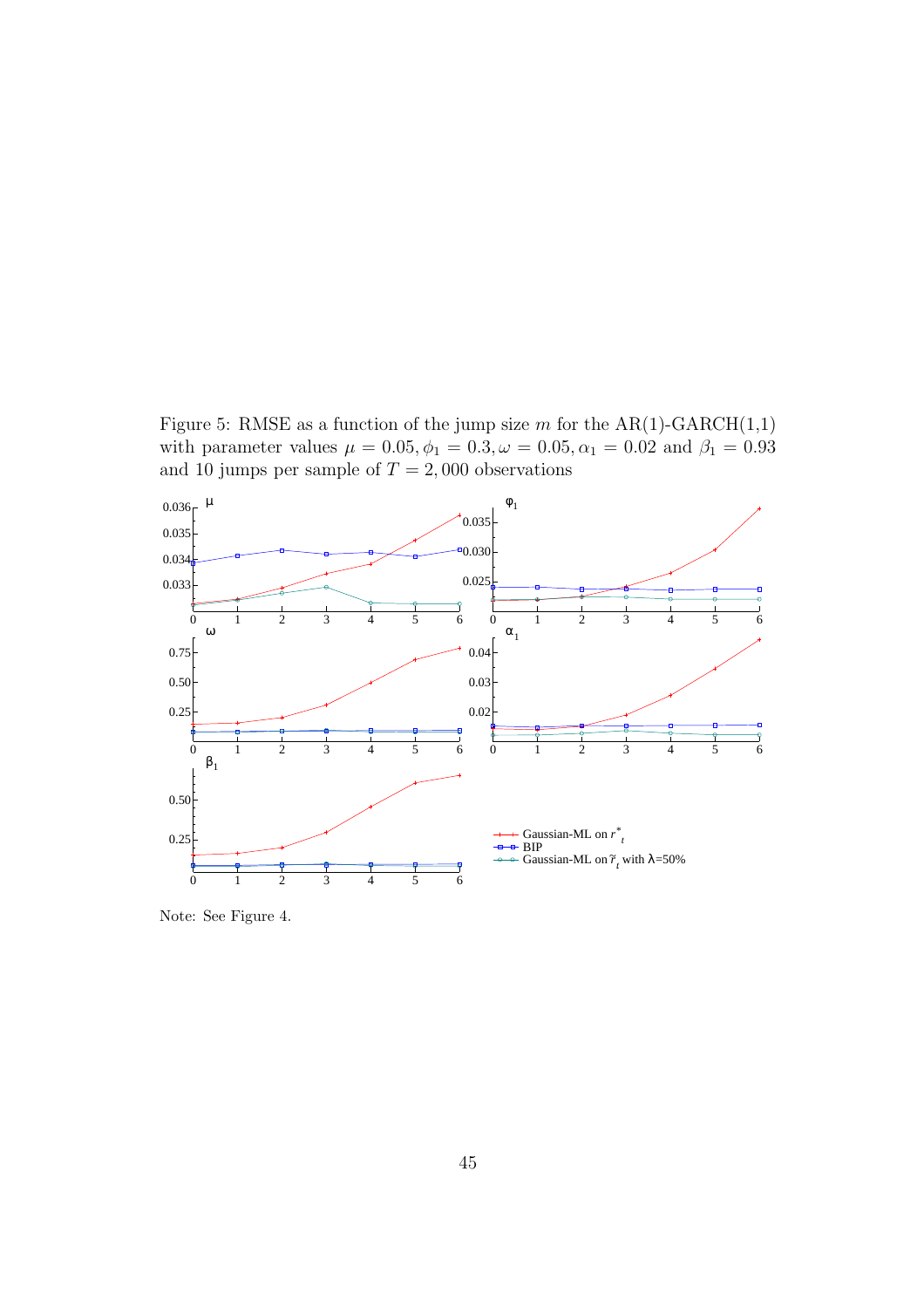Figure 5: RMSE as a function of the jump size $m$ for the AR(1)-GARCH(1,1) with parameter values $\mu = 0.05, \phi_1 = 0.3, \omega = 0.05, \alpha_1 = 0.02$ and $\beta_1 = 0.93$ and 10 jumps per sample of $T = 2,000$ observations

Note: See Figure 4.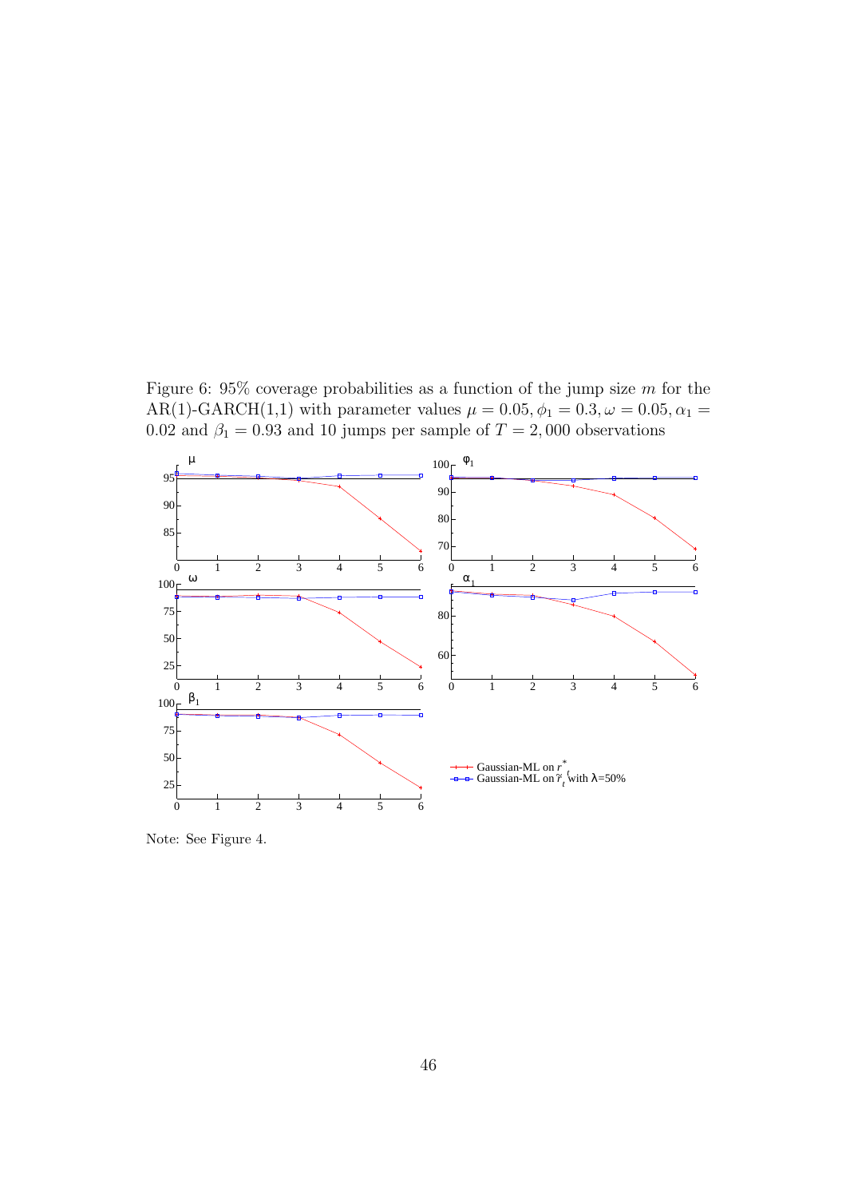Figure 6: 95% coverage probabilities as a function of the jump size $m$ for the AR(1)-GARCH(1,1) with parameter values $\mu = 0.05, \phi_1 = 0.3, \omega = 0.05, \alpha_1 = 0.02$ and $\beta_1 = 0.93$ and 10 jumps per sample of $T = 2,000$ observations

Note: See Figure 4.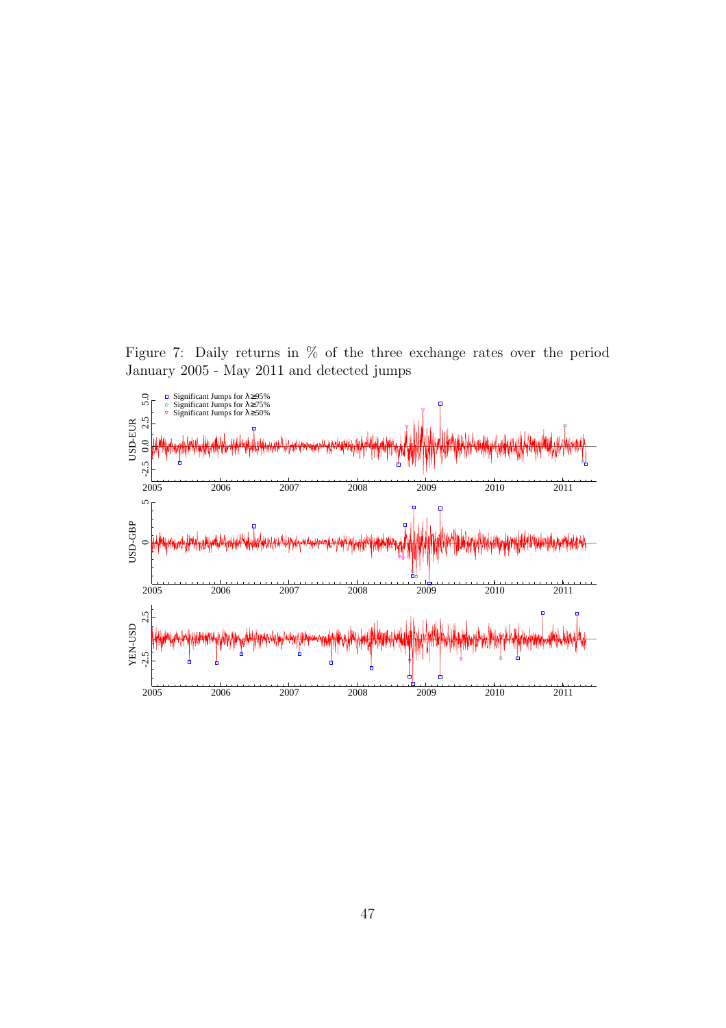Figure 7: Daily returns in % of the three exchange rates over the period January 2005 - May 2011 and detected jumps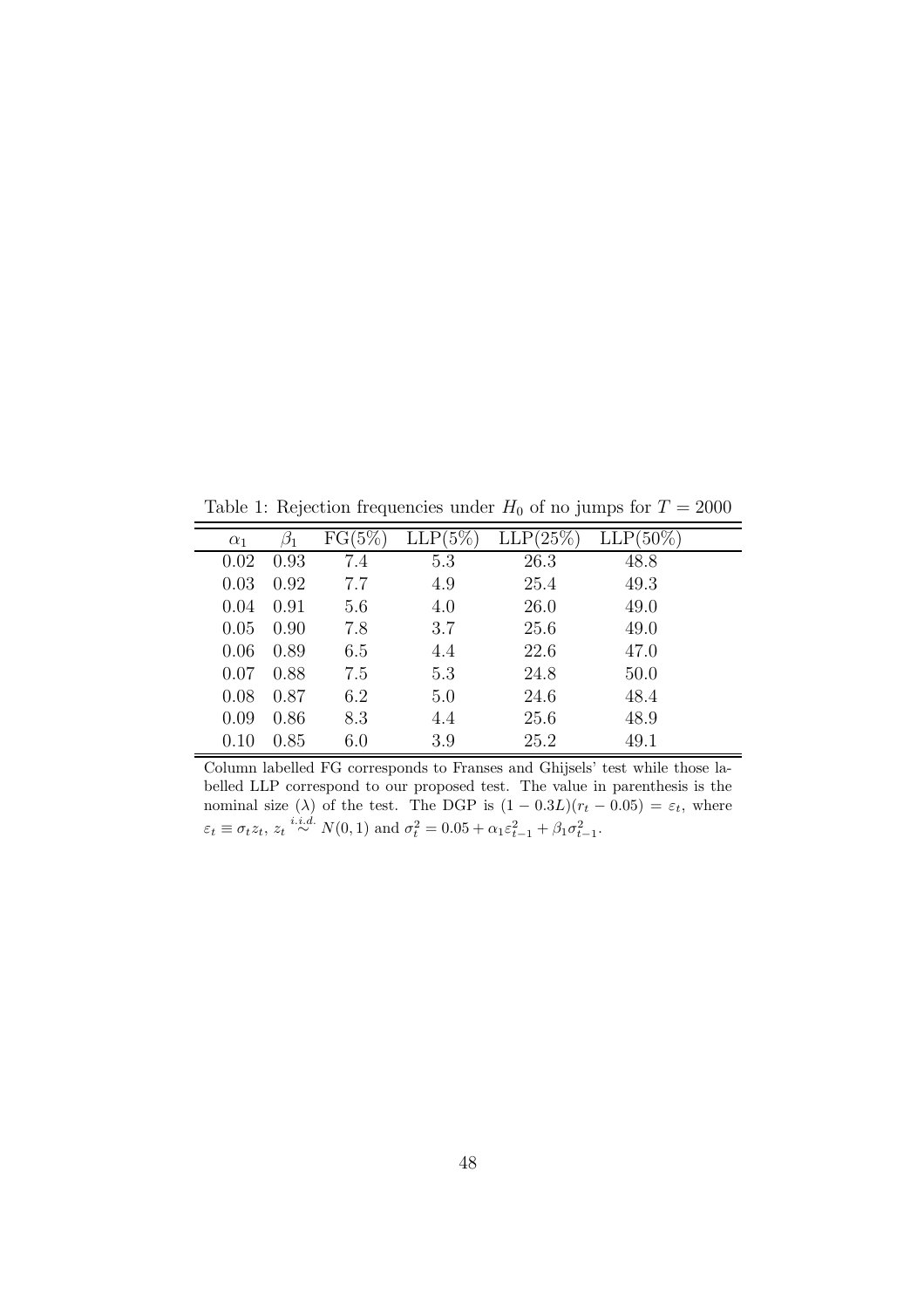Table 1: Rejection frequencies under $H_0$ of no jumps for $T = 2000$

| $\alpha_1$ | $\beta_1$ | FG(5%) | LLP(5%) | LLP(25%) | LLP(50%) |
|---|---|---|---|---|---|
| 0.02 | 0.93 | 7.4 | 5.3 | 26.3 | 48.8 |
| 0.03 | 0.92 | 7.7 | 4.9 | 25.4 | 49.3 |
| 0.04 | 0.91 | 5.6 | 4.0 | 26.0 | 49.0 |
| 0.05 | 0.90 | 7.8 | 3.7 | 25.6 | 49.0 |
| 0.06 | 0.89 | 6.5 | 4.4 | 22.6 | 47.0 |
| 0.07 | 0.88 | 7.5 | 5.3 | 24.8 | 50.0 |
| 0.08 | 0.87 | 6.2 | 5.0 | 24.6 | 48.4 |
| 0.09 | 0.86 | 8.3 | 4.4 | 25.6 | 48.9 |
| 0.10 | 0.85 | 6.0 | 3.9 | 25.2 | 49.1 |

Column labelled FG corresponds to Franses and Ghijsels' test while those labelled LLP correspond to our proposed test. The value in parenthesis is the nominal size ($\lambda$) of the test. The DGP is $(1 - 0.3L)(r_t - 0.05) = \varepsilon_t$, where $\varepsilon_t \equiv \sigma_t z_t$, $z_t \overset{i.i.d.}{\sim} N(0, 1)$ and $\sigma_t^2 = 0.05 + \alpha_1 \varepsilon_{t-1}^2 + \beta_1 \sigma_{t-1}^2$.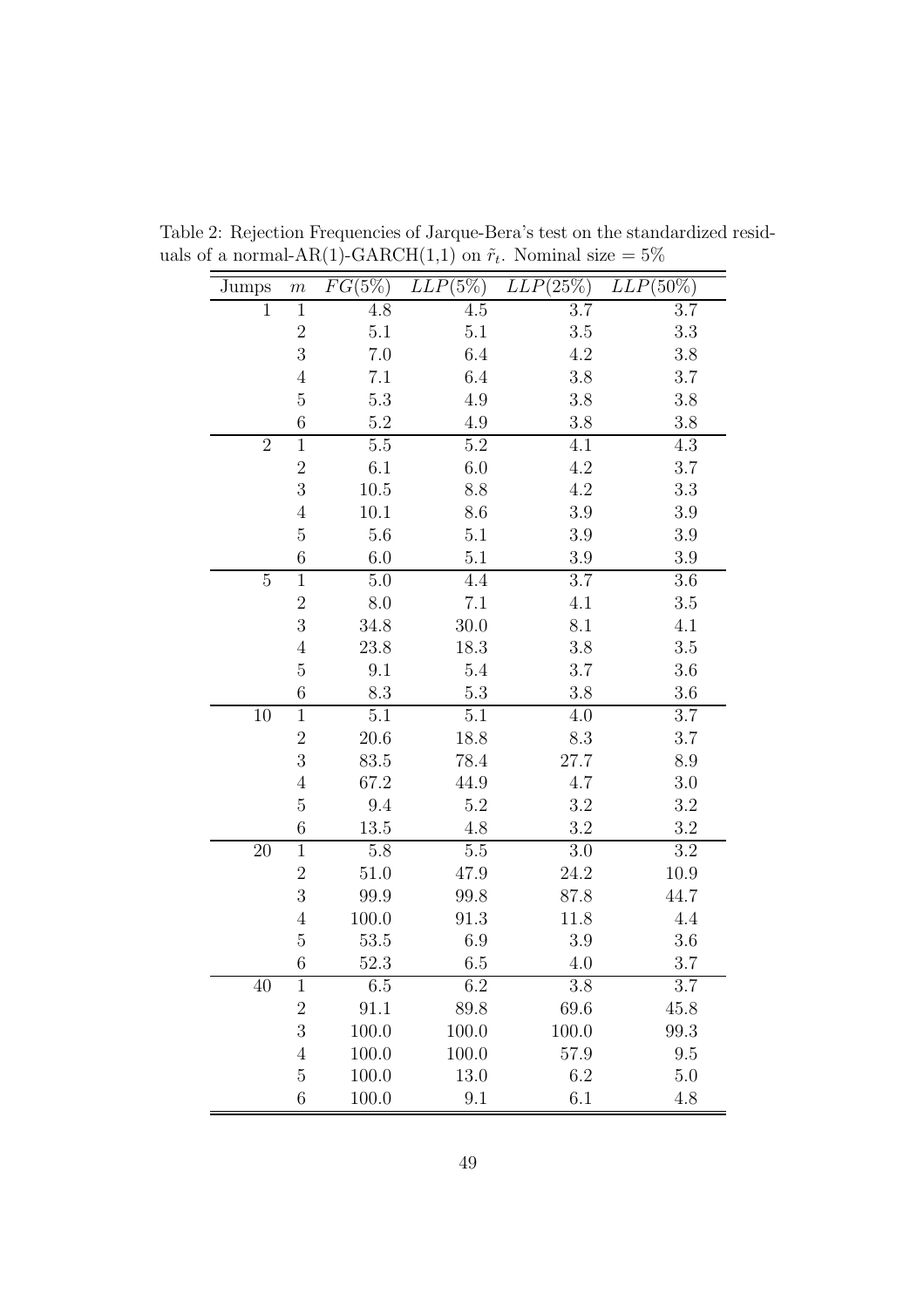Table 2: Rejection Frequencies of Jarque-Bera's test on the standardized residuals of a normal-AR(1)-GARCH(1,1) on $\tilde{r}_t$. Nominal size = 5%

| Jumps | $m$ | $FG(5\%)$ | $LLP(5\%)$ | $LLP(25\%)$ | $LLP(50\%)$ |
|---|---|---|---|---|---|
| 1 | 1 | 4.8 | 4.5 | 3.7 | 3.7 |
| | 2 | 5.1 | 5.1 | 3.5 | 3.3 |
| | 3 | 7.0 | 6.4 | 4.2 | 3.8 |
| | 4 | 7.1 | 6.4 | 3.8 | 3.7 |
| | 5 | 5.3 | 4.9 | 3.8 | 3.8 |
| | 6 | 5.2 | 4.9 | 3.8 | 3.8 |
| 2 | 1 | 5.5 | 5.2 | 4.1 | 4.3 |
| | 2 | 6.1 | 6.0 | 4.2 | 3.7 |
| | 3 | 10.5 | 8.8 | 4.2 | 3.3 |
| | 4 | 10.1 | 8.6 | 3.9 | 3.9 |
| | 5 | 5.6 | 5.1 | 3.9 | 3.9 |
| | 6 | 6.0 | 5.1 | 3.9 | 3.9 |
| 5 | 1 | 5.0 | 4.4 | 3.7 | 3.6 |
| | 2 | 8.0 | 7.1 | 4.1 | 3.5 |
| | 3 | 34.8 | 30.0 | 8.1 | 4.1 |
| | 4 | 23.8 | 18.3 | 3.8 | 3.5 |
| | 5 | 9.1 | 5.4 | 3.7 | 3.6 |
| | 6 | 8.3 | 5.3 | 3.8 | 3.6 |
| 10 | 1 | 5.1 | 5.1 | 4.0 | 3.7 |
| | 2 | 20.6 | 18.8 | 8.3 | 3.7 |
| | 3 | 83.5 | 78.4 | 27.7 | 8.9 |
| | 4 | 67.2 | 44.9 | 4.7 | 3.0 |
| | 5 | 9.4 | 5.2 | 3.2 | 3.2 |
| | 6 | 13.5 | 4.8 | 3.2 | 3.2 |
| 20 | 1 | 5.8 | 5.5 | 3.0 | 3.2 |
| | 2 | 51.0 | 47.9 | 24.2 | 10.9 |
| | 3 | 99.9 | 99.8 | 87.8 | 44.7 |
| | 4 | 100.0 | 91.3 | 11.8 | 4.4 |
| | 5 | 53.5 | 6.9 | 3.9 | 3.6 |
| | 6 | 52.3 | 6.5 | 4.0 | 3.7 |
| 40 | 1 | 6.5 | 6.2 | 3.8 | 3.7 |
| | 2 | 91.1 | 89.8 | 69.6 | 45.8 |
| | 3 | 100.0 | 100.0 | 100.0 | 99.3 |
| | 4 | 100.0 | 100.0 | 57.9 | 9.5 |
| | 5 | 100.0 | 13.0 | 6.2 | 5.0 |
| | 6 | 100.0 | 9.1 | 6.1 | 4.8 |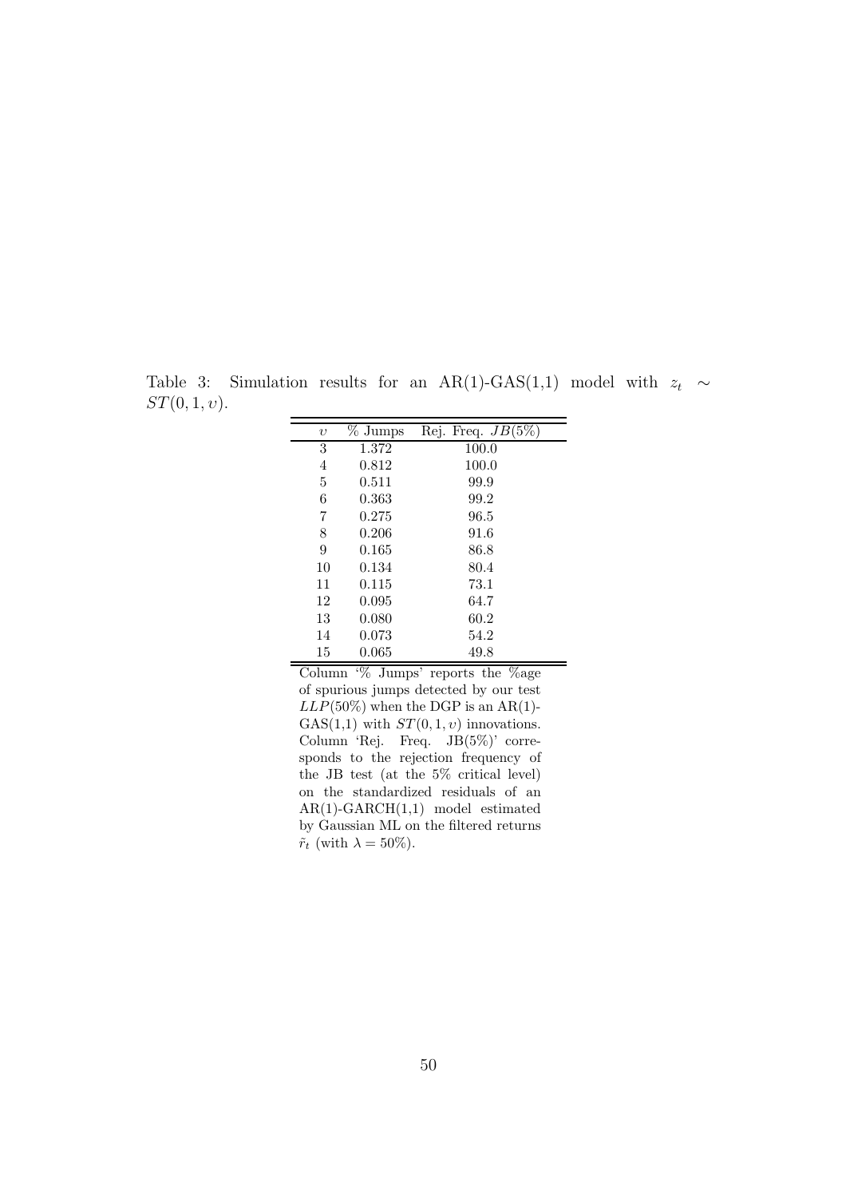Table 3: Simulation results for an AR(1)-GAS(1,1) model with $z_t \sim ST(0,1,\upsilon)$.

| $\upsilon$ | % Jumps | Rej. Freq. $JB(5\%)$ |
|---|---|---|
| 3 | 1.372 | 100.0 |
| 4 | 0.812 | 100.0 |
| 5 | 0.511 | 99.9 |
| 6 | 0.363 | 99.2 |
| 7 | 0.275 | 96.5 |
| 8 | 0.206 | 91.6 |
| 9 | 0.165 | 86.8 |
| 10 | 0.134 | 80.4 |
| 11 | 0.115 | 73.1 |
| 12 | 0.095 | 64.7 |
| 13 | 0.080 | 60.2 |
| 14 | 0.073 | 54.2 |
| 15 | 0.065 | 49.8 |

Column '% Jumps' reports the %age of spurious jumps detected by our test $LLP(50\%)$ when the DGP is an AR(1)-GAS(1,1) with $ST(0,1,\upsilon)$ innovations. Column 'Rej. Freq. JB(5%)' corresponds to the rejection frequency of the JB test (at the 5% critical level) on the standardized residuals of an AR(1)-GARCH(1,1) model estimated by Gaussian ML on the filtered returns $\tilde{r}_t$ (with $\lambda = 50\%$).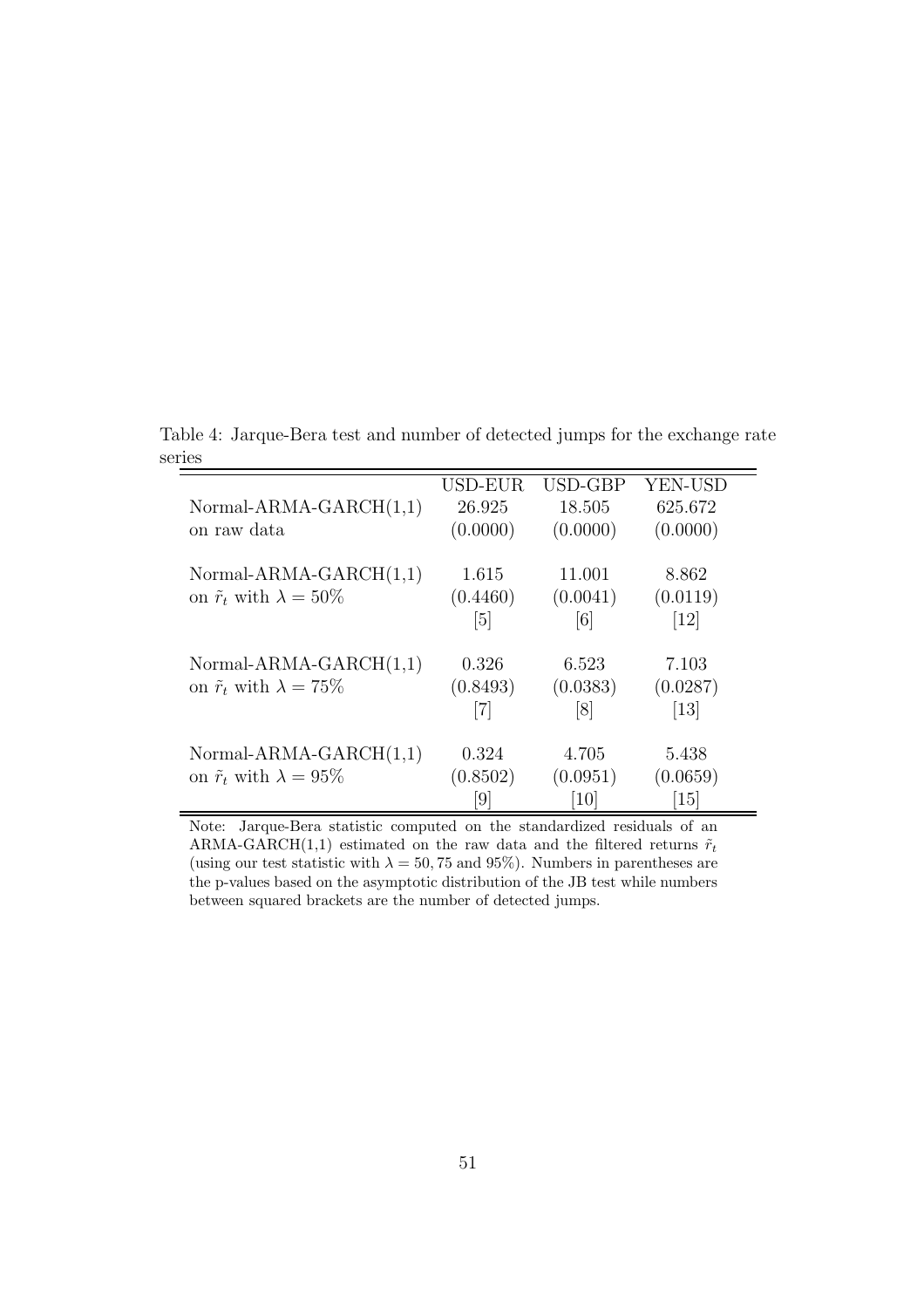Table 4: Jarque-Bera test and number of detected jumps for the exchange rate series

| | USD-EUR | USD-GBP | YEN-USD |
|---|---|---|---|
| Normal-ARMA-GARCH(1,1) | 26.925 | 18.505 | 625.672 |
| on raw data | (0.0000) | (0.0000) | (0.0000) |
| Normal-ARMA-GARCH(1,1) | 1.615 | 11.001 | 8.862 |
| on $\tilde{r}_t$ with $\lambda = 50\%$ | (0.4460) | (0.0041) | (0.0119) |
| | [5] | [6] | [12] |
| Normal-ARMA-GARCH(1,1) | 0.326 | 6.523 | 7.103 |
| on $\tilde{r}_t$ with $\lambda = 75\%$ | (0.8493) | (0.0383) | (0.0287) |
| | [7] | [8] | [13] |
| Normal-ARMA-GARCH(1,1) | 0.324 | 4.705 | 5.438 |
| on $\tilde{r}_t$ with $\lambda = 95\%$ | (0.8502) | (0.0951) | (0.0659) |
| | [9] | [10] | [15] |

Note: Jarque-Bera statistic computed on the standardized residuals of an ARMA-GARCH(1,1) estimated on the raw data and the filtered returns $\tilde{r}_t$ (using our test statistic with $\lambda = 50, 75$ and $95\%$). Numbers in parentheses are the p-values based on the asymptotic distribution of the JB test while numbers between squared brackets are the number of detected jumps.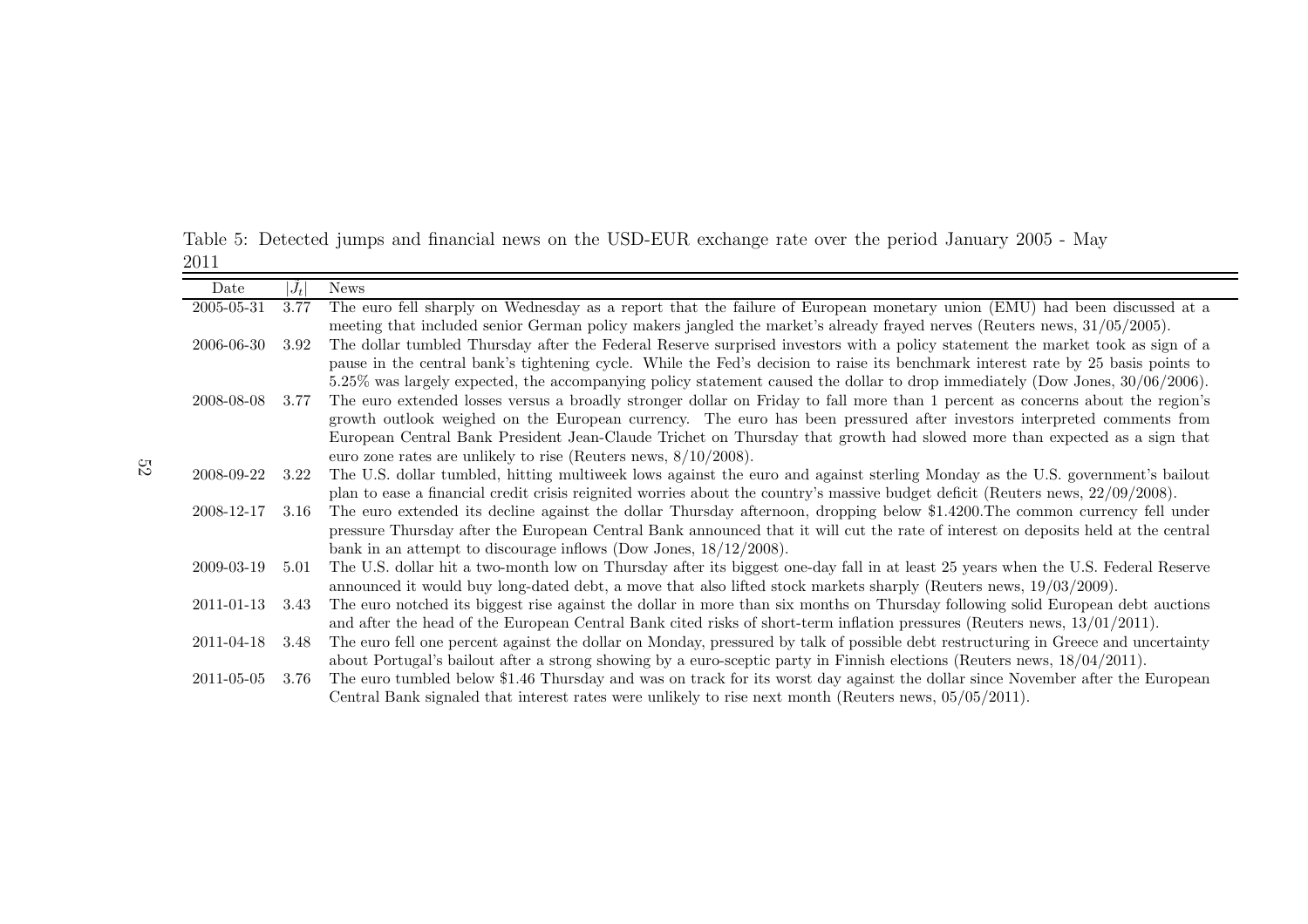Table 5: Detected jumps and financial news on the USD-EUR exchange rate over the period January 2005 - May 2011

| Date | $\|J_t\|$ | News |
|---|---|---|
| 2005-05-31 | 3.77 | The euro fell sharply on Wednesday as a report that the failure of European monetary union (EMU) had been discussed at a meeting that included senior German policy makers jangled the market's already frayed nerves (Reuters news, 31/05/2005). |
| 2006-06-30 | 3.92 | The dollar tumbled Thursday after the Federal Reserve surprised investors with a policy statement the market took as sign of a pause in the central bank's tightening cycle. While the Fed's decision to raise its benchmark interest rate by 25 basis points to 5.25% was largely expected, the accompanying policy statement caused the dollar to drop immediately (Dow Jones, 30/06/2006). |
| 2008-08-08 | 3.77 | The euro extended losses versus a broadly stronger dollar on Friday to fall more than 1 percent as concerns about the region's growth outlook weighed on the European currency. The euro has been pressured after investors interpreted comments from European Central Bank President Jean-Claude Trichet on Thursday that growth had slowed more than expected as a sign that euro zone rates are unlikely to rise (Reuters news, 8/10/2008). |
| 2008-09-22 | 3.22 | The U.S. dollar tumbled, hitting multiweek lows against the euro and against sterling Monday as the U.S. government's bailout plan to ease a financial credit crisis reignited worries about the country's massive budget deficit (Reuters news, 22/09/2008). |
| 2008-12-17 | 3.16 | The euro extended its decline against the dollar Thursday afternoon, dropping below $1.4200.The common currency fell under pressure Thursday after the European Central Bank announced that it will cut the rate of interest on deposits held at the central bank in an attempt to discourage inflows (Dow Jones, 18/12/2008). |
| 2009-03-19 | 5.01 | The U.S. dollar hit a two-month low on Thursday after its biggest one-day fall in at least 25 years when the U.S. Federal Reserve announced it would buy long-dated debt, a move that also lifted stock markets sharply (Reuters news, 19/03/2009). |
| 2011-01-13 | 3.43 | The euro notched its biggest rise against the dollar in more than six months on Thursday following solid European debt auctions and after the head of the European Central Bank cited risks of short-term inflation pressures (Reuters news, 13/01/2011). |
| 2011-04-18 | 3.48 | The euro fell one percent against the dollar on Monday, pressured by talk of possible debt restructuring in Greece and uncertainty about Portugal's bailout after a strong showing by a euro-sceptic party in Finnish elections (Reuters news, 18/04/2011). |
| 2011-05-05 | 3.76 | The euro tumbled below $1.46 Thursday and was on track for its worst day against the dollar since November after the European Central Bank signaled that interest rates were unlikely to rise next month (Reuters news, 05/05/2011). |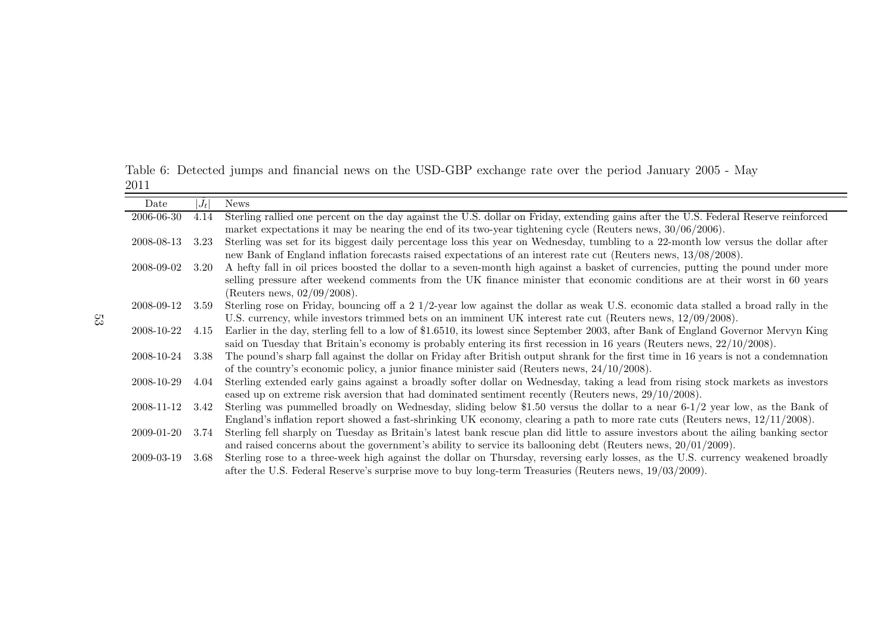Table 6: Detected jumps and financial news on the USD-GBP exchange rate over the period January 2005 - May 2011

| Date | $\|\hat{J}_t\|$ | News |
|---|---|---|
| 2006-06-30 | 4.14 | Sterling rallied one percent on the day against the U.S. dollar on Friday, extending gains after the U.S. Federal Reserve reinforced market expectations it may be nearing the end of its two-year tightening cycle (Reuters news, 30/06/2006). |
| 2008-08-13 | 3.23 | Sterling was set for its biggest daily percentage loss this year on Wednesday, tumbling to a 22-month low versus the dollar after new Bank of England inflation forecasts raised expectations of an interest rate cut (Reuters news, 13/08/2008). |
| 2008-09-02 | 3.20 | A hefty fall in oil prices boosted the dollar to a seven-month high against a basket of currencies, putting the pound under more selling pressure after weekend comments from the UK finance minister that economic conditions are at their worst in 60 years (Reuters news, 02/09/2008). |
| 2008-09-12 | 3.59 | Sterling rose on Friday, bouncing off a 2 1/2-year low against the dollar as weak U.S. economic data stalled a broad rally in the U.S. currency, while investors trimmed bets on an imminent UK interest rate cut (Reuters news, 12/09/2008). |
| 2008-10-22 | 4.15 | Earlier in the day, sterling fell to a low of $1.6510, its lowest since September 2003, after Bank of England Governor Mervyn King said on Tuesday that Britain's economy is probably entering its first recession in 16 years (Reuters news, 22/10/2008). |
| 2008-10-24 | 3.38 | The pound's sharp fall against the dollar on Friday after British output shrank for the first time in 16 years is not a condemnation of the country's economic policy, a junior finance minister said (Reuters news, 24/10/2008). |
| 2008-10-29 | 4.04 | Sterling extended early gains against a broadly softer dollar on Wednesday, taking a lead from rising stock markets as investors eased up on extreme risk aversion that had dominated sentiment recently (Reuters news, 29/10/2008). |
| 2008-11-12 | 3.42 | Sterling was pummelled broadly on Wednesday, sliding below $1.50 versus the dollar to a near 6-1/2 year low, as the Bank of England's inflation report showed a fast-shrinking UK economy, clearing a path to more rate cuts (Reuters news, 12/11/2008). |
| 2009-01-20 | 3.74 | Sterling fell sharply on Tuesday as Britain's latest bank rescue plan did little to assure investors about the ailing banking sector and raised concerns about the government's ability to service its ballooning debt (Reuters news, 20/01/2009). |
| 2009-03-19 | 3.68 | Sterling rose to a three-week high against the dollar on Thursday, reversing early losses, as the U.S. currency weakened broadly after the U.S. Federal Reserve's surprise move to buy long-term Treasuries (Reuters news, 19/03/2009). |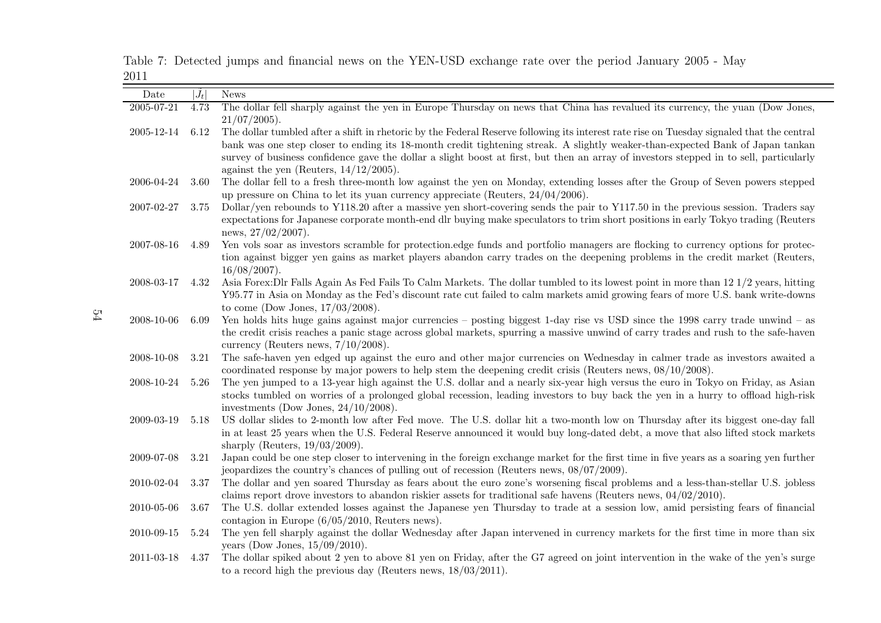Table 7: Detected jumps and financial news on the YEN-USD exchange rate over the period January 2005 - May 2011

| Date | $\lvert \hat{J}_t \rvert$ | News |
|---|---|---|
| 2005-07-21 | 4.73 | The dollar fell sharply against the yen in Europe Thursday on news that China has revalued its currency, the yuan (Dow Jones, 21/07/2005). |
| 2005-12-14 | 6.12 | The dollar tumbled after a shift in rhetoric by the Federal Reserve following its interest rate rise on Tuesday signaled that the central bank was one step closer to ending its 18-month credit tightening streak. A slightly weaker-than-expected Bank of Japan tankan survey of business confidence gave the dollar a slight boost at first, but then an array of investors stepped in to sell, particularly against the yen (Reuters, 14/12/2005). |
| 2006-04-24 | 3.60 | The dollar fell to a fresh three-month low against the yen on Monday, extending losses after the Group of Seven powers stepped up pressure on China to let its yuan currency appreciate (Reuters, 24/04/2006). |
| 2007-02-27 | 3.75 | Dollar/yen rebounds to Y118.20 after a massive yen short-covering sends the pair to Y117.50 in the previous session. Traders say expectations for Japanese corporate month-end dlr buying make speculators to trim short positions in early Tokyo trading (Reuters news, 27/02/2007). |
| 2007-08-16 | 4.89 | Yen vols soar as investors scramble for protection.edge funds and portfolio managers are flocking to currency options for protection against bigger yen gains as market players abandon carry trades on the deepening problems in the credit market (Reuters, 16/08/2007). |
| 2008-03-17 | 4.32 | Asia Forex:Dlr Falls Again As Fed Fails To Calm Markets. The dollar tumbled to its lowest point in more than 12 1/2 years, hitting Y95.77 in Asia on Monday as the Fed's discount rate cut failed to calm markets amid growing fears of more U.S. bank write-downs to come (Dow Jones, 17/03/2008). |
| 2008-10-06 | 6.09 | Yen holds hits huge gains against major currencies – posting biggest 1-day rise vs USD since the 1998 carry trade unwind – as the credit crisis reaches a panic stage across global markets, spurring a massive unwind of carry trades and rush to the safe-haven currency (Reuters news, 7/10/2008). |
| 2008-10-08 | 3.21 | The safe-haven yen edged up against the euro and other major currencies on Wednesday in calmer trade as investors awaited a coordinated response by major powers to help stem the deepening credit crisis (Reuters news, 08/10/2008). |
| 2008-10-24 | 5.26 | The yen jumped to a 13-year high against the U.S. dollar and a nearly six-year high versus the euro in Tokyo on Friday, as Asian stocks tumbled on worries of a prolonged global recession, leading investors to buy back the yen in a hurry to offload high-risk investments (Dow Jones, 24/10/2008). |
| 2009-03-19 | 5.18 | US dollar slides to 2-month low after Fed move. The U.S. dollar hit a two-month low on Thursday after its biggest one-day fall in at least 25 years when the U.S. Federal Reserve announced it would buy long-dated debt, a move that also lifted stock markets sharply (Reuters, 19/03/2009). |
| 2009-07-08 | 3.21 | Japan could be one step closer to intervening in the foreign exchange market for the first time in five years as a soaring yen further jeopardizes the country's chances of pulling out of recession (Reuters news, 08/07/2009). |
| 2010-02-04 | 3.37 | The dollar and yen soared Thursday as fears about the euro zone's worsening fiscal problems and a less-than-stellar U.S. jobless claims report drove investors to abandon riskier assets for traditional safe havens (Reuters news, 04/02/2010). |
| 2010-05-06 | 3.67 | The U.S. dollar extended losses against the Japanese yen Thursday to trade at a session low, amid persisting fears of financial contagion in Europe (6/05/2010, Reuters news). |
| 2010-09-15 | 5.24 | The yen fell sharply against the dollar Wednesday after Japan intervened in currency markets for the first time in more than six years (Dow Jones, 15/09/2010). |
| 2011-03-18 | 4.37 | The dollar spiked about 2 yen to above 81 yen on Friday, after the G7 agreed on joint intervention in the wake of the yen's surge to a record high the previous day (Reuters news, 18/03/2011). |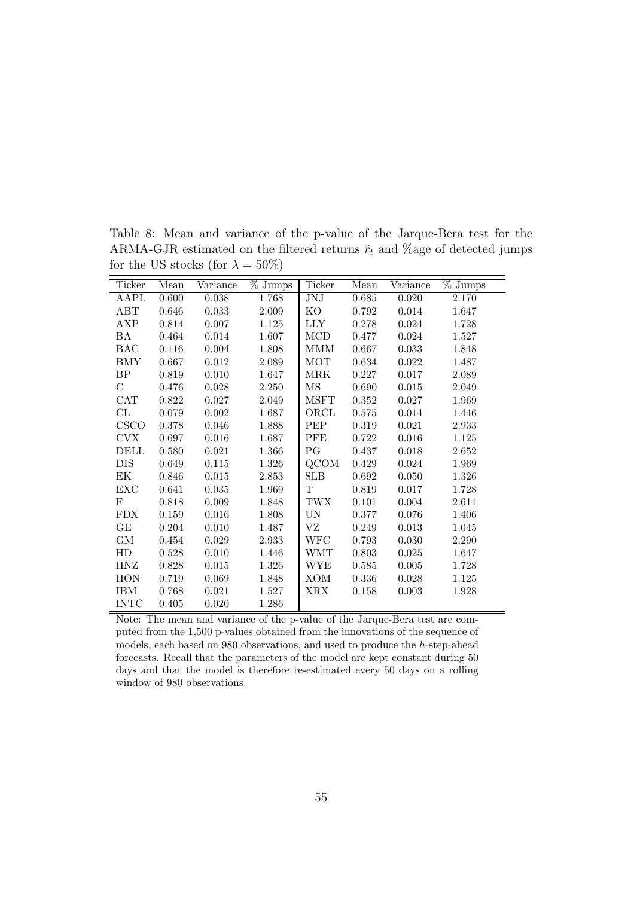Table 8: Mean and variance of the p-value of the Jarque-Bera test for the ARMA-GJR estimated on the filtered returns $\tilde{r}_t$ and %age of detected jumps for the US stocks (for $\lambda = 50\%$)

| Ticker | Mean | Variance | % Jumps | Ticker | Mean | Variance | % Jumps |
|---|---|---|---|---|---|---|---|
| AAPL | 0.600 | 0.038 | 1.768 | JNJ | 0.685 | 0.020 | 2.170 |
| ABT | 0.646 | 0.033 | 2.009 | KO | 0.792 | 0.014 | 1.647 |
| AXP | 0.814 | 0.007 | 1.125 | LLY | 0.278 | 0.024 | 1.728 |
| BA | 0.464 | 0.014 | 1.607 | MCD | 0.477 | 0.024 | 1.527 |
| BAC | 0.116 | 0.004 | 1.808 | MMM | 0.667 | 0.033 | 1.848 |
| BMY | 0.667 | 0.012 | 2.089 | MOT | 0.634 | 0.022 | 1.487 |
| BP | 0.819 | 0.010 | 1.647 | MRK | 0.227 | 0.017 | 2.089 |
| C | 0.476 | 0.028 | 2.250 | MS | 0.690 | 0.015 | 2.049 |
| CAT | 0.822 | 0.027 | 2.049 | MSFT | 0.352 | 0.027 | 1.969 |
| CL | 0.079 | 0.002 | 1.687 | ORCL | 0.575 | 0.014 | 1.446 |
| CSCO | 0.378 | 0.046 | 1.888 | PEP | 0.319 | 0.021 | 2.933 |
| CVX | 0.697 | 0.016 | 1.687 | PFE | 0.722 | 0.016 | 1.125 |
| DELL | 0.580 | 0.021 | 1.366 | PG | 0.437 | 0.018 | 2.652 |
| DIS | 0.649 | 0.115 | 1.326 | QCOM | 0.429 | 0.024 | 1.969 |
| EK | 0.846 | 0.015 | 2.853 | SLB | 0.692 | 0.050 | 1.326 |
| EXC | 0.641 | 0.035 | 1.969 | T | 0.819 | 0.017 | 1.728 |
| F | 0.818 | 0.009 | 1.848 | TWX | 0.101 | 0.004 | 2.611 |
| FDX | 0.159 | 0.016 | 1.808 | UN | 0.377 | 0.076 | 1.406 |
| GE | 0.204 | 0.010 | 1.487 | VZ | 0.249 | 0.013 | 1.045 |
| GM | 0.454 | 0.029 | 2.933 | WFC | 0.793 | 0.030 | 2.290 |
| HD | 0.528 | 0.010 | 1.446 | WMT | 0.803 | 0.025 | 1.647 |
| HNZ | 0.828 | 0.015 | 1.326 | WYE | 0.585 | 0.005 | 1.728 |
| HON | 0.719 | 0.069 | 1.848 | XOM | 0.336 | 0.028 | 1.125 |
| IBM | 0.768 | 0.021 | 1.527 | XRX | 0.158 | 0.003 | 1.928 |
| INTC | 0.405 | 0.020 | 1.286 | | | | |

Note: The mean and variance of the p-value of the Jarque-Bera test are computed from the 1,500 p-values obtained from the innovations of the sequence of models, each based on 980 observations, and used to produce the $h$-step-ahead forecasts. Recall that the parameters of the model are kept constant during 50 days and that the model is therefore re-estimated every 50 days on a rolling window of 980 observations.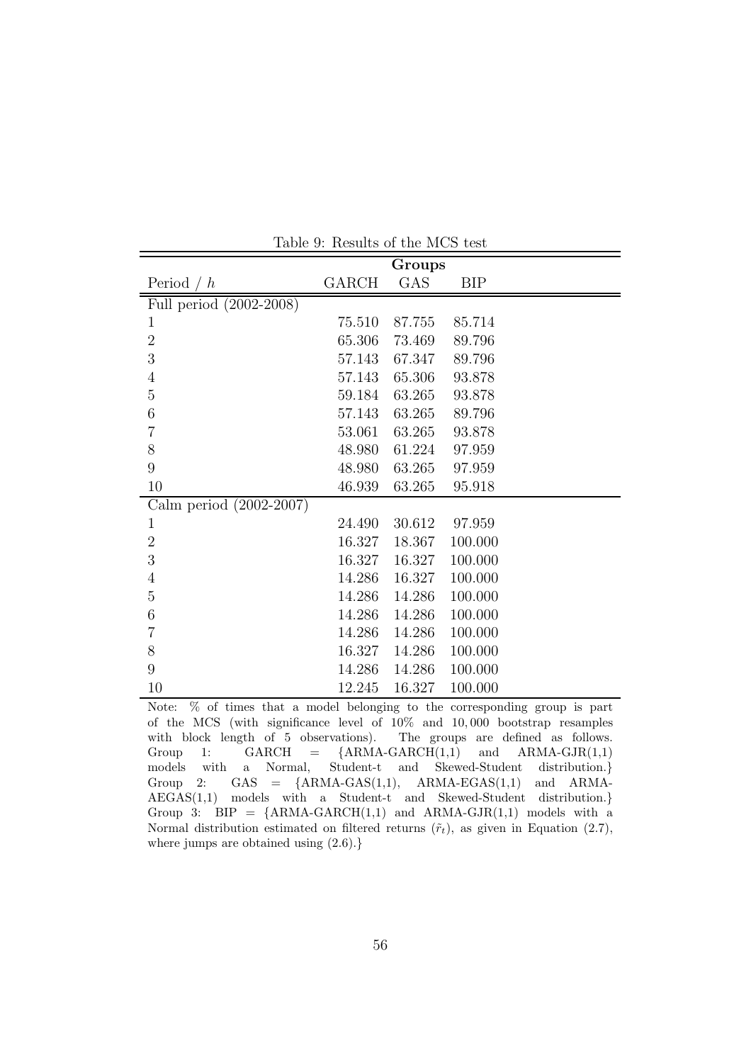Table 9: Results of the MCS test

| Period / $h$ | Groups | | |
|---|---|---|---|
| | GARCH | GAS | BIP |
| Full period (2002-2008) | | | |
| 1 | 75.510 | 87.755 | 85.714 |
| 2 | 65.306 | 73.469 | 89.796 |
| 3 | 57.143 | 67.347 | 89.796 |
| 4 | 57.143 | 65.306 | 93.878 |
| 5 | 59.184 | 63.265 | 93.878 |
| 6 | 57.143 | 63.265 | 89.796 |
| 7 | 53.061 | 63.265 | 93.878 |
| 8 | 48.980 | 61.224 | 97.959 |
| 9 | 48.980 | 63.265 | 97.959 |
| 10 | 46.939 | 63.265 | 95.918 |
| Calm period (2002-2007) | | | |
| 1 | 24.490 | 30.612 | 97.959 |
| 2 | 16.327 | 18.367 | 100.000 |
| 3 | 16.327 | 16.327 | 100.000 |
| 4 | 14.286 | 16.327 | 100.000 |
| 5 | 14.286 | 14.286 | 100.000 |
| 6 | 14.286 | 14.286 | 100.000 |
| 7 | 14.286 | 14.286 | 100.000 |
| 8 | 16.327 | 14.286 | 100.000 |
| 9 | 14.286 | 14.286 | 100.000 |
| 10 | 12.245 | 16.327 | 100.000 |

Note: % of times that a model belonging to the corresponding group is part of the MCS (with significance level of 10% and 10,000 bootstrap resamples with block length of 5 observations). The groups are defined as follows. Group 1: GARCH = {ARMA-GARCH(1,1) and ARMA-GJR(1,1) models with a Normal, Student-t and Skewed-Student distribution.} Group 2: GAS = {ARMA-GAS(1,1), ARMA-EGAS(1,1) and ARMA-AEGAS(1,1) models with a Student-t and Skewed-Student distribution.} Group 3: BIP = {ARMA-GARCH(1,1) and ARMA-GJR(1,1) models with a Normal distribution estimated on filtered returns ($\tilde{r}_t$), as given in Equation (2.7), where jumps are obtained using (2.6).}